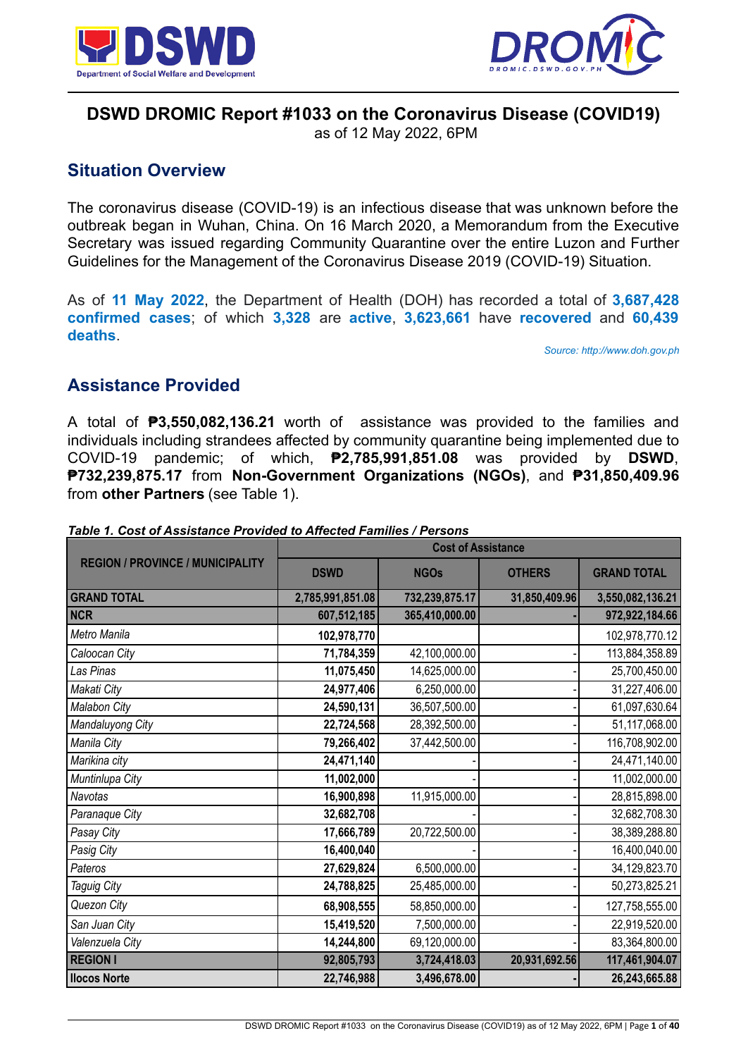# DSWD DROMIC Report #1033 on the Coronavirus Disease (COVID19)

as of 12 May 2022, 6PM

## Situation Overview

The coronavirus disease (COVID-19) is an infectious disease that was unknown before the outbreak began in Wuhan, China. On 16 March 2020, a Memorandum from the Executive Secretary was issued regarding Community Quarantine over the entire Luzon and Further Guidelines for the Management of the Coronavirus Disease 2019 (COVID-19) Situation.

As of **11 May 2022**, the Department of Health (DOH) has recorded a total of **3,687,428 confirmed cases**; of which **3,328** are **active**, **3,623,661** have **recovered** and **60,439 deaths**.

*Source: http://www.doh.gov.ph*

## Assistance Provided

A total of **₱3,550,082,136.21** worth of assistance was provided to the families and individuals including strandees affected by community quarantine being implemented due to COVID-19 pandemic; of which, **₱2,785,991,851.08** was provided by **DSWD**, **₱732,239,875.17** from **Non-Government Organizations (NGOs)**, and **₱31,850,409.96** from **other Partners** (see Table 1).

***Table 1. Cost of Assistance Provided to Affected Families / Persons***

| REGION / PROVINCE / MUNICIPALITY | Cost of Assistance | | | |
|---|---|---|---|---|
| | DSWD | NGOs | OTHERS | GRAND TOTAL |
| **GRAND TOTAL** | **2,785,991,851.08** | **732,239,875.17** | **31,850,409.96** | **3,550,082,136.21** |
| **NCR** | **607,512,185** | **365,410,000.00** | **-** | **972,922,184.66** |
| *Metro Manila* | **102,978,770** | | | 102,978,770.12 |
| *Caloocan City* | **71,784,359** | 42,100,000.00 | - | 113,884,358.89 |
| *Las Pinas* | **11,075,450** | 14,625,000.00 | - | 25,700,450.00 |
| *Makati City* | **24,977,406** | 6,250,000.00 | - | 31,227,406.00 |
| *Malabon City* | **24,590,131** | 36,507,500.00 | - | 61,097,630.64 |
| *Mandaluyong City* | **22,724,568** | 28,392,500.00 | - | 51,117,068.00 |
| *Manila City* | **79,266,402** | 37,442,500.00 | - | 116,708,902.00 |
| *Marikina city* | **24,471,140** | - | - | 24,471,140.00 |
| *Muntinlupa City* | **11,002,000** | - | - | 11,002,000.00 |
| *Navotas* | **16,900,898** | 11,915,000.00 | - | 28,815,898.00 |
| *Paranaque City* | **32,682,708** | - | - | 32,682,708.30 |
| *Pasay City* | **17,666,789** | 20,722,500.00 | - | 38,389,288.80 |
| *Pasig City* | **16,400,040** | - | - | 16,400,040.00 |
| *Pateros* | **27,629,824** | 6,500,000.00 | - | 34,129,823.70 |
| *Taguig City* | **24,788,825** | 25,485,000.00 | - | 50,273,825.21 |
| *Quezon City* | **68,908,555** | 58,850,000.00 | - | 127,758,555.00 |
| *San Juan City* | **15,419,520** | 7,500,000.00 | - | 22,919,520.00 |
| *Valenzuela City* | **14,244,800** | 69,120,000.00 | - | 83,364,800.00 |
| **REGION I** | **92,805,793** | **3,724,418.03** | **20,931,692.56** | **117,461,904.07** |
| **Ilocos Norte** | **22,746,988** | **3,496,678.00** | **-** | **26,243,665.88** |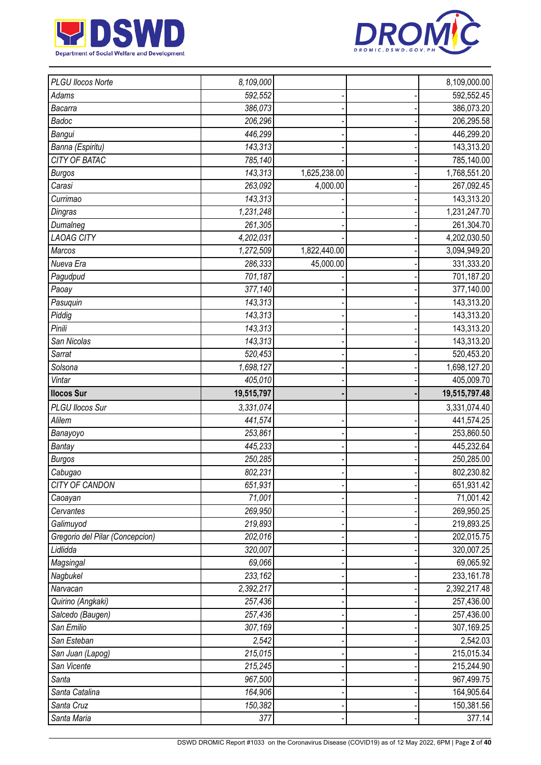| | | | | |
|---|---|---|---|---|
| *PLGU Ilocos Norte* | *8,109,000* | | | 8,109,000.00 |
| *Adams* | *592,552* | - | - | 592,552.45 |
| *Bacarra* | *386,073* | - | - | 386,073.20 |
| *Badoc* | *206,296* | - | - | 206,295.58 |
| *Bangui* | *446,299* | - | - | 446,299.20 |
| *Banna (Espiritu)* | *143,313* | - | - | 143,313.20 |
| *CITY OF BATAC* | *785,140* | - | - | 785,140.00 |
| *Burgos* | *143,313* | 1,625,238.00 | - | 1,768,551.20 |
| *Carasi* | *263,092* | 4,000.00 | - | 267,092.45 |
| *Currimao* | *143,313* | - | - | 143,313.20 |
| *Dingras* | *1,231,248* | - | - | 1,231,247.70 |
| *Dumalneg* | *261,305* | - | - | 261,304.70 |
| *LAOAG CITY* | *4,202,031* | - | - | 4,202,030.50 |
| *Marcos* | *1,272,509* | 1,822,440.00 | - | 3,094,949.20 |
| *Nueva Era* | *286,333* | 45,000.00 | - | 331,333.20 |
| *Pagudpud* | *701,187* | - | - | 701,187.20 |
| *Paoay* | *377,140* | - | - | 377,140.00 |
| *Pasuquin* | *143,313* | - | - | 143,313.20 |
| *Piddig* | *143,313* | - | - | 143,313.20 |
| *Pinili* | *143,313* | - | - | 143,313.20 |
| *San Nicolas* | *143,313* | - | - | 143,313.20 |
| *Sarrat* | *520,453* | - | - | 520,453.20 |
| *Solsona* | *1,698,127* | - | - | 1,698,127.20 |
| *Vintar* | *405,010* | - | - | 405,009.70 |
| **Ilocos Sur** | **19,515,797** | **-** | **-** | **19,515,797.48** |
| *PLGU Ilocos Sur* | *3,331,074* | | | 3,331,074.40 |
| *Alilem* | *441,574* | - | - | 441,574.25 |
| *Banayoyo* | *253,861* | - | - | 253,860.50 |
| *Bantay* | *445,233* | - | - | 445,232.64 |
| *Burgos* | *250,285* | - | - | 250,285.00 |
| *Cabugao* | *802,231* | - | - | 802,230.82 |
| *CITY OF CANDON* | *651,931* | - | - | 651,931.42 |
| *Caoayan* | *71,001* | - | - | 71,001.42 |
| *Cervantes* | *269,950* | - | - | 269,950.25 |
| *Galimuyod* | *219,893* | - | - | 219,893.25 |
| *Gregorio del Pilar (Concepcion)* | *202,016* | - | - | 202,015.75 |
| *Lidlidda* | *320,007* | - | - | 320,007.25 |
| *Magsingal* | *69,066* | - | - | 69,065.92 |
| *Nagbukel* | *233,162* | - | - | 233,161.78 |
| *Narvacan* | *2,392,217* | - | - | 2,392,217.48 |
| *Quirino (Angkaki)* | *257,436* | - | - | 257,436.00 |
| *Salcedo (Baugen)* | *257,436* | - | - | 257,436.00 |
| *San Emilio* | *307,169* | - | - | 307,169.25 |
| *San Esteban* | *2,542* | - | - | 2,542.03 |
| *San Juan (Lapog)* | *215,015* | - | - | 215,015.34 |
| *San Vicente* | *215,245* | - | - | 215,244.90 |
| *Santa* | *967,500* | - | - | 967,499.75 |
| *Santa Catalina* | *164,906* | - | - | 164,905.64 |
| *Santa Cruz* | *150,382* | - | - | 150,381.56 |
| *Santa Maria* | *377* | - | - | 377.14 |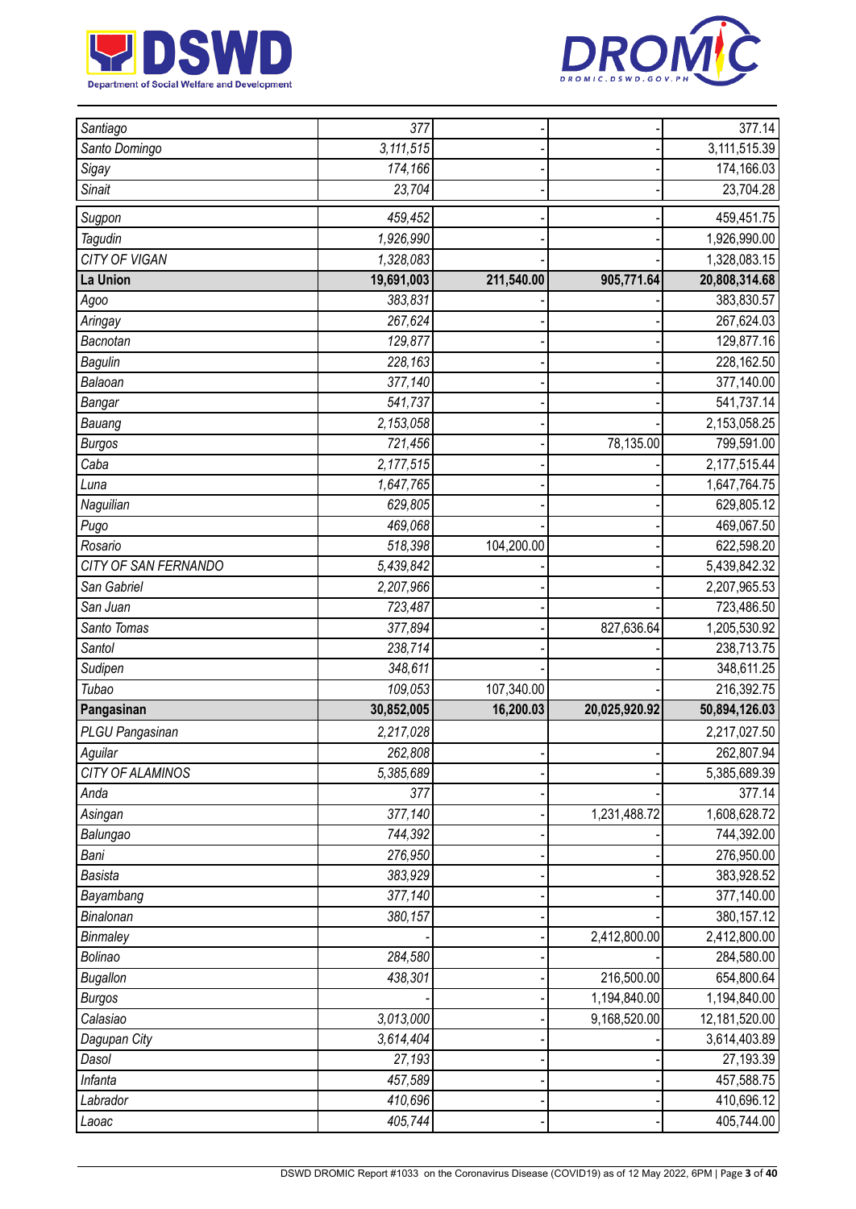| | | | | |
|---|---|---|---|---|
| *Santiago* | *377* | - | - | 377.14 |
| *Santo Domingo* | *3,111,515* | - | - | 3,111,515.39 |
| *Sigay* | *174,166* | - | - | 174,166.03 |
| *Sinait* | *23,704* | - | - | 23,704.28 |
| *Sugpon* | *459,452* | - | - | 459,451.75 |
| *Tagudin* | *1,926,990* | - | - | 1,926,990.00 |
| *CITY OF VIGAN* | *1,328,083* | - | - | 1,328,083.15 |
| **La Union** | **19,691,003** | **211,540.00** | **905,771.64** | **20,808,314.68** |
| *Agoo* | *383,831* | - | - | 383,830.57 |
| *Aringay* | *267,624* | - | - | 267,624.03 |
| *Bacnotan* | *129,877* | - | - | 129,877.16 |
| *Bagulin* | *228,163* | - | - | 228,162.50 |
| *Balaoan* | *377,140* | - | - | 377,140.00 |
| *Bangar* | *541,737* | - | - | 541,737.14 |
| *Bauang* | *2,153,058* | - | - | 2,153,058.25 |
| *Burgos* | *721,456* | - | 78,135.00 | 799,591.00 |
| *Caba* | *2,177,515* | - | - | 2,177,515.44 |
| *Luna* | *1,647,765* | - | - | 1,647,764.75 |
| *Naguilian* | *629,805* | - | - | 629,805.12 |
| *Pugo* | *469,068* | - | - | 469,067.50 |
| *Rosario* | *518,398* | 104,200.00 | - | 622,598.20 |
| *CITY OF SAN FERNANDO* | *5,439,842* | - | - | 5,439,842.32 |
| *San Gabriel* | *2,207,966* | - | - | 2,207,965.53 |
| *San Juan* | *723,487* | - | - | 723,486.50 |
| *Santo Tomas* | *377,894* | - | 827,636.64 | 1,205,530.92 |
| *Santol* | *238,714* | - | - | 238,713.75 |
| *Sudipen* | *348,611* | - | - | 348,611.25 |
| *Tubao* | *109,053* | 107,340.00 | - | 216,392.75 |
| **Pangasinan** | **30,852,005** | **16,200.03** | **20,025,920.92** | **50,894,126.03** |
| *PLGU Pangasinan* | *2,217,028* | | | 2,217,027.50 |
| *Aguilar* | *262,808* | - | - | 262,807.94 |
| *CITY OF ALAMINOS* | *5,385,689* | - | - | 5,385,689.39 |
| *Anda* | *377* | - | - | 377.14 |
| *Asingan* | *377,140* | - | 1,231,488.72 | 1,608,628.72 |
| *Balungao* | *744,392* | - | - | 744,392.00 |
| *Bani* | *276,950* | - | - | 276,950.00 |
| *Basista* | *383,929* | - | - | 383,928.52 |
| *Bayambang* | *377,140* | - | - | 377,140.00 |
| *Binalonan* | *380,157* | - | - | 380,157.12 |
| *Binmaley* | - | - | 2,412,800.00 | 2,412,800.00 |
| *Bolinao* | *284,580* | - | - | 284,580.00 |
| *Bugallon* | *438,301* | - | 216,500.00 | 654,800.64 |
| *Burgos* | - | - | 1,194,840.00 | 1,194,840.00 |
| *Calasiao* | *3,013,000* | - | 9,168,520.00 | 12,181,520.00 |
| *Dagupan City* | *3,614,404* | - | - | 3,614,403.89 |
| *Dasol* | *27,193* | - | - | 27,193.39 |
| *Infanta* | *457,589* | - | - | 457,588.75 |
| *Labrador* | *410,696* | - | - | 410,696.12 |
| *Laoac* | *405,744* | - | - | 405,744.00 |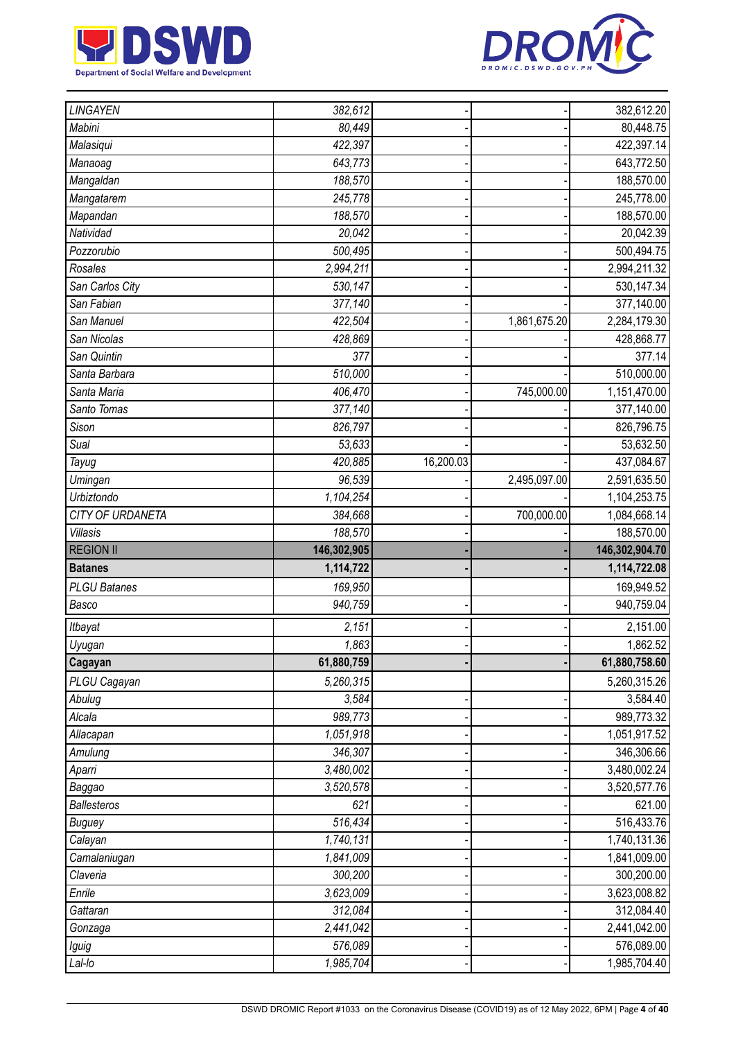| | | | | |
|---|---|---|---|---|
| *LINGAYEN* | *382,612* | - | - | 382,612.20 |
| *Mabini* | *80,449* | - | - | 80,448.75 |
| *Malasiqui* | *422,397* | - | - | 422,397.14 |
| *Manaoag* | *643,773* | - | - | 643,772.50 |
| *Mangaldan* | *188,570* | - | - | 188,570.00 |
| *Mangatarem* | *245,778* | - | - | 245,778.00 |
| *Mapandan* | *188,570* | - | - | 188,570.00 |
| *Natividad* | *20,042* | - | - | 20,042.39 |
| *Pozzorubio* | *500,495* | - | - | 500,494.75 |
| *Rosales* | *2,994,211* | - | - | 2,994,211.32 |
| *San Carlos City* | *530,147* | - | - | 530,147.34 |
| *San Fabian* | *377,140* | - | - | 377,140.00 |
| *San Manuel* | *422,504* | - | 1,861,675.20 | 2,284,179.30 |
| *San Nicolas* | *428,869* | - | - | 428,868.77 |
| *San Quintin* | *377* | - | - | 377.14 |
| *Santa Barbara* | *510,000* | - | - | 510,000.00 |
| *Santa Maria* | *406,470* | - | 745,000.00 | 1,151,470.00 |
| *Santo Tomas* | *377,140* | - | - | 377,140.00 |
| *Sison* | *826,797* | - | - | 826,796.75 |
| *Sual* | *53,633* | - | - | 53,632.50 |
| *Tayug* | *420,885* | 16,200.03 | - | 437,084.67 |
| *Umingan* | *96,539* | - | 2,495,097.00 | 2,591,635.50 |
| *Urbiztondo* | *1,104,254* | - | - | 1,104,253.75 |
| *CITY OF URDANETA* | *384,668* | - | 700,000.00 | 1,084,668.14 |
| *Villasis* | *188,570* | - | - | 188,570.00 |
| REGION II | **146,302,905** | - | - | **146,302,904.70** |
| **Batanes** | **1,114,722** | - | - | **1,114,722.08** |
| *PLGU Batanes* | *169,950* | | | 169,949.52 |
| *Basco* | *940,759* | - | - | 940,759.04 |
| *Itbayat* | *2,151* | - | - | 2,151.00 |
| *Uyugan* | *1,863* | - | - | 1,862.52 |
| **Cagayan** | **61,880,759** | - | - | **61,880,758.60** |
| *PLGU Cagayan* | *5,260,315* | | | 5,260,315.26 |
| *Abulug* | *3,584* | - | - | 3,584.40 |
| *Alcala* | *989,773* | - | - | 989,773.32 |
| *Allacapan* | *1,051,918* | - | - | 1,051,917.52 |
| *Amulung* | *346,307* | - | - | 346,306.66 |
| *Aparri* | *3,480,002* | - | - | 3,480,002.24 |
| *Baggao* | *3,520,578* | - | - | 3,520,577.76 |
| *Ballesteros* | *621* | - | - | 621.00 |
| *Buguey* | *516,434* | - | - | 516,433.76 |
| *Calayan* | *1,740,131* | - | - | 1,740,131.36 |
| *Camalaniugan* | *1,841,009* | - | - | 1,841,009.00 |
| *Claveria* | *300,200* | - | - | 300,200.00 |
| *Enrile* | *3,623,009* | - | - | 3,623,008.82 |
| *Gattaran* | *312,084* | - | - | 312,084.40 |
| *Gonzaga* | *2,441,042* | - | - | 2,441,042.00 |
| *Iguig* | *576,089* | - | - | 576,089.00 |
| *Lal-lo* | *1,985,704* | - | - | 1,985,704.40 |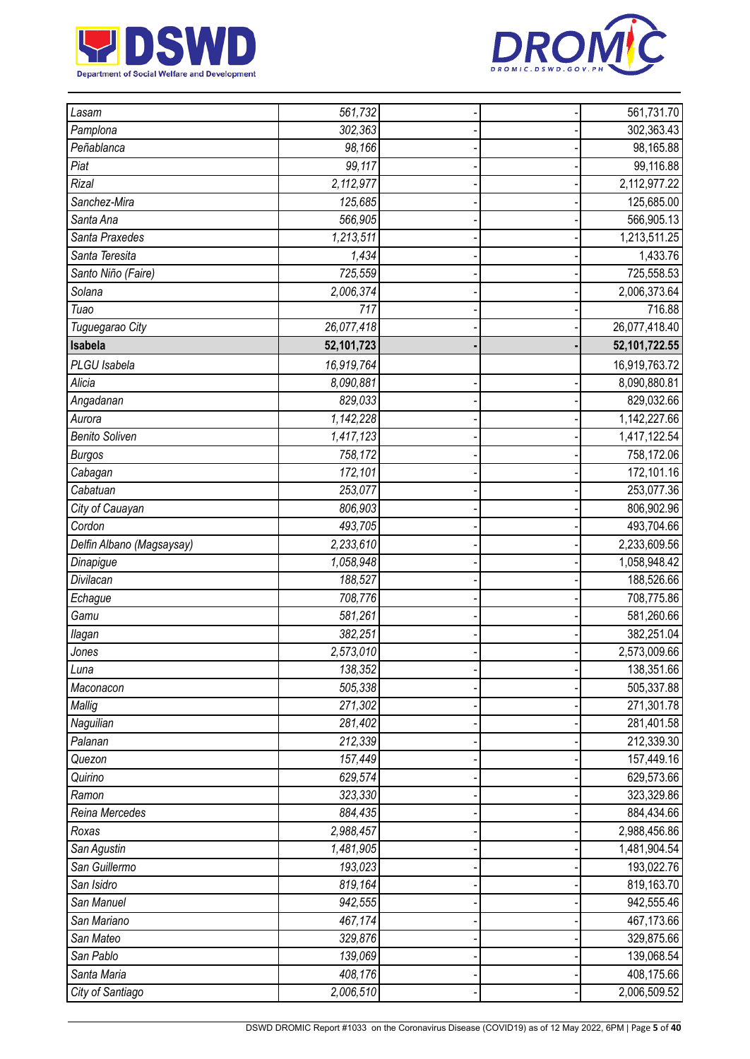| | | | | |
|---|---|---|---|---|
| *Lasam* | *561,732* | - | - | 561,731.70 |
| *Pamplona* | *302,363* | - | - | 302,363.43 |
| *Peñablanca* | *98,166* | - | - | 98,165.88 |
| *Piat* | *99,117* | - | - | 99,116.88 |
| *Rizal* | *2,112,977* | - | - | 2,112,977.22 |
| *Sanchez-Mira* | *125,685* | - | - | 125,685.00 |
| *Santa Ana* | *566,905* | - | - | 566,905.13 |
| *Santa Praxedes* | *1,213,511* | - | - | 1,213,511.25 |
| *Santa Teresita* | *1,434* | - | - | 1,433.76 |
| *Santo Niño (Faire)* | *725,559* | - | - | 725,558.53 |
| *Solana* | *2,006,374* | - | - | 2,006,373.64 |
| *Tuao* | *717* | - | - | 716.88 |
| *Tuguegarao City* | *26,077,418* | - | - | 26,077,418.40 |
| **Isabela** | **52,101,723** | **-** | **-** | **52,101,722.55** |
| *PLGU Isabela* | *16,919,764* | | | 16,919,763.72 |
| *Alicia* | *8,090,881* | - | - | 8,090,880.81 |
| *Angadanan* | *829,033* | - | - | 829,032.66 |
| *Aurora* | *1,142,228* | - | - | 1,142,227.66 |
| *Benito Soliven* | *1,417,123* | - | - | 1,417,122.54 |
| *Burgos* | *758,172* | - | - | 758,172.06 |
| *Cabagan* | *172,101* | - | - | 172,101.16 |
| *Cabatuan* | *253,077* | - | - | 253,077.36 |
| *City of Cauayan* | *806,903* | - | - | 806,902.96 |
| *Cordon* | *493,705* | - | - | 493,704.66 |
| *Delfin Albano (Magsaysay)* | *2,233,610* | - | - | 2,233,609.56 |
| *Dinapigue* | *1,058,948* | - | - | 1,058,948.42 |
| *Divilacan* | *188,527* | - | - | 188,526.66 |
| *Echague* | *708,776* | - | - | 708,775.86 |
| *Gamu* | *581,261* | - | - | 581,260.66 |
| *Ilagan* | *382,251* | - | - | 382,251.04 |
| *Jones* | *2,573,010* | - | - | 2,573,009.66 |
| *Luna* | *138,352* | - | - | 138,351.66 |
| *Maconacon* | *505,338* | - | - | 505,337.88 |
| *Mallig* | *271,302* | - | - | 271,301.78 |
| *Naguilian* | *281,402* | - | - | 281,401.58 |
| *Palanan* | *212,339* | - | - | 212,339.30 |
| *Quezon* | *157,449* | - | - | 157,449.16 |
| *Quirino* | *629,574* | - | - | 629,573.66 |
| *Ramon* | *323,330* | - | - | 323,329.86 |
| *Reina Mercedes* | *884,435* | - | - | 884,434.66 |
| *Roxas* | *2,988,457* | - | - | 2,988,456.86 |
| *San Agustin* | *1,481,905* | - | - | 1,481,904.54 |
| *San Guillermo* | *193,023* | - | - | 193,022.76 |
| *San Isidro* | *819,164* | - | - | 819,163.70 |
| *San Manuel* | *942,555* | - | - | 942,555.46 |
| *San Mariano* | *467,174* | - | - | 467,173.66 |
| *San Mateo* | *329,876* | - | - | 329,875.66 |
| *San Pablo* | *139,069* | - | - | 139,068.54 |
| *Santa Maria* | *408,176* | - | - | 408,175.66 |
| *City of Santiago* | *2,006,510* | - | - | 2,006,509.52 |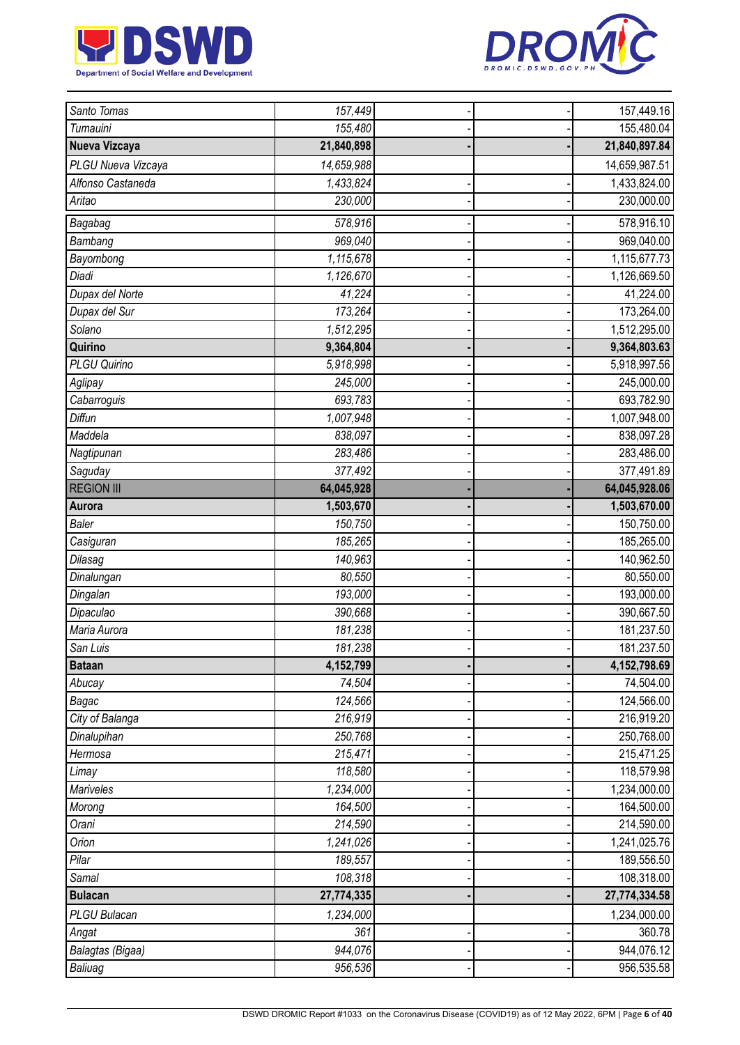| | | | | |
|---|---|---|---|---|
| *Santo Tomas* | *157,449* | - | - | 157,449.16 |
| *Tumauini* | *155,480* | - | - | 155,480.04 |
| **Nueva Vizcaya** | **21,840,898** | **-** | **-** | **21,840,897.84** |
| *PLGU Nueva Vizcaya* | *14,659,988* | | | 14,659,987.51 |
| *Alfonso Castaneda* | *1,433,824* | - | - | 1,433,824.00 |
| *Aritao* | *230,000* | - | - | 230,000.00 |
| *Bagabag* | *578,916* | - | - | 578,916.10 |
| *Bambang* | *969,040* | - | - | 969,040.00 |
| *Bayombong* | *1,115,678* | - | - | 1,115,677.73 |
| *Diadi* | *1,126,670* | - | - | 1,126,669.50 |
| *Dupax del Norte* | *41,224* | - | - | 41,224.00 |
| *Dupax del Sur* | *173,264* | - | - | 173,264.00 |
| *Solano* | *1,512,295* | - | - | 1,512,295.00 |
| **Quirino** | **9,364,804** | **-** | **-** | **9,364,803.63** |
| *PLGU Quirino* | *5,918,998* | - | - | 5,918,997.56 |
| *Aglipay* | *245,000* | - | - | 245,000.00 |
| *Cabarroguis* | *693,783* | - | - | 693,782.90 |
| *Diffun* | *1,007,948* | - | - | 1,007,948.00 |
| *Maddela* | *838,097* | - | - | 838,097.28 |
| *Nagtipunan* | *283,486* | - | - | 283,486.00 |
| *Saguday* | *377,492* | - | - | 377,491.89 |
| REGION III | **64,045,928** | **-** | **-** | **64,045,928.06** |
| **Aurora** | **1,503,670** | **-** | **-** | **1,503,670.00** |
| *Baler* | *150,750* | - | - | 150,750.00 |
| *Casiguran* | *185,265* | - | - | 185,265.00 |
| *Dilasag* | *140,963* | - | - | 140,962.50 |
| *Dinalungan* | *80,550* | - | - | 80,550.00 |
| *Dingalan* | *193,000* | - | - | 193,000.00 |
| *Dipaculao* | *390,668* | - | - | 390,667.50 |
| *Maria Aurora* | *181,238* | - | - | 181,237.50 |
| *San Luis* | *181,238* | - | - | 181,237.50 |
| **Bataan** | **4,152,799** | **-** | **-** | **4,152,798.69** |
| *Abucay* | *74,504* | - | - | 74,504.00 |
| *Bagac* | *124,566* | - | - | 124,566.00 |
| *City of Balanga* | *216,919* | - | - | 216,919.20 |
| *Dinalupihan* | *250,768* | - | - | 250,768.00 |
| *Hermosa* | *215,471* | - | - | 215,471.25 |
| *Limay* | *118,580* | - | - | 118,579.98 |
| *Mariveles* | *1,234,000* | - | - | 1,234,000.00 |
| *Morong* | *164,500* | - | - | 164,500.00 |
| *Orani* | *214,590* | - | - | 214,590.00 |
| *Orion* | *1,241,026* | - | - | 1,241,025.76 |
| *Pilar* | *189,557* | - | - | 189,556.50 |
| *Samal* | *108,318* | - | - | 108,318.00 |
| **Bulacan** | **27,774,335** | **-** | **-** | **27,774,334.58** |
| *PLGU Bulacan* | *1,234,000* | | | 1,234,000.00 |
| *Angat* | *361* | - | - | 360.78 |
| *Balagtas (Bigaa)* | *944,076* | - | - | 944,076.12 |
| *Baliuag* | *956,536* | - | - | 956,535.58 |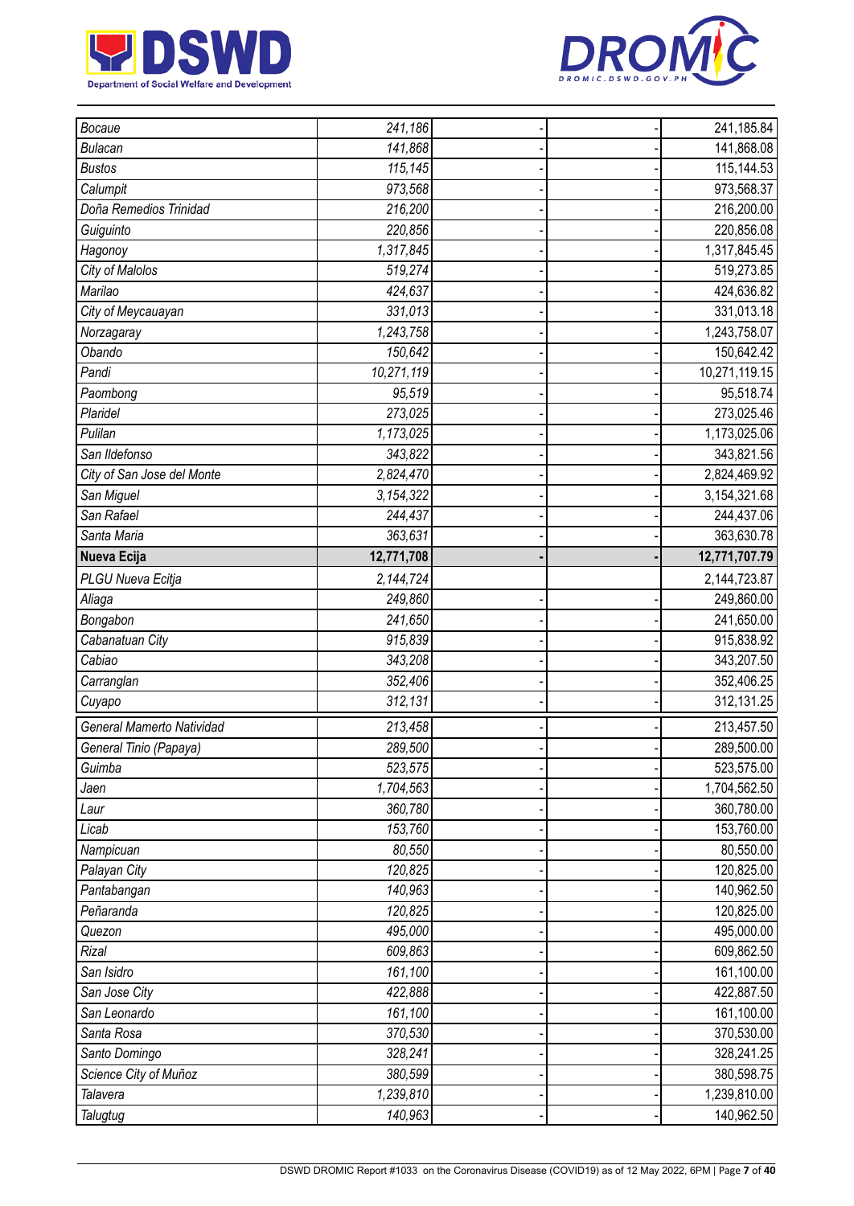| | | | | |
|---|---|---|---|---|
| *Bocaue* | *241,186* | - | - | 241,185.84 |
| *Bulacan* | *141,868* | - | - | 141,868.08 |
| *Bustos* | *115,145* | - | - | 115,144.53 |
| *Calumpit* | *973,568* | - | - | 973,568.37 |
| *Doña Remedios Trinidad* | *216,200* | - | - | 216,200.00 |
| *Guiguinto* | *220,856* | - | - | 220,856.08 |
| *Hagonoy* | *1,317,845* | - | - | 1,317,845.45 |
| *City of Malolos* | *519,274* | - | - | 519,273.85 |
| *Marilao* | *424,637* | - | - | 424,636.82 |
| *City of Meycauayan* | *331,013* | - | - | 331,013.18 |
| *Norzagaray* | *1,243,758* | - | - | 1,243,758.07 |
| *Obando* | *150,642* | - | - | 150,642.42 |
| *Pandi* | *10,271,119* | - | - | 10,271,119.15 |
| *Paombong* | *95,519* | - | - | 95,518.74 |
| *Plaridel* | *273,025* | - | - | 273,025.46 |
| *Pulilan* | *1,173,025* | - | - | 1,173,025.06 |
| *San Ildefonso* | *343,822* | - | - | 343,821.56 |
| *City of San Jose del Monte* | *2,824,470* | - | - | 2,824,469.92 |
| *San Miguel* | *3,154,322* | - | - | 3,154,321.68 |
| *San Rafael* | *244,437* | - | - | 244,437.06 |
| *Santa Maria* | *363,631* | - | - | 363,630.78 |
| **Nueva Ecija** | **12,771,708** | **-** | **-** | **12,771,707.79** |
| *PLGU Nueva Ecitja* | *2,144,724* | | | 2,144,723.87 |
| *Aliaga* | *249,860* | - | - | 249,860.00 |
| *Bongabon* | *241,650* | - | - | 241,650.00 |
| *Cabanatuan City* | *915,839* | - | - | 915,838.92 |
| *Cabiao* | *343,208* | - | - | 343,207.50 |
| *Carranglan* | *352,406* | - | - | 352,406.25 |
| *Cuyapo* | *312,131* | - | - | 312,131.25 |
| *General Mamerto Natividad* | *213,458* | - | - | 213,457.50 |
| *General Tinio (Papaya)* | *289,500* | - | - | 289,500.00 |
| *Guimba* | *523,575* | - | - | 523,575.00 |
| *Jaen* | *1,704,563* | - | - | 1,704,562.50 |
| *Laur* | *360,780* | - | - | 360,780.00 |
| *Licab* | *153,760* | - | - | 153,760.00 |
| *Nampicuan* | *80,550* | - | - | 80,550.00 |
| *Palayan City* | *120,825* | - | - | 120,825.00 |
| *Pantabangan* | *140,963* | - | - | 140,962.50 |
| *Peñaranda* | *120,825* | - | - | 120,825.00 |
| *Quezon* | *495,000* | - | - | 495,000.00 |
| *Rizal* | *609,863* | - | - | 609,862.50 |
| *San Isidro* | *161,100* | - | - | 161,100.00 |
| *San Jose City* | *422,888* | - | - | 422,887.50 |
| *San Leonardo* | *161,100* | - | - | 161,100.00 |
| *Santa Rosa* | *370,530* | - | - | 370,530.00 |
| *Santo Domingo* | *328,241* | - | - | 328,241.25 |
| *Science City of Muñoz* | *380,599* | - | - | 380,598.75 |
| *Talavera* | *1,239,810* | - | - | 1,239,810.00 |
| *Talugtug* | *140,963* | - | - | 140,962.50 |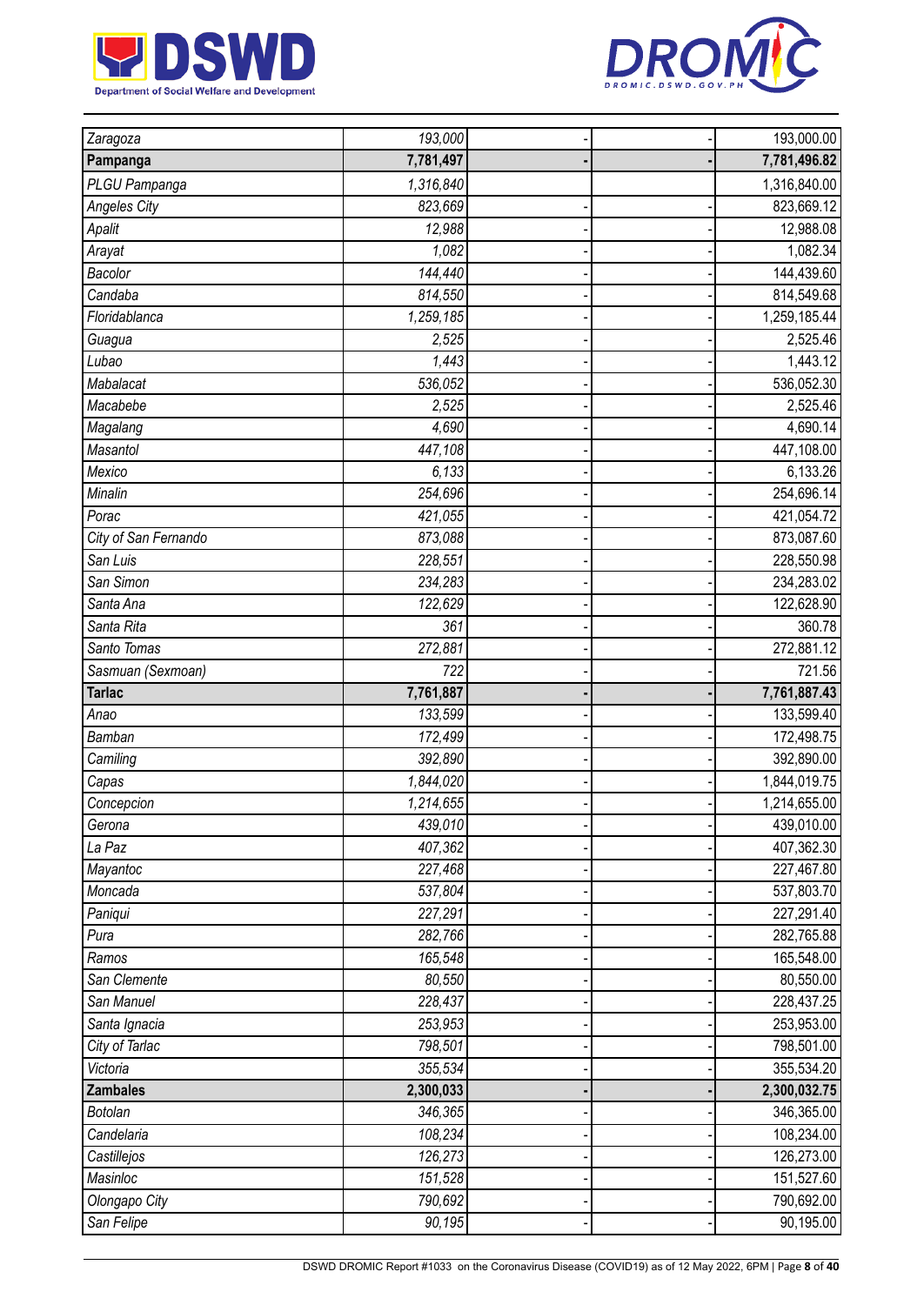| | | | | |
|---|---|---|---|---|
| *Zaragoza* | *193,000* | - | - | 193,000.00 |
| **Pampanga** | **7,781,497** | **-** | **-** | **7,781,496.82** |
| *PLGU Pampanga* | *1,316,840* | | | 1,316,840.00 |
| *Angeles City* | *823,669* | - | - | 823,669.12 |
| *Apalit* | *12,988* | - | - | 12,988.08 |
| *Arayat* | *1,082* | - | - | 1,082.34 |
| *Bacolor* | *144,440* | - | - | 144,439.60 |
| *Candaba* | *814,550* | - | - | 814,549.68 |
| *Floridablanca* | *1,259,185* | - | - | 1,259,185.44 |
| *Guagua* | *2,525* | - | - | 2,525.46 |
| *Lubao* | *1,443* | - | - | 1,443.12 |
| *Mabalacat* | *536,052* | - | - | 536,052.30 |
| *Macabebe* | *2,525* | - | - | 2,525.46 |
| *Magalang* | *4,690* | - | - | 4,690.14 |
| *Masantol* | *447,108* | - | - | 447,108.00 |
| *Mexico* | *6,133* | - | - | 6,133.26 |
| *Minalin* | *254,696* | - | - | 254,696.14 |
| *Porac* | *421,055* | - | - | 421,054.72 |
| *City of San Fernando* | *873,088* | - | - | 873,087.60 |
| *San Luis* | *228,551* | - | - | 228,550.98 |
| *San Simon* | *234,283* | - | - | 234,283.02 |
| *Santa Ana* | *122,629* | - | - | 122,628.90 |
| *Santa Rita* | *361* | - | - | 360.78 |
| *Santo Tomas* | *272,881* | - | - | 272,881.12 |
| *Sasmuan (Sexmoan)* | *722* | - | - | 721.56 |
| **Tarlac** | **7,761,887** | **-** | **-** | **7,761,887.43** |
| *Anao* | *133,599* | - | - | 133,599.40 |
| *Bamban* | *172,499* | - | - | 172,498.75 |
| *Camiling* | *392,890* | - | - | 392,890.00 |
| *Capas* | *1,844,020* | - | - | 1,844,019.75 |
| *Concepcion* | *1,214,655* | - | - | 1,214,655.00 |
| *Gerona* | *439,010* | - | - | 439,010.00 |
| *La Paz* | *407,362* | - | - | 407,362.30 |
| *Mayantoc* | *227,468* | - | - | 227,467.80 |
| *Moncada* | *537,804* | - | - | 537,803.70 |
| *Paniqui* | *227,291* | - | - | 227,291.40 |
| *Pura* | *282,766* | - | - | 282,765.88 |
| *Ramos* | *165,548* | - | - | 165,548.00 |
| *San Clemente* | *80,550* | - | - | 80,550.00 |
| *San Manuel* | *228,437* | - | - | 228,437.25 |
| *Santa Ignacia* | *253,953* | - | - | 253,953.00 |
| *City of Tarlac* | *798,501* | - | - | 798,501.00 |
| *Victoria* | *355,534* | - | - | 355,534.20 |
| **Zambales** | **2,300,033** | **-** | **-** | **2,300,032.75** |
| *Botolan* | *346,365* | - | - | 346,365.00 |
| *Candelaria* | *108,234* | - | - | 108,234.00 |
| *Castillejos* | *126,273* | - | - | 126,273.00 |
| *Masinloc* | *151,528* | - | - | 151,527.60 |
| *Olongapo City* | *790,692* | - | - | 790,692.00 |
| *San Felipe* | *90,195* | - | - | 90,195.00 |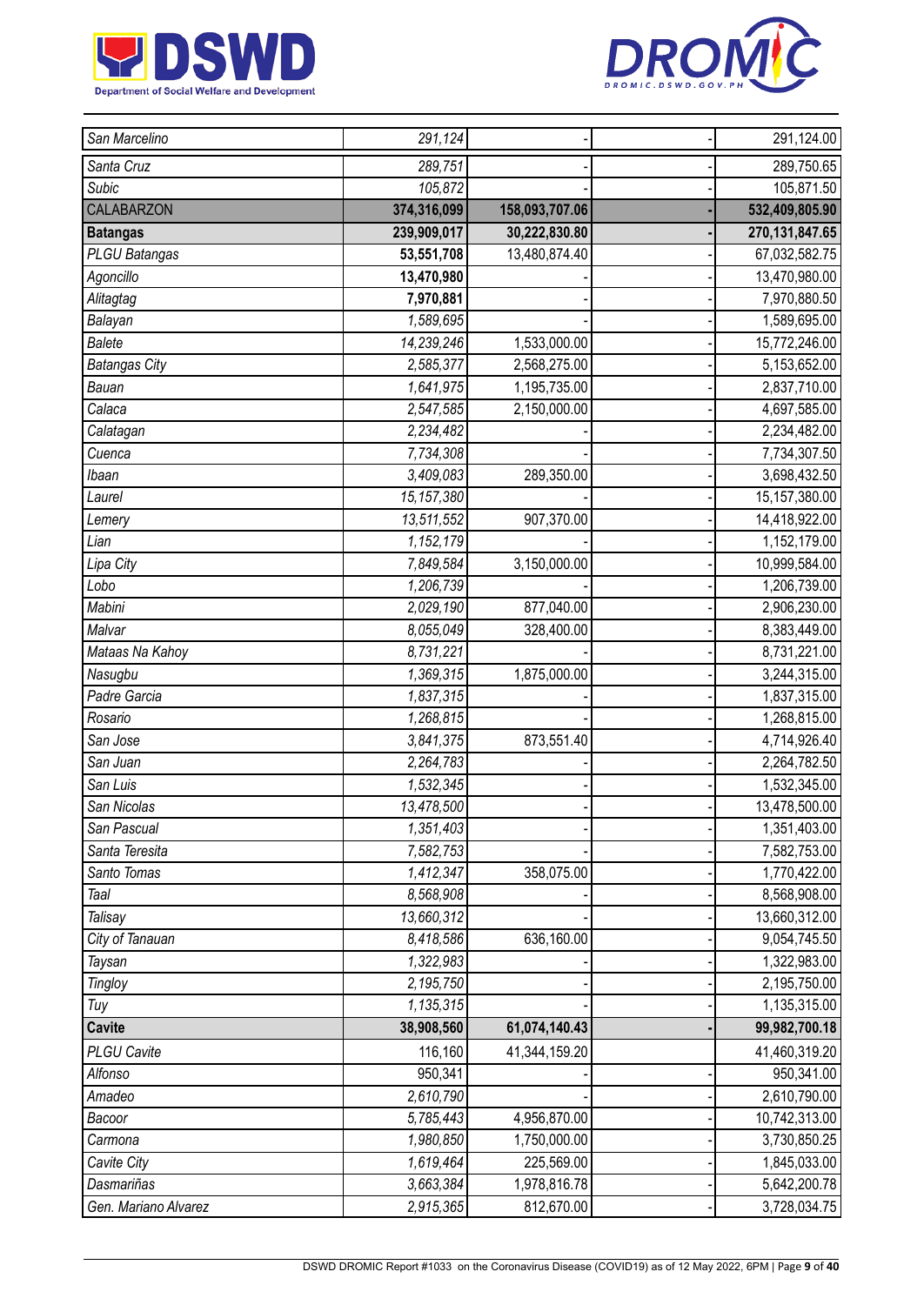| | | | | |
|---|---|---|---|---|
| San Marcelino | 291,124 | - | - | 291,124.00 |
| Santa Cruz | 289,751 | - | - | 289,750.65 |
| Subic | 105,872 | - | - | 105,871.50 |
| CALABARZON | **374,316,099** | **158,093,707.06** | **-** | **532,409,805.90** |
| **Batangas** | **239,909,017** | **30,222,830.80** | **-** | **270,131,847.65** |
| PLGU Batangas | **53,551,708** | 13,480,874.40 | - | 67,032,582.75 |
| Agoncillo | **13,470,980** | - | - | 13,470,980.00 |
| Alitagtag | **7,970,881** | - | - | 7,970,880.50 |
| Balayan | 1,589,695 | - | - | 1,589,695.00 |
| Balete | 14,239,246 | 1,533,000.00 | - | 15,772,246.00 |
| Batangas City | 2,585,377 | 2,568,275.00 | - | 5,153,652.00 |
| Bauan | 1,641,975 | 1,195,735.00 | - | 2,837,710.00 |
| Calaca | 2,547,585 | 2,150,000.00 | - | 4,697,585.00 |
| Calatagan | 2,234,482 | - | - | 2,234,482.00 |
| Cuenca | 7,734,308 | - | - | 7,734,307.50 |
| Ibaan | 3,409,083 | 289,350.00 | - | 3,698,432.50 |
| Laurel | 15,157,380 | - | - | 15,157,380.00 |
| Lemery | 13,511,552 | 907,370.00 | - | 14,418,922.00 |
| Lian | 1,152,179 | - | - | 1,152,179.00 |
| Lipa City | 7,849,584 | 3,150,000.00 | - | 10,999,584.00 |
| Lobo | 1,206,739 | - | - | 1,206,739.00 |
| Mabini | 2,029,190 | 877,040.00 | - | 2,906,230.00 |
| Malvar | 8,055,049 | 328,400.00 | - | 8,383,449.00 |
| Mataas Na Kahoy | 8,731,221 | - | - | 8,731,221.00 |
| Nasugbu | 1,369,315 | 1,875,000.00 | - | 3,244,315.00 |
| Padre Garcia | 1,837,315 | - | - | 1,837,315.00 |
| Rosario | 1,268,815 | - | - | 1,268,815.00 |
| San Jose | 3,841,375 | 873,551.40 | - | 4,714,926.40 |
| San Juan | 2,264,783 | - | - | 2,264,782.50 |
| San Luis | 1,532,345 | - | - | 1,532,345.00 |
| San Nicolas | 13,478,500 | - | - | 13,478,500.00 |
| San Pascual | 1,351,403 | - | - | 1,351,403.00 |
| Santa Teresita | 7,582,753 | - | - | 7,582,753.00 |
| Santo Tomas | 1,412,347 | 358,075.00 | - | 1,770,422.00 |
| Taal | 8,568,908 | - | - | 8,568,908.00 |
| Talisay | 13,660,312 | - | - | 13,660,312.00 |
| City of Tanauan | 8,418,586 | 636,160.00 | - | 9,054,745.50 |
| Taysan | 1,322,983 | - | - | 1,322,983.00 |
| Tingloy | 2,195,750 | - | - | 2,195,750.00 |
| Tuy | 1,135,315 | - | - | 1,135,315.00 |
| **Cavite** | **38,908,560** | **61,074,140.43** | **-** | **99,982,700.18** |
| PLGU Cavite | 116,160 | 41,344,159.20 | | 41,460,319.20 |
| Alfonso | 950,341 | - | - | 950,341.00 |
| Amadeo | 2,610,790 | - | - | 2,610,790.00 |
| Bacoor | 5,785,443 | 4,956,870.00 | - | 10,742,313.00 |
| Carmona | 1,980,850 | 1,750,000.00 | - | 3,730,850.25 |
| Cavite City | 1,619,464 | 225,569.00 | - | 1,845,033.00 |
| Dasmariñas | 3,663,384 | 1,978,816.78 | - | 5,642,200.78 |
| Gen. Mariano Alvarez | 2,915,365 | 812,670.00 | - | 3,728,034.75 |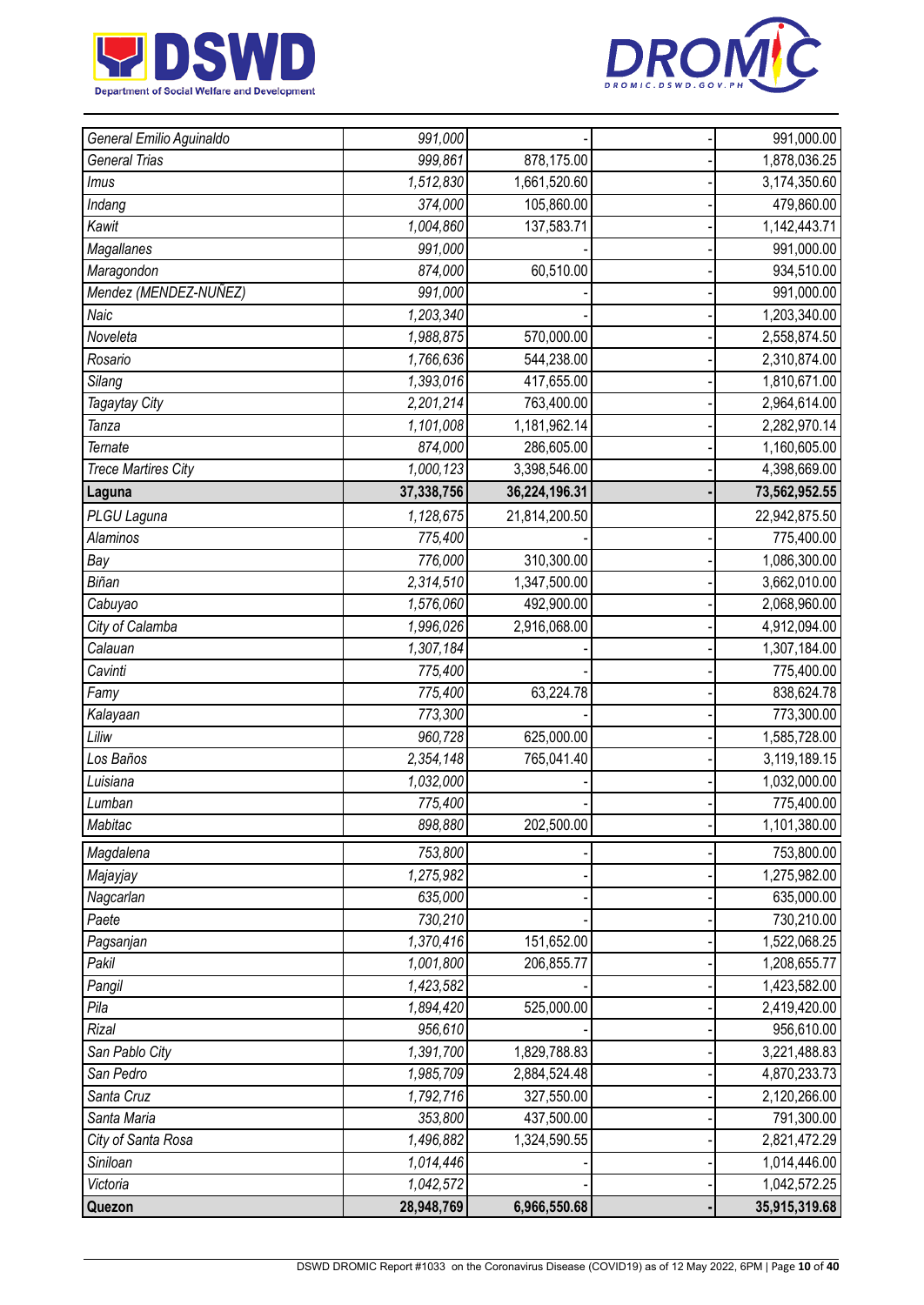| | | | | |
|---|---|---|---|---|
| *General Emilio Aguinaldo* | *991,000* | - | - | 991,000.00 |
| *General Trias* | *999,861* | 878,175.00 | - | 1,878,036.25 |
| *Imus* | *1,512,830* | 1,661,520.60 | - | 3,174,350.60 |
| *Indang* | *374,000* | 105,860.00 | - | 479,860.00 |
| *Kawit* | *1,004,860* | 137,583.71 | - | 1,142,443.71 |
| *Magallanes* | *991,000* | - | - | 991,000.00 |
| *Maragondon* | *874,000* | 60,510.00 | - | 934,510.00 |
| *Mendez (MENDEZ-NUÑEZ)* | *991,000* | - | - | 991,000.00 |
| *Naic* | *1,203,340* | - | - | 1,203,340.00 |
| *Noveleta* | *1,988,875* | 570,000.00 | - | 2,558,874.50 |
| *Rosario* | *1,766,636* | 544,238.00 | - | 2,310,874.00 |
| *Silang* | *1,393,016* | 417,655.00 | - | 1,810,671.00 |
| *Tagaytay City* | *2,201,214* | 763,400.00 | - | 2,964,614.00 |
| *Tanza* | *1,101,008* | 1,181,962.14 | - | 2,282,970.14 |
| *Ternate* | *874,000* | 286,605.00 | - | 1,160,605.00 |
| *Trece Martires City* | *1,000,123* | 3,398,546.00 | - | 4,398,669.00 |
| **Laguna** | **37,338,756** | **36,224,196.31** | **-** | **73,562,952.55** |
| *PLGU Laguna* | *1,128,675* | 21,814,200.50 | | 22,942,875.50 |
| *Alaminos* | *775,400* | - | - | 775,400.00 |
| *Bay* | *776,000* | 310,300.00 | - | 1,086,300.00 |
| *Biñan* | *2,314,510* | 1,347,500.00 | - | 3,662,010.00 |
| *Cabuyao* | *1,576,060* | 492,900.00 | - | 2,068,960.00 |
| *City of Calamba* | *1,996,026* | 2,916,068.00 | - | 4,912,094.00 |
| *Calauan* | *1,307,184* | - | - | 1,307,184.00 |
| *Cavinti* | *775,400* | - | - | 775,400.00 |
| *Famy* | *775,400* | 63,224.78 | - | 838,624.78 |
| *Kalayaan* | *773,300* | - | - | 773,300.00 |
| *Liliw* | *960,728* | 625,000.00 | - | 1,585,728.00 |
| *Los Baños* | *2,354,148* | 765,041.40 | - | 3,119,189.15 |
| *Luisiana* | *1,032,000* | - | - | 1,032,000.00 |
| *Lumban* | *775,400* | - | - | 775,400.00 |
| *Mabitac* | *898,880* | 202,500.00 | - | 1,101,380.00 |
| *Magdalena* | *753,800* | - | - | 753,800.00 |
| *Majayjay* | *1,275,982* | - | - | 1,275,982.00 |
| *Nagcarlan* | *635,000* | - | - | 635,000.00 |
| *Paete* | *730,210* | - | - | 730,210.00 |
| *Pagsanjan* | *1,370,416* | 151,652.00 | - | 1,522,068.25 |
| *Pakil* | *1,001,800* | 206,855.77 | - | 1,208,655.77 |
| *Pangil* | *1,423,582* | - | - | 1,423,582.00 |
| *Pila* | *1,894,420* | 525,000.00 | - | 2,419,420.00 |
| *Rizal* | *956,610* | - | - | 956,610.00 |
| *San Pablo City* | *1,391,700* | 1,829,788.83 | - | 3,221,488.83 |
| *San Pedro* | *1,985,709* | 2,884,524.48 | - | 4,870,233.73 |
| *Santa Cruz* | *1,792,716* | 327,550.00 | - | 2,120,266.00 |
| *Santa Maria* | *353,800* | 437,500.00 | - | 791,300.00 |
| *City of Santa Rosa* | *1,496,882* | 1,324,590.55 | - | 2,821,472.29 |
| *Siniloan* | *1,014,446* | - | - | 1,014,446.00 |
| *Victoria* | *1,042,572* | - | - | 1,042,572.25 |
| **Quezon** | **28,948,769** | **6,966,550.68** | **-** | **35,915,319.68** |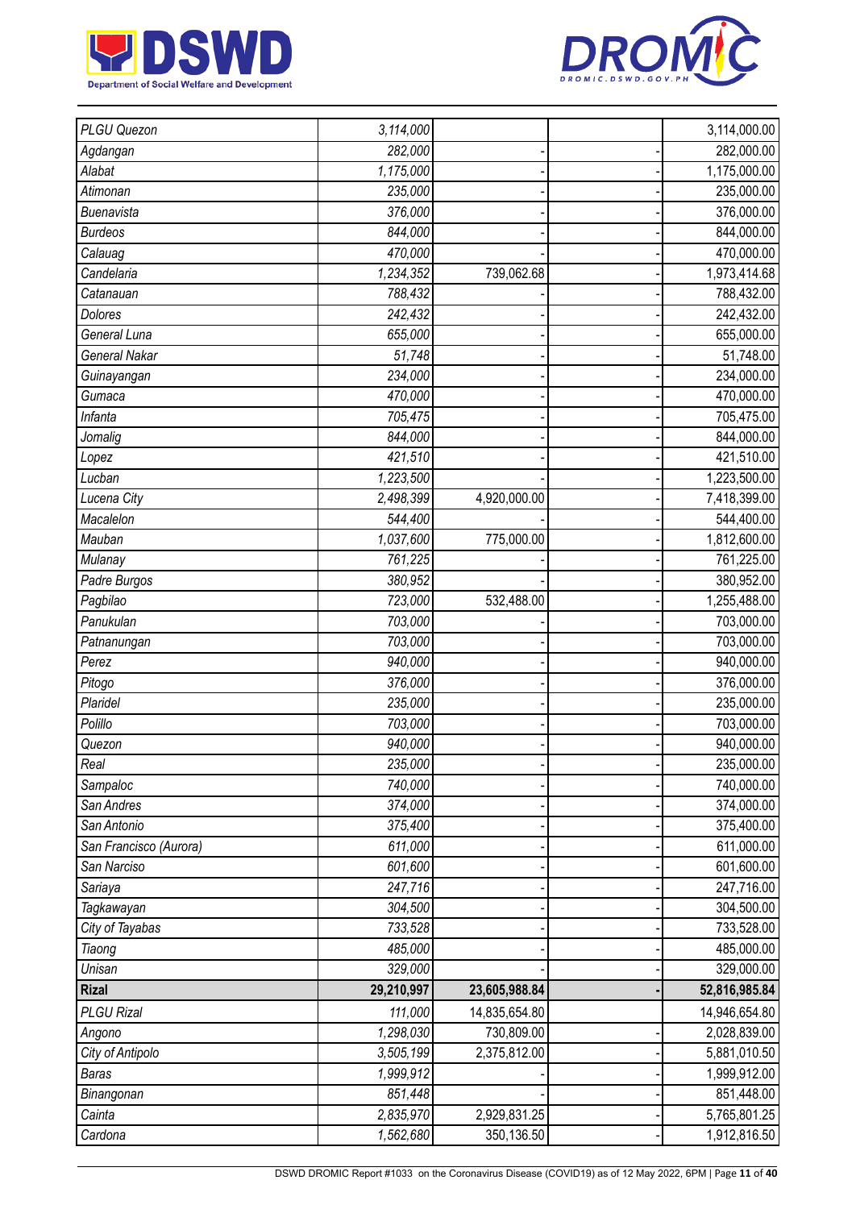| | | | | |
|---|---|---|---|---|
| PLGU Quezon | 3,114,000 | | | 3,114,000.00 |
| Agdangan | 282,000 | - | - | 282,000.00 |
| Alabat | 1,175,000 | - | - | 1,175,000.00 |
| Atimonan | 235,000 | - | - | 235,000.00 |
| Buenavista | 376,000 | - | - | 376,000.00 |
| Burdeos | 844,000 | - | - | 844,000.00 |
| Calauag | 470,000 | - | - | 470,000.00 |
| Candelaria | 1,234,352 | 739,062.68 | - | 1,973,414.68 |
| Catanauan | 788,432 | - | - | 788,432.00 |
| Dolores | 242,432 | - | - | 242,432.00 |
| General Luna | 655,000 | - | - | 655,000.00 |
| General Nakar | 51,748 | - | - | 51,748.00 |
| Guinayangan | 234,000 | - | - | 234,000.00 |
| Gumaca | 470,000 | - | - | 470,000.00 |
| Infanta | 705,475 | - | - | 705,475.00 |
| Jomalig | 844,000 | - | - | 844,000.00 |
| Lopez | 421,510 | - | - | 421,510.00 |
| Lucban | 1,223,500 | - | - | 1,223,500.00 |
| Lucena City | 2,498,399 | 4,920,000.00 | - | 7,418,399.00 |
| Macalelon | 544,400 | - | - | 544,400.00 |
| Mauban | 1,037,600 | 775,000.00 | - | 1,812,600.00 |
| Mulanay | 761,225 | - | - | 761,225.00 |
| Padre Burgos | 380,952 | - | - | 380,952.00 |
| Pagbilao | 723,000 | 532,488.00 | - | 1,255,488.00 |
| Panukulan | 703,000 | - | - | 703,000.00 |
| Patnanungan | 703,000 | - | - | 703,000.00 |
| Perez | 940,000 | - | - | 940,000.00 |
| Pitogo | 376,000 | - | - | 376,000.00 |
| Plaridel | 235,000 | - | - | 235,000.00 |
| Polillo | 703,000 | - | - | 703,000.00 |
| Quezon | 940,000 | - | - | 940,000.00 |
| Real | 235,000 | - | - | 235,000.00 |
| Sampaloc | 740,000 | - | - | 740,000.00 |
| San Andres | 374,000 | - | - | 374,000.00 |
| San Antonio | 375,400 | - | - | 375,400.00 |
| San Francisco (Aurora) | 611,000 | - | - | 611,000.00 |
| San Narciso | 601,600 | - | - | 601,600.00 |
| Sariaya | 247,716 | - | - | 247,716.00 |
| Tagkawayan | 304,500 | - | - | 304,500.00 |
| City of Tayabas | 733,528 | - | - | 733,528.00 |
| Tiaong | 485,000 | - | - | 485,000.00 |
| Unisan | 329,000 | - | - | 329,000.00 |
| **Rizal** | **29,210,997** | **23,605,988.84** | **-** | **52,816,985.84** |
| PLGU Rizal | 111,000 | 14,835,654.80 | | 14,946,654.80 |
| Angono | 1,298,030 | 730,809.00 | - | 2,028,839.00 |
| City of Antipolo | 3,505,199 | 2,375,812.00 | - | 5,881,010.50 |
| Baras | 1,999,912 | - | - | 1,999,912.00 |
| Binangonan | 851,448 | - | - | 851,448.00 |
| Cainta | 2,835,970 | 2,929,831.25 | - | 5,765,801.25 |
| Cardona | 1,562,680 | 350,136.50 | - | 1,912,816.50 |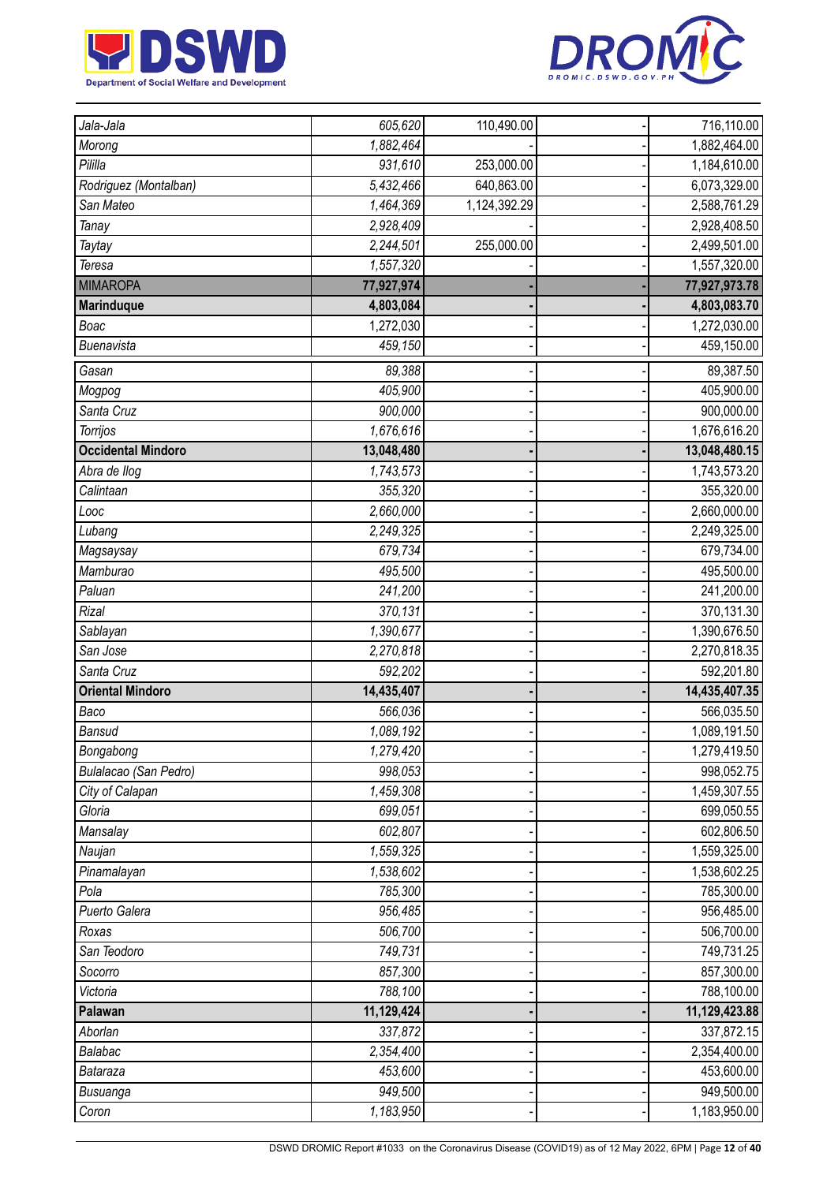| | | | | |
|---|---|---|---|---|
| *Jala-Jala* | *605,620* | 110,490.00 | - | 716,110.00 |
| *Morong* | *1,882,464* | - | - | 1,882,464.00 |
| *Pililla* | *931,610* | 253,000.00 | - | 1,184,610.00 |
| *Rodriguez (Montalban)* | *5,432,466* | 640,863.00 | - | 6,073,329.00 |
| *San Mateo* | *1,464,369* | 1,124,392.29 | - | 2,588,761.29 |
| *Tanay* | *2,928,409* | - | - | 2,928,408.50 |
| *Taytay* | *2,244,501* | 255,000.00 | - | 2,499,501.00 |
| *Teresa* | *1,557,320* | - | - | 1,557,320.00 |
| MIMAROPA | **77,927,974** | **-** | **-** | **77,927,973.78** |
| **Marinduque** | **4,803,084** | **-** | **-** | **4,803,083.70** |
| *Boac* | 1,272,030 | - | - | 1,272,030.00 |
| *Buenavista* | *459,150* | - | - | 459,150.00 |
| *Gasan* | *89,388* | - | - | 89,387.50 |
| *Mogpog* | *405,900* | - | - | 405,900.00 |
| *Santa Cruz* | *900,000* | - | - | 900,000.00 |
| *Torrijos* | *1,676,616* | - | - | 1,676,616.20 |
| **Occidental Mindoro** | **13,048,480** | **-** | **-** | **13,048,480.15** |
| *Abra de Ilog* | *1,743,573* | - | - | 1,743,573.20 |
| *Calintaan* | *355,320* | - | - | 355,320.00 |
| *Looc* | *2,660,000* | - | - | 2,660,000.00 |
| *Lubang* | *2,249,325* | - | - | 2,249,325.00 |
| *Magsaysay* | *679,734* | - | - | 679,734.00 |
| *Mamburao* | *495,500* | - | - | 495,500.00 |
| *Paluan* | *241,200* | - | - | 241,200.00 |
| *Rizal* | *370,131* | - | - | 370,131.30 |
| *Sablayan* | *1,390,677* | - | - | 1,390,676.50 |
| *San Jose* | *2,270,818* | - | - | 2,270,818.35 |
| *Santa Cruz* | *592,202* | - | - | 592,201.80 |
| **Oriental Mindoro** | **14,435,407** | **-** | **-** | **14,435,407.35** |
| *Baco* | *566,036* | - | - | 566,035.50 |
| *Bansud* | *1,089,192* | - | - | 1,089,191.50 |
| *Bongabong* | *1,279,420* | - | - | 1,279,419.50 |
| *Bulalacao (San Pedro)* | *998,053* | - | - | 998,052.75 |
| *City of Calapan* | *1,459,308* | - | - | 1,459,307.55 |
| *Gloria* | *699,051* | - | - | 699,050.55 |
| *Mansalay* | *602,807* | - | - | 602,806.50 |
| *Naujan* | *1,559,325* | - | - | 1,559,325.00 |
| *Pinamalayan* | *1,538,602* | - | - | 1,538,602.25 |
| *Pola* | *785,300* | - | - | 785,300.00 |
| *Puerto Galera* | *956,485* | - | - | 956,485.00 |
| *Roxas* | *506,700* | - | - | 506,700.00 |
| *San Teodoro* | *749,731* | - | - | 749,731.25 |
| *Socorro* | *857,300* | - | - | 857,300.00 |
| *Victoria* | *788,100* | - | - | 788,100.00 |
| **Palawan** | **11,129,424** | **-** | **-** | **11,129,423.88** |
| *Aborlan* | *337,872* | - | - | 337,872.15 |
| *Balabac* | *2,354,400* | - | - | 2,354,400.00 |
| *Bataraza* | *453,600* | - | - | 453,600.00 |
| *Busuanga* | *949,500* | - | - | 949,500.00 |
| *Coron* | *1,183,950* | - | - | 1,183,950.00 |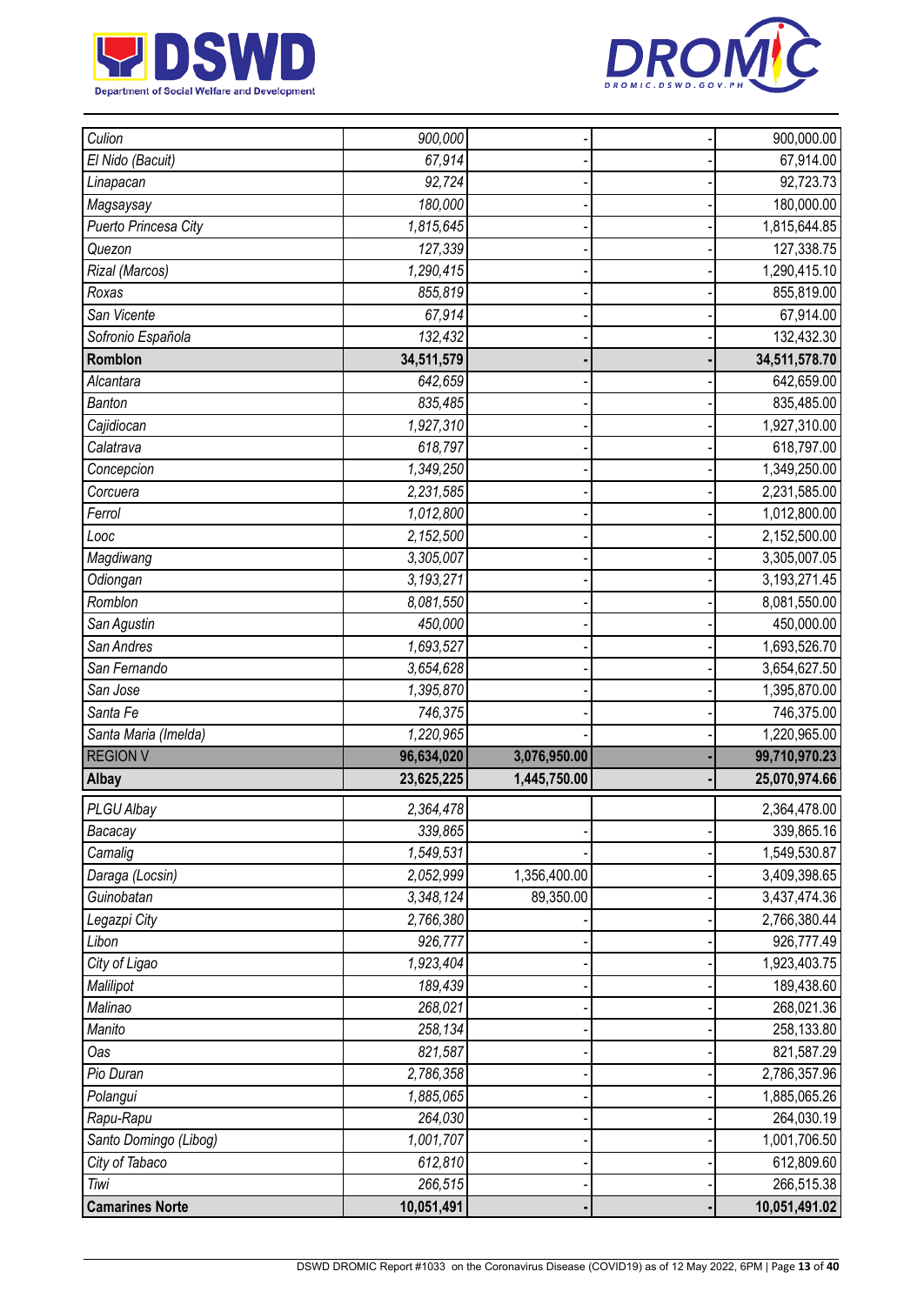| | | | | |
|---|---|---|---|---|
| *Culion* | *900,000* | - | - | 900,000.00 |
| *El Nido (Bacuit)* | *67,914* | - | - | 67,914.00 |
| *Linapacan* | *92,724* | - | - | 92,723.73 |
| *Magsaysay* | *180,000* | - | - | 180,000.00 |
| *Puerto Princesa City* | *1,815,645* | - | - | 1,815,644.85 |
| *Quezon* | *127,339* | - | - | 127,338.75 |
| *Rizal (Marcos)* | *1,290,415* | - | - | 1,290,415.10 |
| *Roxas* | *855,819* | - | - | 855,819.00 |
| *San Vicente* | *67,914* | - | - | 67,914.00 |
| *Sofronio Española* | *132,432* | - | - | 132,432.30 |
| **Romblon** | **34,511,579** | **-** | **-** | **34,511,578.70** |
| *Alcantara* | *642,659* | - | - | 642,659.00 |
| *Banton* | *835,485* | - | - | 835,485.00 |
| *Cajidiocan* | *1,927,310* | - | - | 1,927,310.00 |
| *Calatrava* | *618,797* | - | - | 618,797.00 |
| *Concepcion* | *1,349,250* | - | - | 1,349,250.00 |
| *Corcuera* | *2,231,585* | - | - | 2,231,585.00 |
| *Ferrol* | *1,012,800* | - | - | 1,012,800.00 |
| *Looc* | *2,152,500* | - | - | 2,152,500.00 |
| *Magdiwang* | *3,305,007* | - | - | 3,305,007.05 |
| *Odiongan* | *3,193,271* | - | - | 3,193,271.45 |
| *Romblon* | *8,081,550* | - | - | 8,081,550.00 |
| *San Agustin* | *450,000* | - | - | 450,000.00 |
| *San Andres* | *1,693,527* | - | - | 1,693,526.70 |
| *San Fernando* | *3,654,628* | - | - | 3,654,627.50 |
| *San Jose* | *1,395,870* | - | - | 1,395,870.00 |
| *Santa Fe* | *746,375* | - | - | 746,375.00 |
| *Santa Maria (Imelda)* | *1,220,965* | - | - | 1,220,965.00 |
| REGION V | **96,634,020** | **3,076,950.00** | **-** | **99,710,970.23** |
| **Albay** | **23,625,225** | **1,445,750.00** | **-** | **25,070,974.66** |
| *PLGU Albay* | *2,364,478* | | | 2,364,478.00 |
| *Bacacay* | *339,865* | - | - | 339,865.16 |
| *Camalig* | *1,549,531* | - | - | 1,549,530.87 |
| *Daraga (Locsin)* | *2,052,999* | 1,356,400.00 | - | 3,409,398.65 |
| *Guinobatan* | *3,348,124* | 89,350.00 | - | 3,437,474.36 |
| *Legazpi City* | *2,766,380* | - | - | 2,766,380.44 |
| *Libon* | *926,777* | - | - | 926,777.49 |
| *City of Ligao* | *1,923,404* | - | - | 1,923,403.75 |
| *Malilipot* | *189,439* | - | - | 189,438.60 |
| *Malinao* | *268,021* | - | - | 268,021.36 |
| *Manito* | *258,134* | - | - | 258,133.80 |
| *Oas* | *821,587* | - | - | 821,587.29 |
| *Pio Duran* | *2,786,358* | - | - | 2,786,357.96 |
| *Polangui* | *1,885,065* | - | - | 1,885,065.26 |
| *Rapu-Rapu* | *264,030* | - | - | 264,030.19 |
| *Santo Domingo (Libog)* | *1,001,707* | - | - | 1,001,706.50 |
| *City of Tabaco* | *612,810* | - | - | 612,809.60 |
| *Tiwi* | *266,515* | - | - | 266,515.38 |
| **Camarines Norte** | **10,051,491** | **-** | **-** | **10,051,491.02** |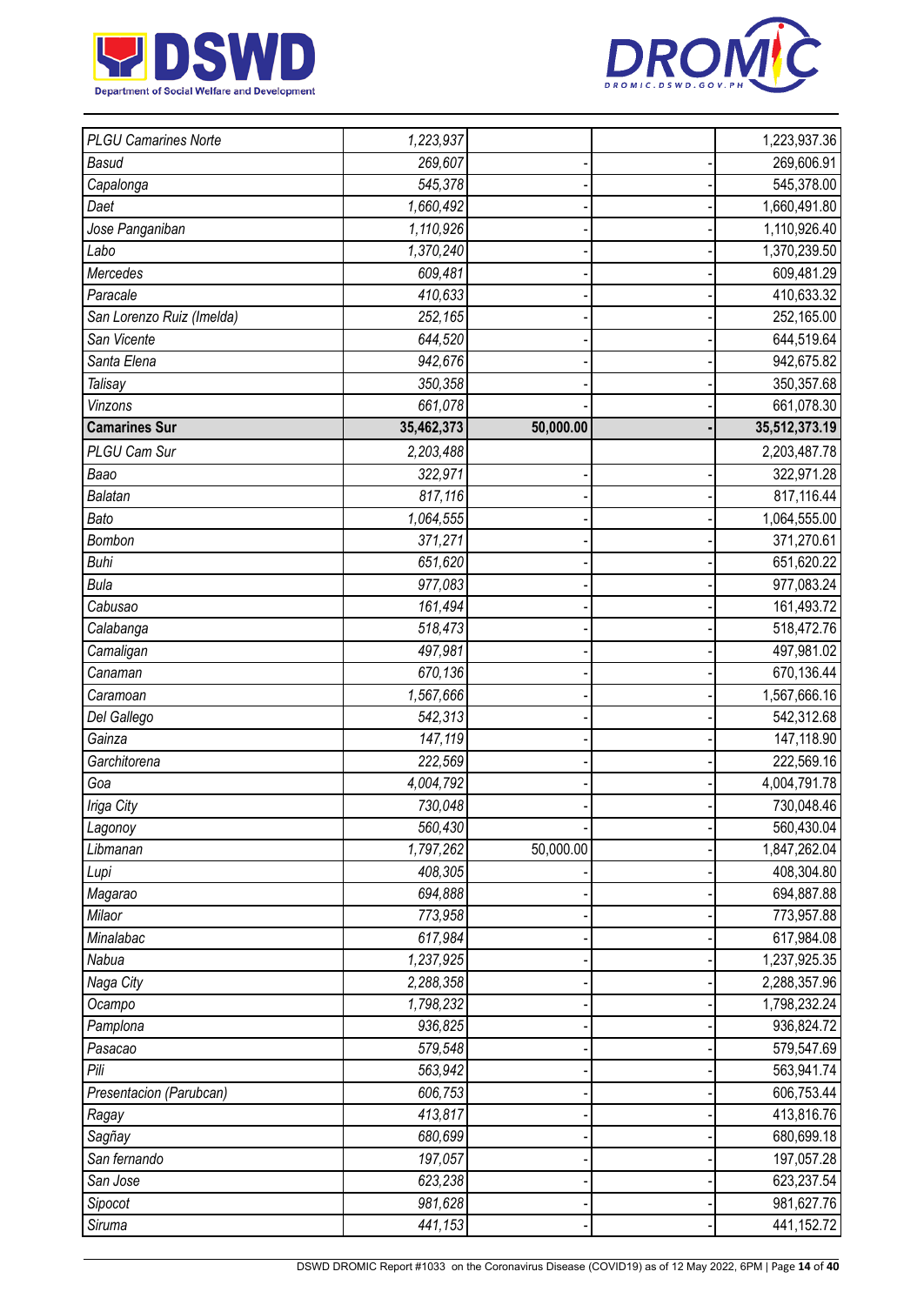| | | | | |
|---|---|---|---|---|
| *PLGU Camarines Norte* | *1,223,937* | | | 1,223,937.36 |
| *Basud* | *269,607* | - | - | 269,606.91 |
| *Capalonga* | *545,378* | - | - | 545,378.00 |
| *Daet* | *1,660,492* | - | - | 1,660,491.80 |
| *Jose Panganiban* | *1,110,926* | - | - | 1,110,926.40 |
| *Labo* | *1,370,240* | - | - | 1,370,239.50 |
| *Mercedes* | *609,481* | - | - | 609,481.29 |
| *Paracale* | *410,633* | - | - | 410,633.32 |
| *San Lorenzo Ruiz (Imelda)* | *252,165* | - | - | 252,165.00 |
| *San Vicente* | *644,520* | - | - | 644,519.64 |
| *Santa Elena* | *942,676* | - | - | 942,675.82 |
| *Talisay* | *350,358* | - | - | 350,357.68 |
| *Vinzons* | *661,078* | - | - | 661,078.30 |
| **Camarines Sur** | **35,462,373** | **50,000.00** | **-** | **35,512,373.19** |
| *PLGU Cam Sur* | *2,203,488* | | | 2,203,487.78 |
| *Baao* | *322,971* | - | - | 322,971.28 |
| *Balatan* | *817,116* | - | - | 817,116.44 |
| *Bato* | *1,064,555* | - | - | 1,064,555.00 |
| *Bombon* | *371,271* | - | - | 371,270.61 |
| *Buhi* | *651,620* | - | - | 651,620.22 |
| *Bula* | *977,083* | - | - | 977,083.24 |
| *Cabusao* | *161,494* | - | - | 161,493.72 |
| *Calabanga* | *518,473* | - | - | 518,472.76 |
| *Camaligan* | *497,981* | - | - | 497,981.02 |
| *Canaman* | *670,136* | - | - | 670,136.44 |
| *Caramoan* | *1,567,666* | - | - | 1,567,666.16 |
| *Del Gallego* | *542,313* | - | - | 542,312.68 |
| *Gainza* | *147,119* | - | - | 147,118.90 |
| *Garchitorena* | *222,569* | - | - | 222,569.16 |
| *Goa* | *4,004,792* | - | - | 4,004,791.78 |
| *Iriga City* | *730,048* | - | - | 730,048.46 |
| *Lagonoy* | *560,430* | - | - | 560,430.04 |
| *Libmanan* | *1,797,262* | 50,000.00 | - | 1,847,262.04 |
| *Lupi* | *408,305* | - | - | 408,304.80 |
| *Magarao* | *694,888* | - | - | 694,887.88 |
| *Milaor* | *773,958* | - | - | 773,957.88 |
| *Minalabac* | *617,984* | - | - | 617,984.08 |
| *Nabua* | *1,237,925* | - | - | 1,237,925.35 |
| *Naga City* | *2,288,358* | - | - | 2,288,357.96 |
| *Ocampo* | *1,798,232* | - | - | 1,798,232.24 |
| *Pamplona* | *936,825* | - | - | 936,824.72 |
| *Pasacao* | *579,548* | - | - | 579,547.69 |
| *Pili* | *563,942* | - | - | 563,941.74 |
| *Presentacion (Parubcan)* | *606,753* | - | - | 606,753.44 |
| *Ragay* | *413,817* | - | - | 413,816.76 |
| *Sagñay* | *680,699* | - | - | 680,699.18 |
| *San fernando* | *197,057* | - | - | 197,057.28 |
| *San Jose* | *623,238* | - | - | 623,237.54 |
| *Sipocot* | *981,628* | - | - | 981,627.76 |
| *Siruma* | *441,153* | - | - | 441,152.72 |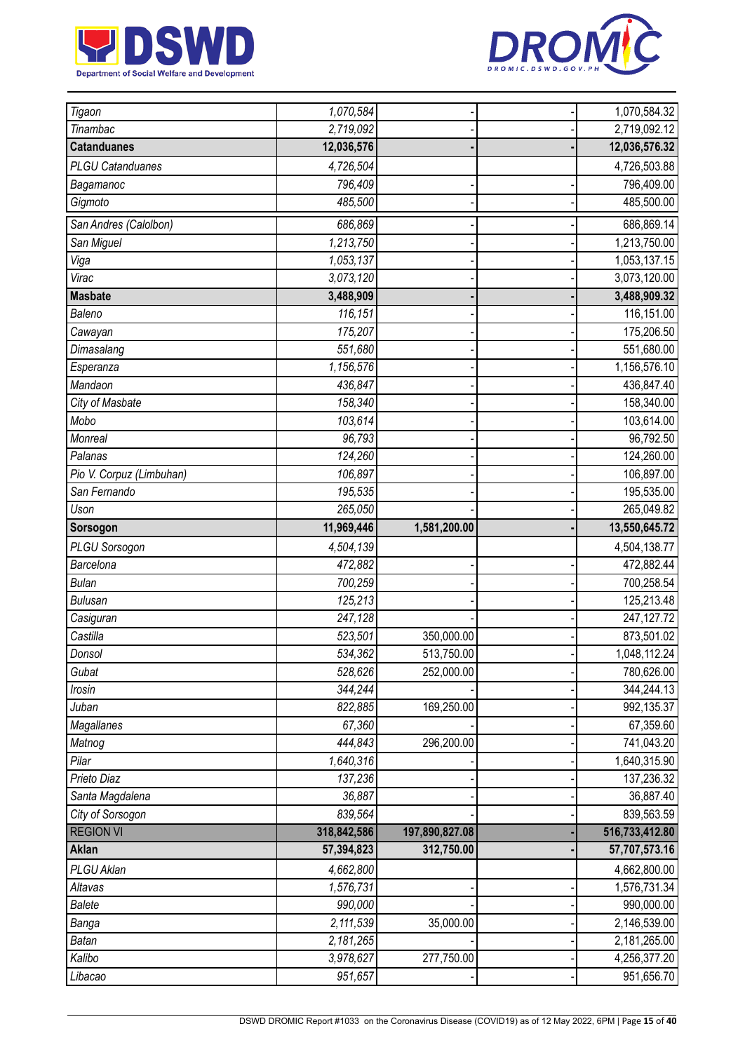| | | | | |
|---|---|---|---|---|
| *Tigaon* | *1,070,584* | - | - | 1,070,584.32 |
| *Tinambac* | *2,719,092* | - | - | 2,719,092.12 |
| **Catanduanes** | **12,036,576** | **-** | **-** | **12,036,576.32** |
| *PLGU Catanduanes* | *4,726,504* | | | 4,726,503.88 |
| *Bagamanoc* | *796,409* | - | - | 796,409.00 |
| *Gigmoto* | *485,500* | - | - | 485,500.00 |
| *San Andres (Calolbon)* | *686,869* | - | - | 686,869.14 |
| *San Miguel* | *1,213,750* | - | - | 1,213,750.00 |
| *Viga* | *1,053,137* | - | - | 1,053,137.15 |
| *Virac* | *3,073,120* | - | - | 3,073,120.00 |
| **Masbate** | **3,488,909** | **-** | **-** | **3,488,909.32** |
| *Baleno* | *116,151* | - | - | 116,151.00 |
| *Cawayan* | *175,207* | - | - | 175,206.50 |
| *Dimasalang* | *551,680* | - | - | 551,680.00 |
| *Esperanza* | *1,156,576* | - | - | 1,156,576.10 |
| *Mandaon* | *436,847* | - | - | 436,847.40 |
| *City of Masbate* | *158,340* | - | - | 158,340.00 |
| *Mobo* | *103,614* | - | - | 103,614.00 |
| *Monreal* | *96,793* | - | - | 96,792.50 |
| *Palanas* | *124,260* | - | - | 124,260.00 |
| *Pio V. Corpuz (Limbuhan)* | *106,897* | - | - | 106,897.00 |
| *San Fernando* | *195,535* | - | - | 195,535.00 |
| *Uson* | *265,050* | - | - | 265,049.82 |
| **Sorsogon** | **11,969,446** | **1,581,200.00** | **-** | **13,550,645.72** |
| *PLGU Sorsogon* | *4,504,139* | | | 4,504,138.77 |
| *Barcelona* | *472,882* | - | - | 472,882.44 |
| *Bulan* | *700,259* | - | - | 700,258.54 |
| *Bulusan* | *125,213* | - | - | 125,213.48 |
| *Casiguran* | *247,128* | - | - | 247,127.72 |
| *Castilla* | *523,501* | 350,000.00 | - | 873,501.02 |
| *Donsol* | *534,362* | 513,750.00 | - | 1,048,112.24 |
| *Gubat* | *528,626* | 252,000.00 | - | 780,626.00 |
| *Irosin* | *344,244* | - | - | 344,244.13 |
| *Juban* | *822,885* | 169,250.00 | - | 992,135.37 |
| *Magallanes* | *67,360* | - | - | 67,359.60 |
| *Matnog* | *444,843* | 296,200.00 | - | 741,043.20 |
| *Pilar* | *1,640,316* | - | - | 1,640,315.90 |
| *Prieto Diaz* | *137,236* | - | - | 137,236.32 |
| *Santa Magdalena* | *36,887* | - | - | 36,887.40 |
| *City of Sorsogon* | *839,564* | - | - | 839,563.59 |
| REGION VI | **318,842,586** | **197,890,827.08** | **-** | **516,733,412.80** |
| **Aklan** | **57,394,823** | **312,750.00** | **-** | **57,707,573.16** |
| *PLGU Aklan* | *4,662,800* | | | 4,662,800.00 |
| *Altavas* | *1,576,731* | - | - | 1,576,731.34 |
| *Balete* | *990,000* | - | - | 990,000.00 |
| *Banga* | *2,111,539* | 35,000.00 | - | 2,146,539.00 |
| *Batan* | *2,181,265* | - | - | 2,181,265.00 |
| *Kalibo* | *3,978,627* | 277,750.00 | - | 4,256,377.20 |
| *Libacao* | *951,657* | - | - | 951,656.70 |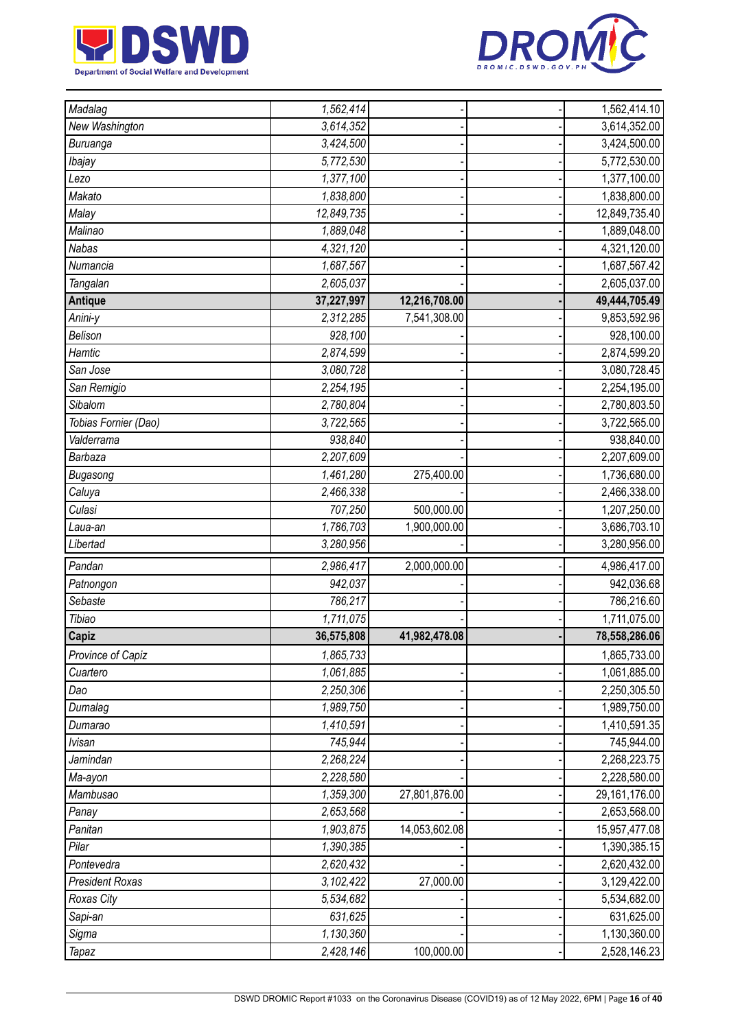| | | | | |
|---|---|---|---|---|
| *Madalag* | *1,562,414* | - | - | 1,562,414.10 |
| *New Washington* | *3,614,352* | - | - | 3,614,352.00 |
| *Buruanga* | *3,424,500* | - | - | 3,424,500.00 |
| *Ibajay* | *5,772,530* | - | - | 5,772,530.00 |
| *Lezo* | *1,377,100* | - | - | 1,377,100.00 |
| *Makato* | *1,838,800* | - | - | 1,838,800.00 |
| *Malay* | *12,849,735* | - | - | 12,849,735.40 |
| *Malinao* | *1,889,048* | - | - | 1,889,048.00 |
| *Nabas* | *4,321,120* | - | - | 4,321,120.00 |
| *Numancia* | *1,687,567* | - | - | 1,687,567.42 |
| *Tangalan* | *2,605,037* | - | - | 2,605,037.00 |
| **Antique** | **37,227,997** | **12,216,708.00** | **-** | **49,444,705.49** |
| *Anini-y* | *2,312,285* | 7,541,308.00 | - | 9,853,592.96 |
| *Belison* | *928,100* | - | - | 928,100.00 |
| *Hamtic* | *2,874,599* | - | - | 2,874,599.20 |
| *San Jose* | *3,080,728* | - | - | 3,080,728.45 |
| *San Remigio* | *2,254,195* | - | - | 2,254,195.00 |
| *Sibalom* | *2,780,804* | - | - | 2,780,803.50 |
| *Tobias Fornier (Dao)* | *3,722,565* | - | - | 3,722,565.00 |
| *Valderrama* | *938,840* | - | - | 938,840.00 |
| *Barbaza* | *2,207,609* | - | - | 2,207,609.00 |
| *Bugasong* | *1,461,280* | 275,400.00 | - | 1,736,680.00 |
| *Caluya* | *2,466,338* | - | - | 2,466,338.00 |
| *Culasi* | *707,250* | 500,000.00 | - | 1,207,250.00 |
| *Laua-an* | *1,786,703* | 1,900,000.00 | - | 3,686,703.10 |
| *Libertad* | *3,280,956* | - | - | 3,280,956.00 |
| *Pandan* | *2,986,417* | 2,000,000.00 | - | 4,986,417.00 |
| *Patnongon* | *942,037* | - | - | 942,036.68 |
| *Sebaste* | *786,217* | - | - | 786,216.60 |
| *Tibiao* | *1,711,075* | - | - | 1,711,075.00 |
| **Capiz** | **36,575,808** | **41,982,478.08** | **-** | **78,558,286.06** |
| *Province of Capiz* | *1,865,733* | | | 1,865,733.00 |
| *Cuartero* | *1,061,885* | - | - | 1,061,885.00 |
| *Dao* | *2,250,306* | - | - | 2,250,305.50 |
| *Dumalag* | *1,989,750* | - | - | 1,989,750.00 |
| *Dumarao* | *1,410,591* | - | - | 1,410,591.35 |
| *Ivisan* | *745,944* | - | - | 745,944.00 |
| *Jamindan* | *2,268,224* | - | - | 2,268,223.75 |
| *Ma-ayon* | *2,228,580* | - | - | 2,228,580.00 |
| *Mambusao* | *1,359,300* | 27,801,876.00 | - | 29,161,176.00 |
| *Panay* | *2,653,568* | - | - | 2,653,568.00 |
| *Panitan* | *1,903,875* | 14,053,602.08 | - | 15,957,477.08 |
| *Pilar* | *1,390,385* | - | - | 1,390,385.15 |
| *Pontevedra* | *2,620,432* | - | - | 2,620,432.00 |
| *President Roxas* | *3,102,422* | 27,000.00 | - | 3,129,422.00 |
| *Roxas City* | *5,534,682* | - | - | 5,534,682.00 |
| *Sapi-an* | *631,625* | - | - | 631,625.00 |
| *Sigma* | *1,130,360* | - | - | 1,130,360.00 |
| *Tapaz* | *2,428,146* | 100,000.00 | - | 2,528,146.23 |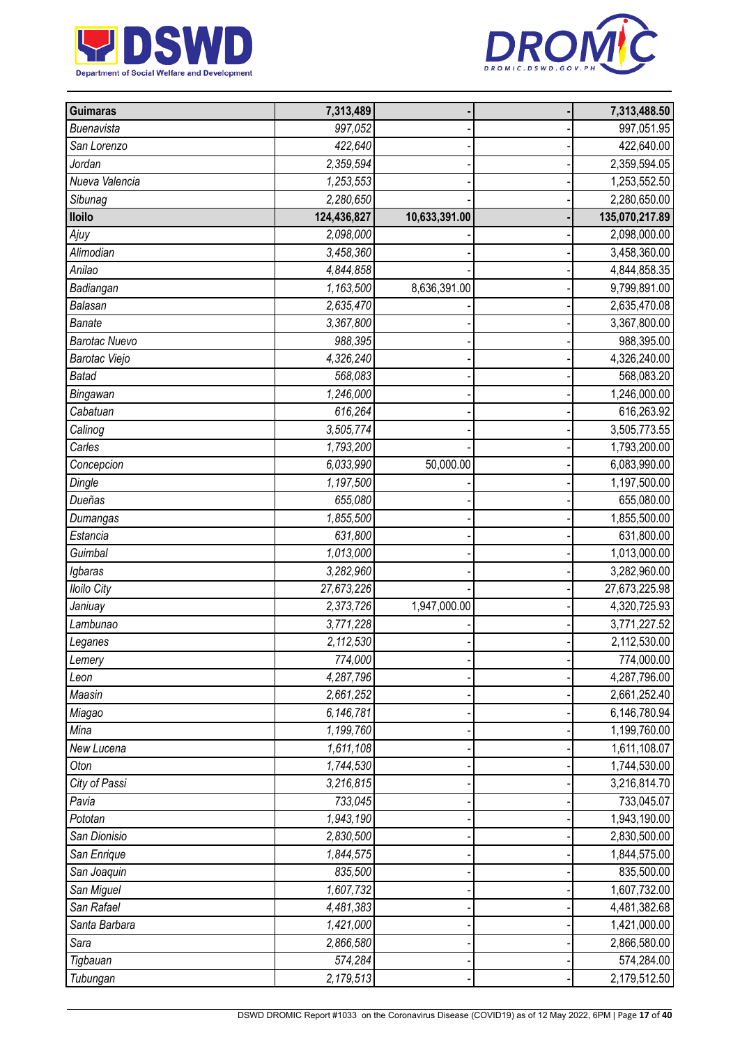| | | | | |
|---|---|---|---|---|
| **Guimaras** | **7,313,489** | **-** | **-** | **7,313,488.50** |
| *Buenavista* | *997,052* | - | - | 997,051.95 |
| *San Lorenzo* | *422,640* | - | - | 422,640.00 |
| *Jordan* | *2,359,594* | - | - | 2,359,594.05 |
| *Nueva Valencia* | *1,253,553* | - | - | 1,253,552.50 |
| *Sibunag* | *2,280,650* | - | - | 2,280,650.00 |
| **Iloilo** | **124,436,827** | **10,633,391.00** | **-** | **135,070,217.89** |
| *Ajuy* | *2,098,000* | - | - | 2,098,000.00 |
| *Alimodian* | *3,458,360* | - | - | 3,458,360.00 |
| *Anilao* | *4,844,858* | - | - | 4,844,858.35 |
| *Badiangan* | *1,163,500* | 8,636,391.00 | - | 9,799,891.00 |
| *Balasan* | *2,635,470* | - | - | 2,635,470.08 |
| *Banate* | *3,367,800* | - | - | 3,367,800.00 |
| *Barotac Nuevo* | *988,395* | - | - | 988,395.00 |
| *Barotac Viejo* | *4,326,240* | - | - | 4,326,240.00 |
| *Batad* | *568,083* | - | - | 568,083.20 |
| *Bingawan* | *1,246,000* | - | - | 1,246,000.00 |
| *Cabatuan* | *616,264* | - | - | 616,263.92 |
| *Calinog* | *3,505,774* | - | - | 3,505,773.55 |
| *Carles* | *1,793,200* | - | - | 1,793,200.00 |
| *Concepcion* | *6,033,990* | 50,000.00 | - | 6,083,990.00 |
| *Dingle* | *1,197,500* | - | - | 1,197,500.00 |
| *Dueñas* | *655,080* | - | - | 655,080.00 |
| *Dumangas* | *1,855,500* | - | - | 1,855,500.00 |
| *Estancia* | *631,800* | - | - | 631,800.00 |
| *Guimbal* | *1,013,000* | - | - | 1,013,000.00 |
| *Igbaras* | *3,282,960* | - | - | 3,282,960.00 |
| *Iloilo City* | *27,673,226* | - | - | 27,673,225.98 |
| *Janiuay* | *2,373,726* | 1,947,000.00 | - | 4,320,725.93 |
| *Lambunao* | *3,771,228* | - | - | 3,771,227.52 |
| *Leganes* | *2,112,530* | - | - | 2,112,530.00 |
| *Lemery* | *774,000* | - | - | 774,000.00 |
| *Leon* | *4,287,796* | - | - | 4,287,796.00 |
| *Maasin* | *2,661,252* | - | - | 2,661,252.40 |
| *Miagao* | *6,146,781* | - | - | 6,146,780.94 |
| *Mina* | *1,199,760* | - | - | 1,199,760.00 |
| *New Lucena* | *1,611,108* | - | - | 1,611,108.07 |
| *Oton* | *1,744,530* | - | - | 1,744,530.00 |
| *City of Passi* | *3,216,815* | - | - | 3,216,814.70 |
| *Pavia* | *733,045* | - | - | 733,045.07 |
| *Pototan* | *1,943,190* | - | - | 1,943,190.00 |
| *San Dionisio* | *2,830,500* | - | - | 2,830,500.00 |
| *San Enrique* | *1,844,575* | - | - | 1,844,575.00 |
| *San Joaquin* | *835,500* | - | - | 835,500.00 |
| *San Miguel* | *1,607,732* | - | - | 1,607,732.00 |
| *San Rafael* | *4,481,383* | - | - | 4,481,382.68 |
| *Santa Barbara* | *1,421,000* | - | - | 1,421,000.00 |
| *Sara* | *2,866,580* | - | - | 2,866,580.00 |
| *Tigbauan* | *574,284* | - | - | 574,284.00 |
| *Tubungan* | *2,179,513* | - | - | 2,179,512.50 |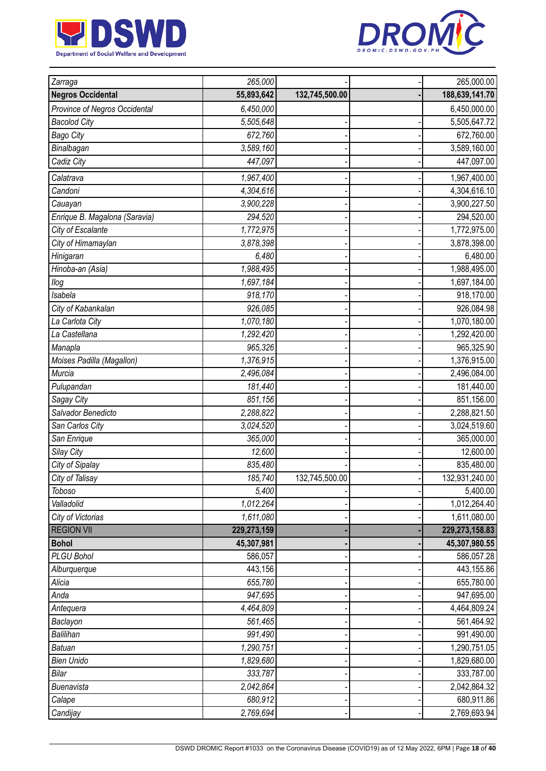| | | | | |
|---|---|---|---|---|
| *Zarraga* | *265,000* | - | - | 265,000.00 |
| **Negros Occidental** | **55,893,642** | **132,745,500.00** | **-** | **188,639,141.70** |
| *Province of Negros Occidental* | *6,450,000* | | | 6,450,000.00 |
| *Bacolod City* | *5,505,648* | - | - | 5,505,647.72 |
| *Bago City* | *672,760* | - | - | 672,760.00 |
| *Binalbagan* | *3,589,160* | - | - | 3,589,160.00 |
| *Cadiz City* | *447,097* | - | - | 447,097.00 |
| *Calatrava* | *1,967,400* | - | - | 1,967,400.00 |
| *Candoni* | *4,304,616* | - | - | 4,304,616.10 |
| *Cauayan* | *3,900,228* | - | - | 3,900,227.50 |
| *Enrique B. Magalona (Saravia)* | *294,520* | - | - | 294,520.00 |
| *City of Escalante* | *1,772,975* | - | - | 1,772,975.00 |
| *City of Himamaylan* | *3,878,398* | - | - | 3,878,398.00 |
| *Hinigaran* | *6,480* | - | - | 6,480.00 |
| *Hinoba-an (Asia)* | *1,988,495* | - | - | 1,988,495.00 |
| *Ilog* | *1,697,184* | - | - | 1,697,184.00 |
| *Isabela* | *918,170* | - | - | 918,170.00 |
| *City of Kabankalan* | *926,085* | - | - | 926,084.98 |
| *La Carlota City* | *1,070,180* | - | - | 1,070,180.00 |
| *La Castellana* | *1,292,420* | - | - | 1,292,420.00 |
| *Manapla* | *965,326* | - | - | 965,325.90 |
| *Moises Padilla (Magallon)* | *1,376,915* | - | - | 1,376,915.00 |
| *Murcia* | *2,496,084* | - | - | 2,496,084.00 |
| *Pulupandan* | *181,440* | - | - | 181,440.00 |
| *Sagay City* | *851,156* | - | - | 851,156.00 |
| *Salvador Benedicto* | *2,288,822* | - | - | 2,288,821.50 |
| *San Carlos City* | *3,024,520* | - | - | 3,024,519.60 |
| *San Enrique* | *365,000* | - | - | 365,000.00 |
| *Silay City* | *12,600* | - | - | 12,600.00 |
| *City of Sipalay* | *835,480* | - | - | 835,480.00 |
| *City of Talisay* | *185,740* | 132,745,500.00 | - | 132,931,240.00 |
| *Toboso* | *5,400* | - | - | 5,400.00 |
| *Valladolid* | *1,012,264* | - | - | 1,012,264.40 |
| *City of Victorias* | *1,611,080* | - | - | 1,611,080.00 |
| REGION VII | **229,273,159** | **-** | **-** | **229,273,158.83** |
| **Bohol** | **45,307,981** | **-** | **-** | **45,307,980.55** |
| *PLGU Bohol* | 586,057 | - | - | 586,057.28 |
| *Alburquerque* | 443,156 | - | - | 443,155.86 |
| *Alicia* | *655,780* | - | - | 655,780.00 |
| *Anda* | *947,695* | - | - | 947,695.00 |
| *Antequera* | *4,464,809* | - | - | 4,464,809.24 |
| *Baclayon* | *561,465* | - | - | 561,464.92 |
| *Balilihan* | *991,490* | - | - | 991,490.00 |
| *Batuan* | *1,290,751* | - | - | 1,290,751.05 |
| *Bien Unido* | *1,829,680* | - | - | 1,829,680.00 |
| *Bilar* | *333,787* | - | - | 333,787.00 |
| *Buenavista* | *2,042,864* | - | - | 2,042,864.32 |
| *Calape* | *680,912* | - | - | 680,911.86 |
| *Candijay* | *2,769,694* | - | - | 2,769,693.94 |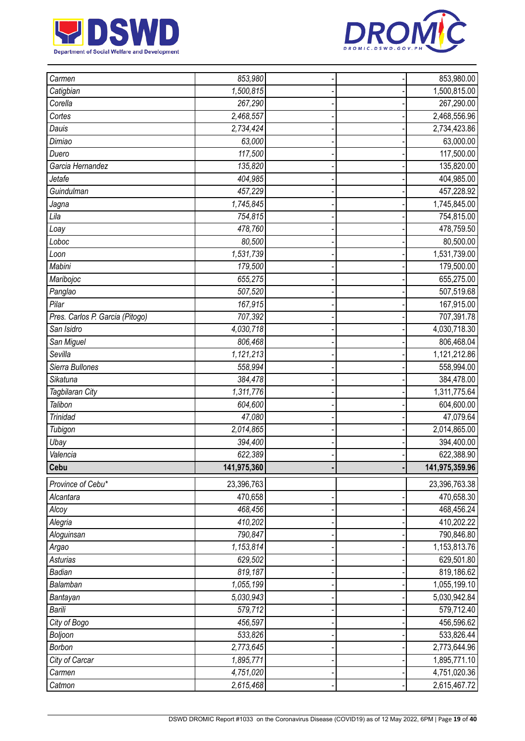| | | | | |
|---|---|---|---|---|
| *Carmen* | *853,980* | - | - | 853,980.00 |
| *Catigbian* | *1,500,815* | - | - | 1,500,815.00 |
| *Corella* | *267,290* | - | - | 267,290.00 |
| *Cortes* | *2,468,557* | - | - | 2,468,556.96 |
| *Dauis* | *2,734,424* | - | - | 2,734,423.86 |
| *Dimiao* | *63,000* | - | - | 63,000.00 |
| *Duero* | *117,500* | - | - | 117,500.00 |
| *Garcia Hernandez* | *135,820* | - | - | 135,820.00 |
| *Jetafe* | *404,985* | - | - | 404,985.00 |
| *Guindulman* | *457,229* | - | - | 457,228.92 |
| *Jagna* | *1,745,845* | - | - | 1,745,845.00 |
| *Lila* | *754,815* | - | - | 754,815.00 |
| *Loay* | *478,760* | - | - | 478,759.50 |
| *Loboc* | *80,500* | - | - | 80,500.00 |
| *Loon* | *1,531,739* | - | - | 1,531,739.00 |
| *Mabini* | *179,500* | - | - | 179,500.00 |
| *Maribojoc* | *655,275* | - | - | 655,275.00 |
| *Panglao* | *507,520* | - | - | 507,519.68 |
| *Pilar* | *167,915* | - | - | 167,915.00 |
| *Pres. Carlos P. Garcia (Pitogo)* | *707,392* | - | - | 707,391.78 |
| *San Isidro* | *4,030,718* | - | - | 4,030,718.30 |
| *San Miguel* | *806,468* | - | - | 806,468.04 |
| *Sevilla* | *1,121,213* | - | - | 1,121,212.86 |
| *Sierra Bullones* | *558,994* | - | - | 558,994.00 |
| *Sikatuna* | *384,478* | - | - | 384,478.00 |
| *Tagbilaran City* | *1,311,776* | - | - | 1,311,775.64 |
| *Talibon* | *604,600* | - | - | 604,600.00 |
| *Trinidad* | *47,080* | - | - | 47,079.64 |
| *Tubigon* | *2,014,865* | - | - | 2,014,865.00 |
| *Ubay* | *394,400* | - | - | 394,400.00 |
| *Valencia* | *622,389* | - | - | 622,388.90 |
| **Cebu** | **141,975,360** | **-** | **-** | **141,975,359.96** |
| *Province of Cebu** | 23,396,763 | | | 23,396,763.38 |
| *Alcantara* | *470,658* | - | - | 470,658.30 |
| *Alcoy* | *468,456* | - | - | 468,456.24 |
| *Alegria* | *410,202* | - | - | 410,202.22 |
| *Aloguinsan* | *790,847* | - | - | 790,846.80 |
| *Argao* | *1,153,814* | - | - | 1,153,813.76 |
| *Asturias* | *629,502* | - | - | 629,501.80 |
| *Badian* | *819,187* | - | - | 819,186.62 |
| *Balamban* | *1,055,199* | - | - | 1,055,199.10 |
| *Bantayan* | *5,030,943* | - | - | 5,030,942.84 |
| *Barili* | *579,712* | - | - | 579,712.40 |
| *City of Bogo* | *456,597* | - | - | 456,596.62 |
| *Boljoon* | *533,826* | - | - | 533,826.44 |
| *Borbon* | *2,773,645* | - | - | 2,773,644.96 |
| *City of Carcar* | *1,895,771* | - | - | 1,895,771.10 |
| *Carmen* | *4,751,020* | - | - | 4,751,020.36 |
| *Catmon* | *2,615,468* | - | - | 2,615,467.72 |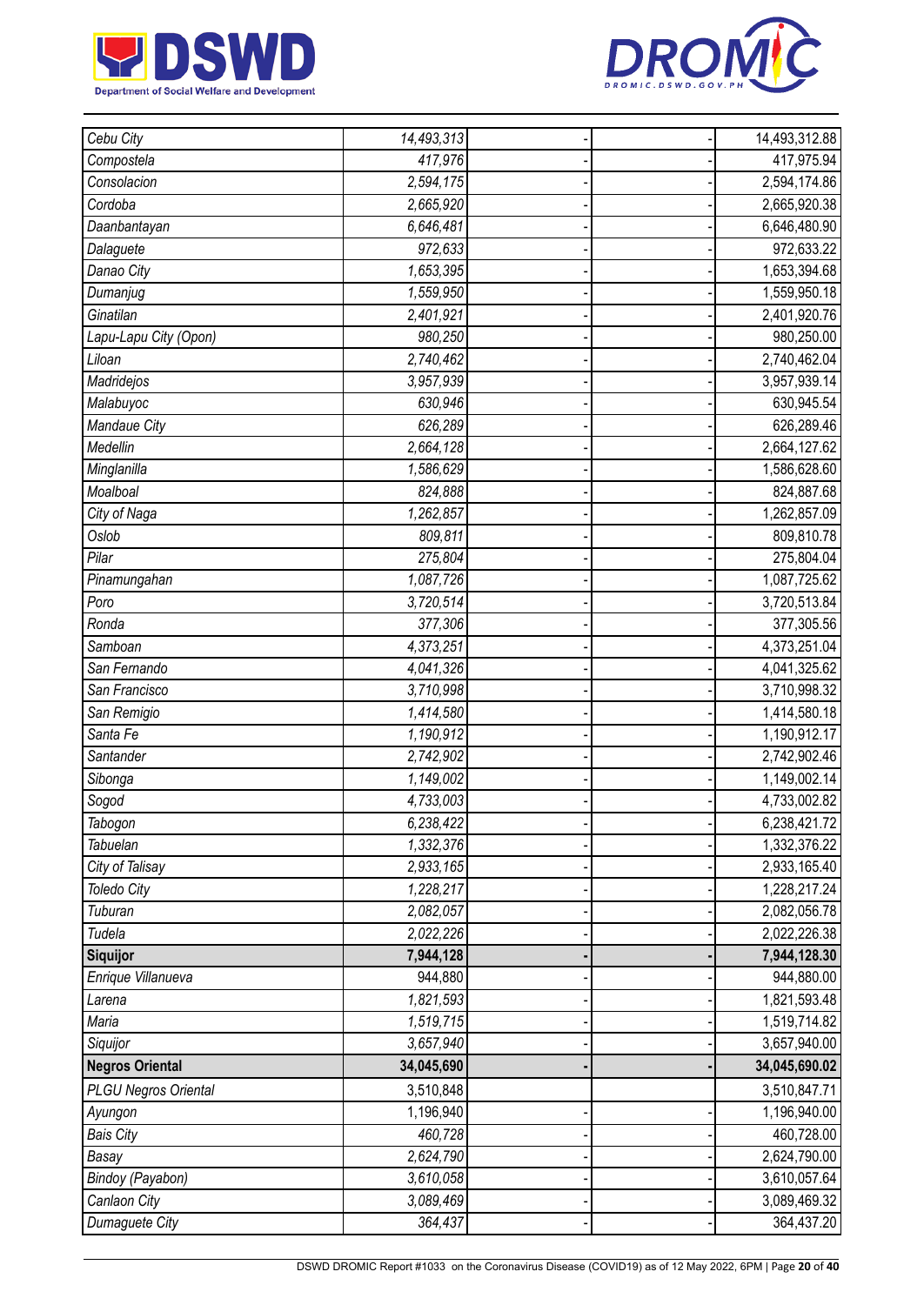| | | | | |
|---|---|---|---|---|
| *Cebu City* | *14,493,313* | - | - | 14,493,312.88 |
| *Compostela* | *417,976* | - | - | 417,975.94 |
| *Consolacion* | *2,594,175* | - | - | 2,594,174.86 |
| *Cordoba* | *2,665,920* | - | - | 2,665,920.38 |
| *Daanbantayan* | *6,646,481* | - | - | 6,646,480.90 |
| *Dalaguete* | *972,633* | - | - | 972,633.22 |
| *Danao City* | *1,653,395* | - | - | 1,653,394.68 |
| *Dumanjug* | *1,559,950* | - | - | 1,559,950.18 |
| *Ginatilan* | *2,401,921* | - | - | 2,401,920.76 |
| *Lapu-Lapu City (Opon)* | *980,250* | - | - | 980,250.00 |
| *Liloan* | *2,740,462* | - | - | 2,740,462.04 |
| *Madridejos* | *3,957,939* | - | - | 3,957,939.14 |
| *Malabuyoc* | *630,946* | - | - | 630,945.54 |
| *Mandaue City* | *626,289* | - | - | 626,289.46 |
| *Medellin* | *2,664,128* | - | - | 2,664,127.62 |
| *Minglanilla* | *1,586,629* | - | - | 1,586,628.60 |
| *Moalboal* | *824,888* | - | - | 824,887.68 |
| *City of Naga* | *1,262,857* | - | - | 1,262,857.09 |
| *Oslob* | *809,811* | - | - | 809,810.78 |
| *Pilar* | *275,804* | - | - | 275,804.04 |
| *Pinamungahan* | *1,087,726* | - | - | 1,087,725.62 |
| *Poro* | *3,720,514* | - | - | 3,720,513.84 |
| *Ronda* | *377,306* | - | - | 377,305.56 |
| *Samboan* | *4,373,251* | - | - | 4,373,251.04 |
| *San Fernando* | *4,041,326* | - | - | 4,041,325.62 |
| *San Francisco* | *3,710,998* | - | - | 3,710,998.32 |
| *San Remigio* | *1,414,580* | - | - | 1,414,580.18 |
| *Santa Fe* | *1,190,912* | - | - | 1,190,912.17 |
| *Santander* | *2,742,902* | - | - | 2,742,902.46 |
| *Sibonga* | *1,149,002* | - | - | 1,149,002.14 |
| *Sogod* | *4,733,003* | - | - | 4,733,002.82 |
| *Tabogon* | *6,238,422* | - | - | 6,238,421.72 |
| *Tabuelan* | *1,332,376* | - | - | 1,332,376.22 |
| *City of Talisay* | *2,933,165* | - | - | 2,933,165.40 |
| *Toledo City* | *1,228,217* | - | - | 1,228,217.24 |
| *Tuburan* | *2,082,057* | - | - | 2,082,056.78 |
| *Tudela* | *2,022,226* | - | - | 2,022,226.38 |
| **Siquijor** | **7,944,128** | **-** | **-** | **7,944,128.30** |
| *Enrique Villanueva* | 944,880 | - | - | 944,880.00 |
| *Larena* | *1,821,593* | - | - | 1,821,593.48 |
| *Maria* | *1,519,715* | - | - | 1,519,714.82 |
| *Siquijor* | *3,657,940* | - | - | 3,657,940.00 |
| **Negros Oriental** | **34,045,690** | **-** | **-** | **34,045,690.02** |
| *PLGU Negros Oriental* | 3,510,848 | | | 3,510,847.71 |
| *Ayungon* | 1,196,940 | - | - | 1,196,940.00 |
| *Bais City* | *460,728* | - | - | 460,728.00 |
| *Basay* | *2,624,790* | - | - | 2,624,790.00 |
| *Bindoy (Payabon)* | *3,610,058* | - | - | 3,610,057.64 |
| *Canlaon City* | *3,089,469* | - | - | 3,089,469.32 |
| *Dumaguete City* | *364,437* | - | - | 364,437.20 |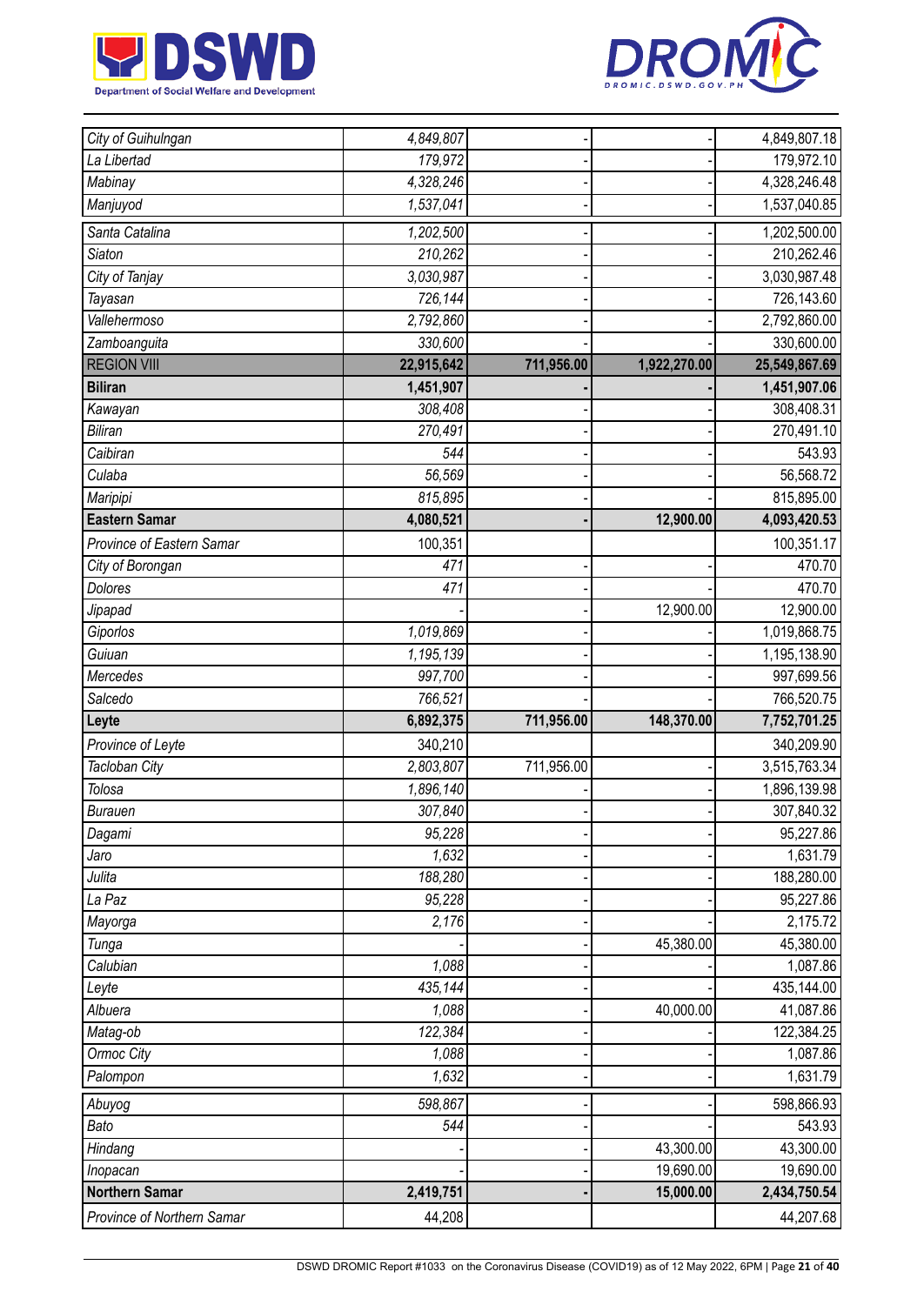| | | | | |
|---|---|---|---|---|
| City of Guihulngan | 4,849,807 | - | - | 4,849,807.18 |
| La Libertad | 179,972 | - | - | 179,972.10 |
| Mabinay | 4,328,246 | - | - | 4,328,246.48 |
| Manjuyod | 1,537,041 | - | - | 1,537,040.85 |
| Santa Catalina | 1,202,500 | - | - | 1,202,500.00 |
| Siaton | 210,262 | - | - | 210,262.46 |
| City of Tanjay | 3,030,987 | - | - | 3,030,987.48 |
| Tayasan | 726,144 | - | - | 726,143.60 |
| Vallehermoso | 2,792,860 | - | - | 2,792,860.00 |
| Zamboanguita | 330,600 | - | - | 330,600.00 |
| REGION VIII | **22,915,642** | **711,956.00** | **1,922,270.00** | **25,549,867.69** |
| **Biliran** | **1,451,907** | **-** | **-** | **1,451,907.06** |
| Kawayan | 308,408 | - | - | 308,408.31 |
| Biliran | 270,491 | - | - | 270,491.10 |
| Caibiran | 544 | - | - | 543.93 |
| Culaba | 56,569 | - | - | 56,568.72 |
| Maripipi | 815,895 | - | - | 815,895.00 |
| **Eastern Samar** | **4,080,521** | **-** | **12,900.00** | **4,093,420.53** |
| Province of Eastern Samar | 100,351 | | | 100,351.17 |
| City of Borongan | 471 | - | - | 470.70 |
| Dolores | 471 | - | - | 470.70 |
| Jipapad | - | - | 12,900.00 | 12,900.00 |
| Giporlos | 1,019,869 | - | - | 1,019,868.75 |
| Guiuan | 1,195,139 | - | - | 1,195,138.90 |
| Mercedes | 997,700 | - | - | 997,699.56 |
| Salcedo | 766,521 | - | - | 766,520.75 |
| **Leyte** | **6,892,375** | **711,956.00** | **148,370.00** | **7,752,701.25** |
| Province of Leyte | 340,210 | | | 340,209.90 |
| Tacloban City | 2,803,807 | 711,956.00 | - | 3,515,763.34 |
| Tolosa | 1,896,140 | - | - | 1,896,139.98 |
| Burauen | 307,840 | - | - | 307,840.32 |
| Dagami | 95,228 | - | - | 95,227.86 |
| Jaro | 1,632 | - | - | 1,631.79 |
| Julita | 188,280 | - | - | 188,280.00 |
| La Paz | 95,228 | - | - | 95,227.86 |
| Mayorga | 2,176 | - | - | 2,175.72 |
| Tunga | - | - | 45,380.00 | 45,380.00 |
| Calubian | 1,088 | - | - | 1,087.86 |
| Leyte | 435,144 | - | - | 435,144.00 |
| Albuera | 1,088 | - | 40,000.00 | 41,087.86 |
| Matag-ob | 122,384 | - | - | 122,384.25 |
| Ormoc City | 1,088 | - | - | 1,087.86 |
| Palompon | 1,632 | - | - | 1,631.79 |
| Abuyog | 598,867 | - | - | 598,866.93 |
| Bato | 544 | - | - | 543.93 |
| Hindang | - | - | 43,300.00 | 43,300.00 |
| Inopacan | - | - | 19,690.00 | 19,690.00 |
| **Northern Samar** | **2,419,751** | **-** | **15,000.00** | **2,434,750.54** |
| Province of Northern Samar | 44,208 | | | 44,207.68 |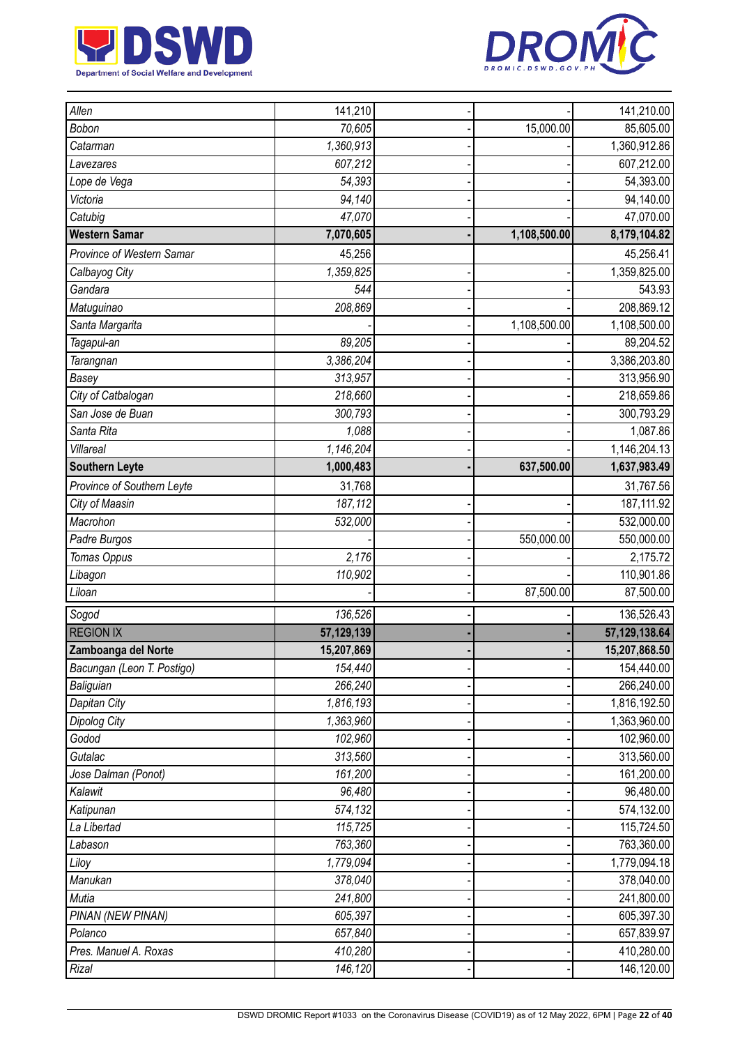| | | | | |
|---|---|---|---|---|
| *Allen* | *141,210* | - | - | 141,210.00 |
| *Bobon* | *70,605* | - | 15,000.00 | 85,605.00 |
| *Catarman* | *1,360,913* | - | - | 1,360,912.86 |
| *Lavezares* | *607,212* | - | - | 607,212.00 |
| *Lope de Vega* | *54,393* | - | - | 54,393.00 |
| *Victoria* | *94,140* | - | - | 94,140.00 |
| *Catubig* | *47,070* | - | - | 47,070.00 |
| **Western Samar** | **7,070,605** | **-** | **1,108,500.00** | **8,179,104.82** |
| *Province of Western Samar* | 45,256 | | | 45,256.41 |
| *Calbayog City* | *1,359,825* | - | - | 1,359,825.00 |
| *Gandara* | *544* | - | - | 543.93 |
| *Matuguinao* | *208,869* | - | - | 208,869.12 |
| *Santa Margarita* | - | - | 1,108,500.00 | 1,108,500.00 |
| *Tagapul-an* | *89,205* | - | - | 89,204.52 |
| *Tarangnan* | *3,386,204* | - | - | 3,386,203.80 |
| *Basey* | *313,957* | - | - | 313,956.90 |
| *City of Catbalogan* | *218,660* | - | - | 218,659.86 |
| *San Jose de Buan* | *300,793* | - | - | 300,793.29 |
| *Santa Rita* | *1,088* | - | - | 1,087.86 |
| *Villareal* | *1,146,204* | - | - | 1,146,204.13 |
| **Southern Leyte** | **1,000,483** | **-** | **637,500.00** | **1,637,983.49** |
| *Province of Southern Leyte* | 31,768 | | | 31,767.56 |
| *City of Maasin* | *187,112* | - | - | 187,111.92 |
| *Macrohon* | *532,000* | - | - | 532,000.00 |
| *Padre Burgos* | - | - | 550,000.00 | 550,000.00 |
| *Tomas Oppus* | *2,176* | - | - | 2,175.72 |
| *Libagon* | *110,902* | - | - | 110,901.86 |
| *Liloan* | - | - | 87,500.00 | 87,500.00 |
| *Sogod* | *136,526* | - | - | 136,526.43 |
| REGION IX | **57,129,139** | **-** | **-** | **57,129,138.64** |
| **Zamboanga del Norte** | **15,207,869** | **-** | **-** | **15,207,868.50** |
| *Bacungan (Leon T. Postigo)* | *154,440* | - | - | 154,440.00 |
| *Baliguian* | *266,240* | - | - | 266,240.00 |
| *Dapitan City* | *1,816,193* | - | - | 1,816,192.50 |
| *Dipolog City* | *1,363,960* | - | - | 1,363,960.00 |
| *Godod* | *102,960* | - | - | 102,960.00 |
| *Gutalac* | *313,560* | - | - | 313,560.00 |
| *Jose Dalman (Ponot)* | *161,200* | - | - | 161,200.00 |
| *Kalawit* | *96,480* | - | - | 96,480.00 |
| *Katipunan* | *574,132* | - | - | 574,132.00 |
| *La Libertad* | *115,725* | - | - | 115,724.50 |
| *Labason* | *763,360* | - | - | 763,360.00 |
| *Liloy* | *1,779,094* | - | - | 1,779,094.18 |
| *Manukan* | *378,040* | - | - | 378,040.00 |
| *Mutia* | *241,800* | - | - | 241,800.00 |
| *PINAN (NEW PINAN)* | *605,397* | - | - | 605,397.30 |
| *Polanco* | *657,840* | - | - | 657,839.97 |
| *Pres. Manuel A. Roxas* | *410,280* | - | - | 410,280.00 |
| *Rizal* | *146,120* | - | - | 146,120.00 |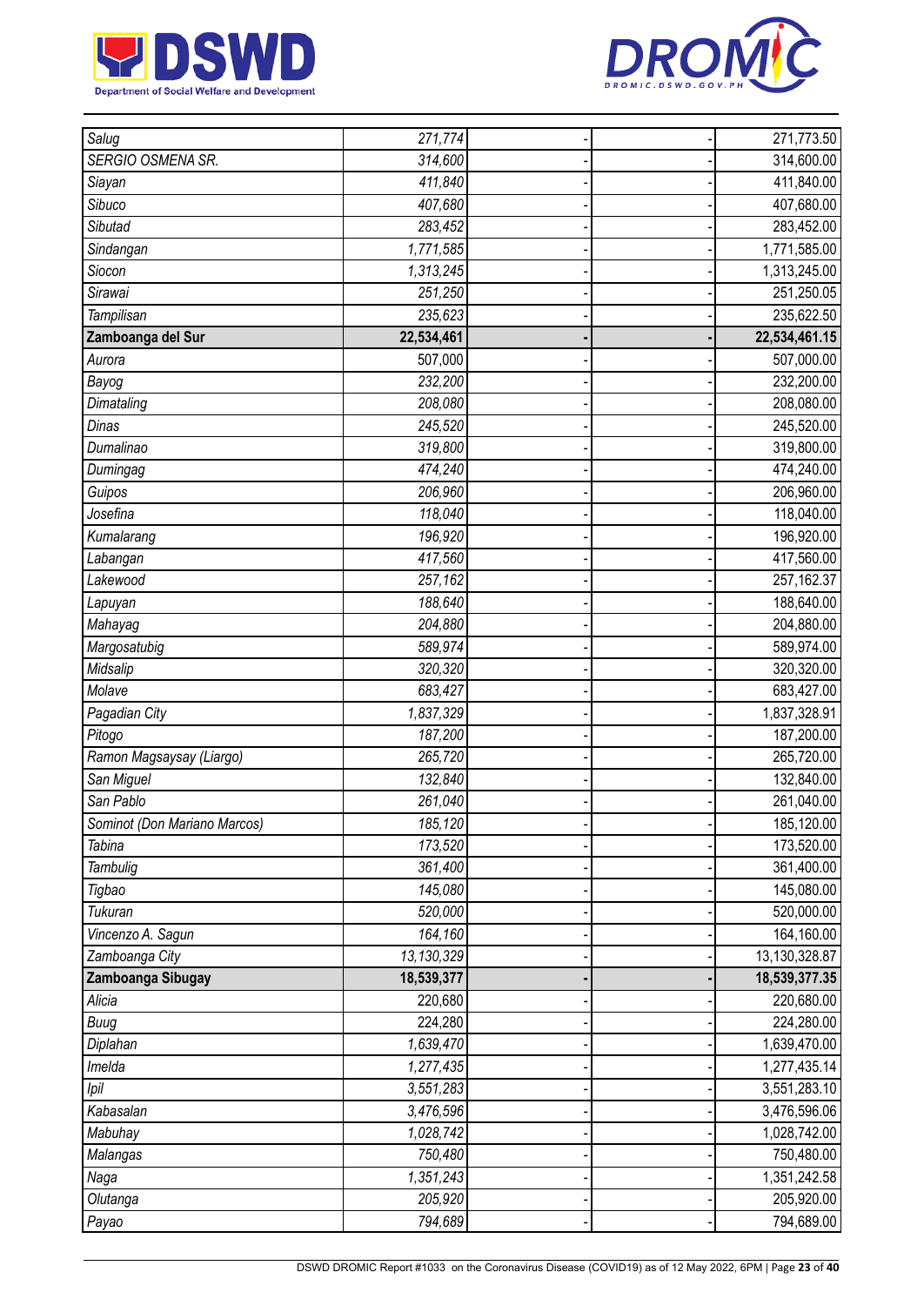| | | | | |
|---|---|---|---|---|
| Salug | 271,774 | - | - | 271,773.50 |
| SERGIO OSMENA SR. | 314,600 | - | - | 314,600.00 |
| Siayan | 411,840 | - | - | 411,840.00 |
| Sibuco | 407,680 | - | - | 407,680.00 |
| Sibutad | 283,452 | - | - | 283,452.00 |
| Sindangan | 1,771,585 | - | - | 1,771,585.00 |
| Siocon | 1,313,245 | - | - | 1,313,245.00 |
| Sirawai | 251,250 | - | - | 251,250.05 |
| Tampilisan | 235,623 | - | - | 235,622.50 |
| **Zamboanga del Sur** | **22,534,461** | **-** | **-** | **22,534,461.15** |
| Aurora | 507,000 | - | - | 507,000.00 |
| Bayog | 232,200 | - | - | 232,200.00 |
| Dimataling | 208,080 | - | - | 208,080.00 |
| Dinas | 245,520 | - | - | 245,520.00 |
| Dumalinao | 319,800 | - | - | 319,800.00 |
| Dumingag | 474,240 | - | - | 474,240.00 |
| Guipos | 206,960 | - | - | 206,960.00 |
| Josefina | 118,040 | - | - | 118,040.00 |
| Kumalarang | 196,920 | - | - | 196,920.00 |
| Labangan | 417,560 | - | - | 417,560.00 |
| Lakewood | 257,162 | - | - | 257,162.37 |
| Lapuyan | 188,640 | - | - | 188,640.00 |
| Mahayag | 204,880 | - | - | 204,880.00 |
| Margosatubig | 589,974 | - | - | 589,974.00 |
| Midsalip | 320,320 | - | - | 320,320.00 |
| Molave | 683,427 | - | - | 683,427.00 |
| Pagadian City | 1,837,329 | - | - | 1,837,328.91 |
| Pitogo | 187,200 | - | - | 187,200.00 |
| Ramon Magsaysay (Liargo) | 265,720 | - | - | 265,720.00 |
| San Miguel | 132,840 | - | - | 132,840.00 |
| San Pablo | 261,040 | - | - | 261,040.00 |
| Sominot (Don Mariano Marcos) | 185,120 | - | - | 185,120.00 |
| Tabina | 173,520 | - | - | 173,520.00 |
| Tambulig | 361,400 | - | - | 361,400.00 |
| Tigbao | 145,080 | - | - | 145,080.00 |
| Tukuran | 520,000 | - | - | 520,000.00 |
| Vincenzo A. Sagun | 164,160 | - | - | 164,160.00 |
| Zamboanga City | 13,130,329 | - | - | 13,130,328.87 |
| **Zamboanga Sibugay** | **18,539,377** | **-** | **-** | **18,539,377.35** |
| Alicia | 220,680 | - | - | 220,680.00 |
| Buug | 224,280 | - | - | 224,280.00 |
| Diplahan | 1,639,470 | - | - | 1,639,470.00 |
| Imelda | 1,277,435 | - | - | 1,277,435.14 |
| Ipil | 3,551,283 | - | - | 3,551,283.10 |
| Kabasalan | 3,476,596 | - | - | 3,476,596.06 |
| Mabuhay | 1,028,742 | - | - | 1,028,742.00 |
| Malangas | 750,480 | - | - | 750,480.00 |
| Naga | 1,351,243 | - | - | 1,351,242.58 |
| Olutanga | 205,920 | - | - | 205,920.00 |
| Payao | 794,689 | - | - | 794,689.00 |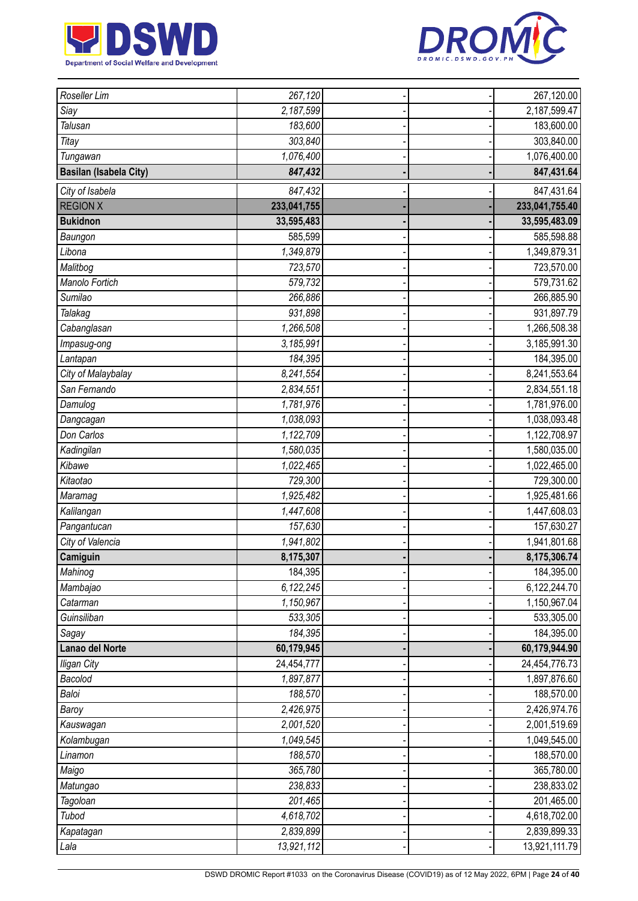| | | | | |
|---|---|---|---|---|
| *Roseller Lim* | *267,120* | - | - | 267,120.00 |
| *Siay* | *2,187,599* | - | - | 2,187,599.47 |
| *Talusan* | *183,600* | - | - | 183,600.00 |
| *Titay* | *303,840* | - | - | 303,840.00 |
| *Tungawan* | *1,076,400* | - | - | 1,076,400.00 |
| **Basilan (Isabela City)** | ***847,432*** | **-** | **-** | **847,431.64** |
| *City of Isabela* | *847,432* | - | - | 847,431.64 |
| REGION X | **233,041,755** | **-** | **-** | **233,041,755.40** |
| **Bukidnon** | **33,595,483** | **-** | **-** | **33,595,483.09** |
| *Baungon* | 585,599 | - | - | 585,598.88 |
| *Libona* | *1,349,879* | - | - | 1,349,879.31 |
| *Malitbog* | *723,570* | - | - | 723,570.00 |
| *Manolo Fortich* | *579,732* | - | - | 579,731.62 |
| *Sumilao* | *266,886* | - | - | 266,885.90 |
| *Talakag* | *931,898* | - | - | 931,897.79 |
| *Cabanglasan* | *1,266,508* | - | - | 1,266,508.38 |
| *Impasug-ong* | *3,185,991* | - | - | 3,185,991.30 |
| *Lantapan* | *184,395* | - | - | 184,395.00 |
| *City of Malaybalay* | *8,241,554* | - | - | 8,241,553.64 |
| *San Fernando* | *2,834,551* | - | - | 2,834,551.18 |
| *Damulog* | *1,781,976* | - | - | 1,781,976.00 |
| *Dangcagan* | *1,038,093* | - | - | 1,038,093.48 |
| *Don Carlos* | *1,122,709* | - | - | 1,122,708.97 |
| *Kadingilan* | *1,580,035* | - | - | 1,580,035.00 |
| *Kibawe* | *1,022,465* | - | - | 1,022,465.00 |
| *Kitaotao* | *729,300* | - | - | 729,300.00 |
| *Maramag* | *1,925,482* | - | - | 1,925,481.66 |
| *Kalilangan* | *1,447,608* | - | - | 1,447,608.03 |
| *Pangantucan* | *157,630* | - | - | 157,630.27 |
| *City of Valencia* | *1,941,802* | - | - | 1,941,801.68 |
| **Camiguin** | **8,175,307** | **-** | **-** | **8,175,306.74** |
| *Mahinog* | 184,395 | - | - | 184,395.00 |
| *Mambajao* | *6,122,245* | - | - | 6,122,244.70 |
| *Catarman* | *1,150,967* | - | - | 1,150,967.04 |
| *Guinsiliban* | *533,305* | - | - | 533,305.00 |
| *Sagay* | *184,395* | - | - | 184,395.00 |
| **Lanao del Norte** | **60,179,945** | **-** | **-** | **60,179,944.90** |
| *Iligan City* | 24,454,777 | - | - | 24,454,776.73 |
| *Bacolod* | *1,897,877* | - | - | 1,897,876.60 |
| *Baloi* | *188,570* | - | - | 188,570.00 |
| *Baroy* | *2,426,975* | - | - | 2,426,974.76 |
| *Kauswagan* | *2,001,520* | - | - | 2,001,519.69 |
| *Kolambugan* | *1,049,545* | - | - | 1,049,545.00 |
| *Linamon* | *188,570* | - | - | 188,570.00 |
| *Maigo* | *365,780* | - | - | 365,780.00 |
| *Matungao* | *238,833* | - | - | 238,833.02 |
| *Tagoloan* | *201,465* | - | - | 201,465.00 |
| *Tubod* | *4,618,702* | - | - | 4,618,702.00 |
| *Kapatagan* | *2,839,899* | - | - | 2,839,899.33 |
| *Lala* | *13,921,112* | - | - | 13,921,111.79 |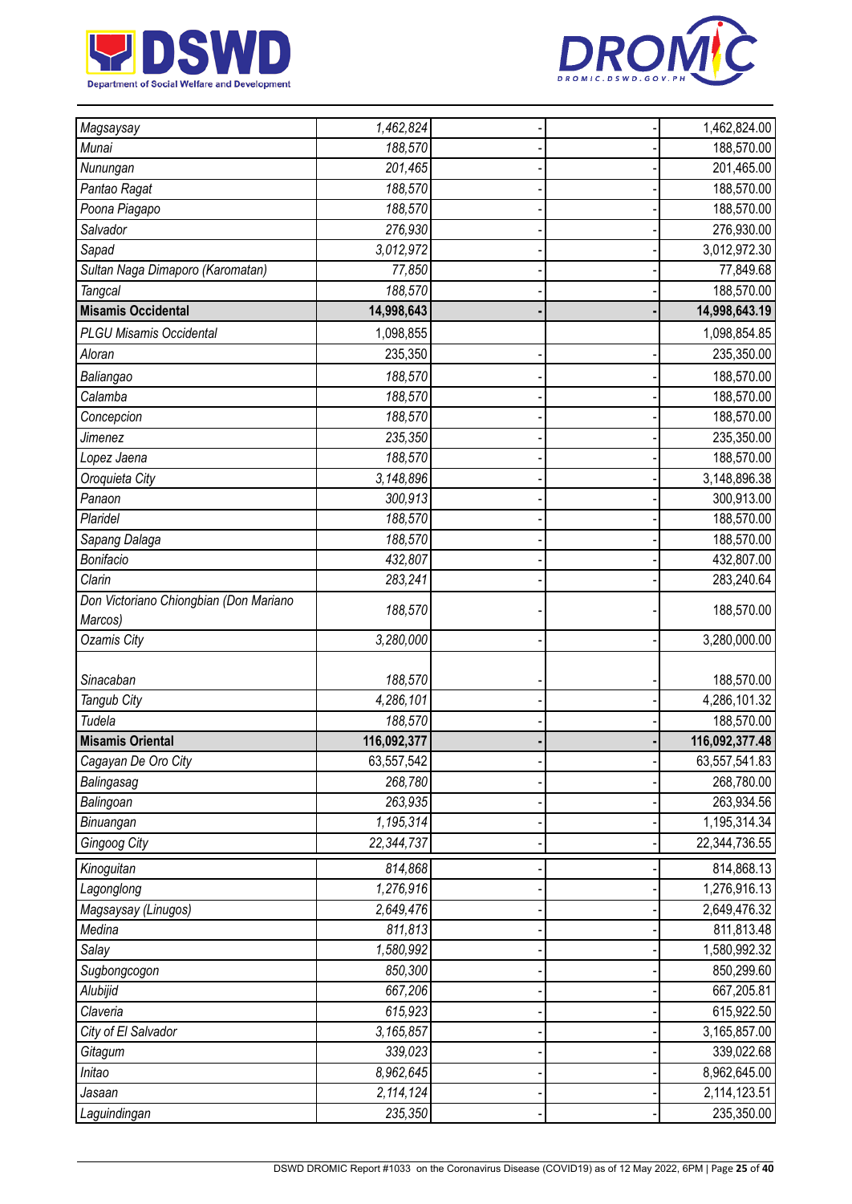| | | | | |
|---|---|---|---|---|
| Magsaysay | 1,462,824 | - | - | 1,462,824.00 |
| Munai | 188,570 | - | - | 188,570.00 |
| Nunungan | 201,465 | - | - | 201,465.00 |
| Pantao Ragat | 188,570 | - | - | 188,570.00 |
| Poona Piagapo | 188,570 | - | - | 188,570.00 |
| Salvador | 276,930 | - | - | 276,930.00 |
| Sapad | 3,012,972 | - | - | 3,012,972.30 |
| Sultan Naga Dimaporo (Karomatan) | 77,850 | - | - | 77,849.68 |
| Tangcal | 188,570 | - | - | 188,570.00 |
| **Misamis Occidental** | **14,998,643** | **-** | **-** | **14,998,643.19** |
| PLGU Misamis Occidental | 1,098,855 | | | 1,098,854.85 |
| Aloran | 235,350 | - | - | 235,350.00 |
| Baliangao | 188,570 | - | - | 188,570.00 |
| Calamba | 188,570 | - | - | 188,570.00 |
| Concepcion | 188,570 | - | - | 188,570.00 |
| Jimenez | 235,350 | - | - | 235,350.00 |
| Lopez Jaena | 188,570 | - | - | 188,570.00 |
| Oroquieta City | 3,148,896 | - | - | 3,148,896.38 |
| Panaon | 300,913 | - | - | 300,913.00 |
| Plaridel | 188,570 | - | - | 188,570.00 |
| Sapang Dalaga | 188,570 | - | - | 188,570.00 |
| Bonifacio | 432,807 | - | - | 432,807.00 |
| Clarin | 283,241 | - | - | 283,240.64 |
| Don Victoriano Chiongbian (Don Mariano Marcos) | 188,570 | - | - | 188,570.00 |
| Ozamis City | 3,280,000 | - | - | 3,280,000.00 |
| Sinacaban | 188,570 | - | - | 188,570.00 |
| Tangub City | 4,286,101 | - | - | 4,286,101.32 |
| Tudela | 188,570 | - | - | 188,570.00 |
| **Misamis Oriental** | **116,092,377** | **-** | **-** | **116,092,377.48** |
| Cagayan De Oro City | 63,557,542 | - | - | 63,557,541.83 |
| Balingasag | 268,780 | - | - | 268,780.00 |
| Balingoan | 263,935 | - | - | 263,934.56 |
| Binuangan | 1,195,314 | - | - | 1,195,314.34 |
| Gingoog City | 22,344,737 | - | - | 22,344,736.55 |
| Kinoguitan | 814,868 | - | - | 814,868.13 |
| Lagonglong | 1,276,916 | - | - | 1,276,916.13 |
| Magsaysay (Linugos) | 2,649,476 | - | - | 2,649,476.32 |
| Medina | 811,813 | - | - | 811,813.48 |
| Salay | 1,580,992 | - | - | 1,580,992.32 |
| Sugbongcogon | 850,300 | - | - | 850,299.60 |
| Alubijid | 667,206 | - | - | 667,205.81 |
| Claveria | 615,923 | - | - | 615,922.50 |
| City of El Salvador | 3,165,857 | - | - | 3,165,857.00 |
| Gitagum | 339,023 | - | - | 339,022.68 |
| Initao | 8,962,645 | - | - | 8,962,645.00 |
| Jasaan | 2,114,124 | - | - | 2,114,123.51 |
| Laguindingan | 235,350 | - | - | 235,350.00 |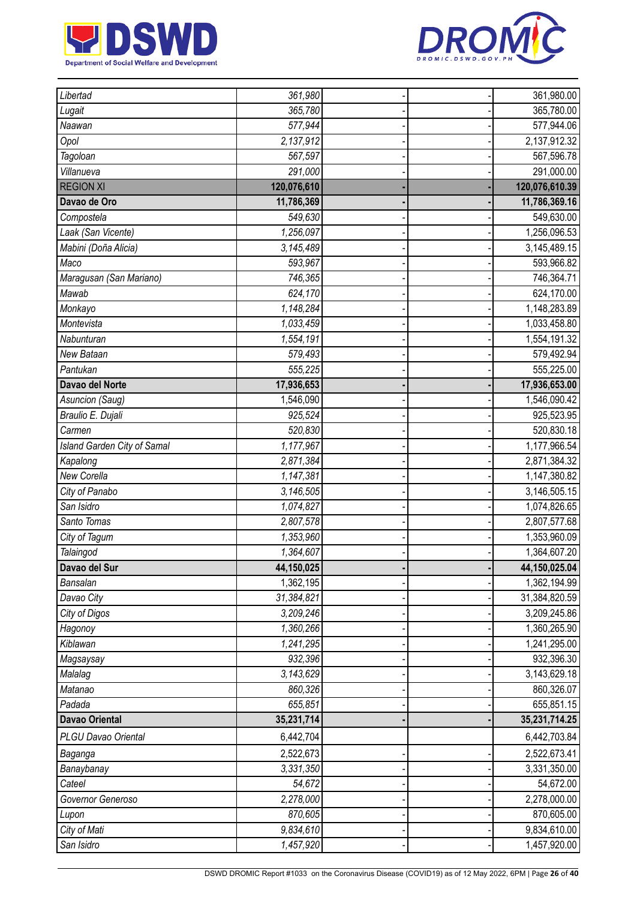| | | | | |
|---|---|---|---|---|
| *Libertad* | *361,980* | - | - | 361,980.00 |
| *Lugait* | *365,780* | - | - | 365,780.00 |
| *Naawan* | *577,944* | - | - | 577,944.06 |
| *Opol* | *2,137,912* | - | - | 2,137,912.32 |
| *Tagoloan* | *567,597* | - | - | 567,596.78 |
| *Villanueva* | *291,000* | - | - | 291,000.00 |
| REGION XI | **120,076,610** | - | - | **120,076,610.39** |
| **Davao de Oro** | **11,786,369** | - | - | **11,786,369.16** |
| *Compostela* | *549,630* | - | - | 549,630.00 |
| *Laak (San Vicente)* | *1,256,097* | - | - | 1,256,096.53 |
| *Mabini (Doña Alicia)* | *3,145,489* | - | - | 3,145,489.15 |
| *Maco* | *593,967* | - | - | 593,966.82 |
| *Maragusan (San Mariano)* | *746,365* | - | - | 746,364.71 |
| *Mawab* | *624,170* | - | - | 624,170.00 |
| *Monkayo* | *1,148,284* | - | - | 1,148,283.89 |
| *Montevista* | *1,033,459* | - | - | 1,033,458.80 |
| *Nabunturan* | *1,554,191* | - | - | 1,554,191.32 |
| *New Bataan* | *579,493* | - | - | 579,492.94 |
| *Pantukan* | *555,225* | - | - | 555,225.00 |
| **Davao del Norte** | **17,936,653** | - | - | **17,936,653.00** |
| *Asuncion (Saug)* | 1,546,090 | - | - | 1,546,090.42 |
| *Braulio E. Dujali* | *925,524* | - | - | 925,523.95 |
| *Carmen* | *520,830* | - | - | 520,830.18 |
| *Island Garden City of Samal* | *1,177,967* | - | - | 1,177,966.54 |
| *Kapalong* | *2,871,384* | - | - | 2,871,384.32 |
| *New Corella* | *1,147,381* | - | - | 1,147,380.82 |
| *City of Panabo* | *3,146,505* | - | - | 3,146,505.15 |
| *San Isidro* | *1,074,827* | - | - | 1,074,826.65 |
| *Santo Tomas* | *2,807,578* | - | - | 2,807,577.68 |
| *City of Tagum* | *1,353,960* | - | - | 1,353,960.09 |
| *Talaingod* | *1,364,607* | - | - | 1,364,607.20 |
| **Davao del Sur** | **44,150,025** | - | - | **44,150,025.04** |
| *Bansalan* | 1,362,195 | - | - | 1,362,194.99 |
| *Davao City* | *31,384,821* | - | - | 31,384,820.59 |
| *City of Digos* | *3,209,246* | - | - | 3,209,245.86 |
| *Hagonoy* | *1,360,266* | - | - | 1,360,265.90 |
| *Kiblawan* | *1,241,295* | - | - | 1,241,295.00 |
| *Magsaysay* | *932,396* | - | - | 932,396.30 |
| *Malalag* | *3,143,629* | - | - | 3,143,629.18 |
| *Matanao* | *860,326* | - | - | 860,326.07 |
| *Padada* | *655,851* | - | - | 655,851.15 |
| **Davao Oriental** | **35,231,714** | - | - | **35,231,714.25** |
| *PLGU Davao Oriental* | 6,442,704 | | | 6,442,703.84 |
| *Baganga* | 2,522,673 | - | - | 2,522,673.41 |
| *Banaybanay* | *3,331,350* | - | - | 3,331,350.00 |
| *Cateel* | *54,672* | - | - | 54,672.00 |
| *Governor Generoso* | *2,278,000* | - | - | 2,278,000.00 |
| *Lupon* | *870,605* | - | - | 870,605.00 |
| *City of Mati* | *9,834,610* | - | - | 9,834,610.00 |
| *San Isidro* | *1,457,920* | - | - | 1,457,920.00 |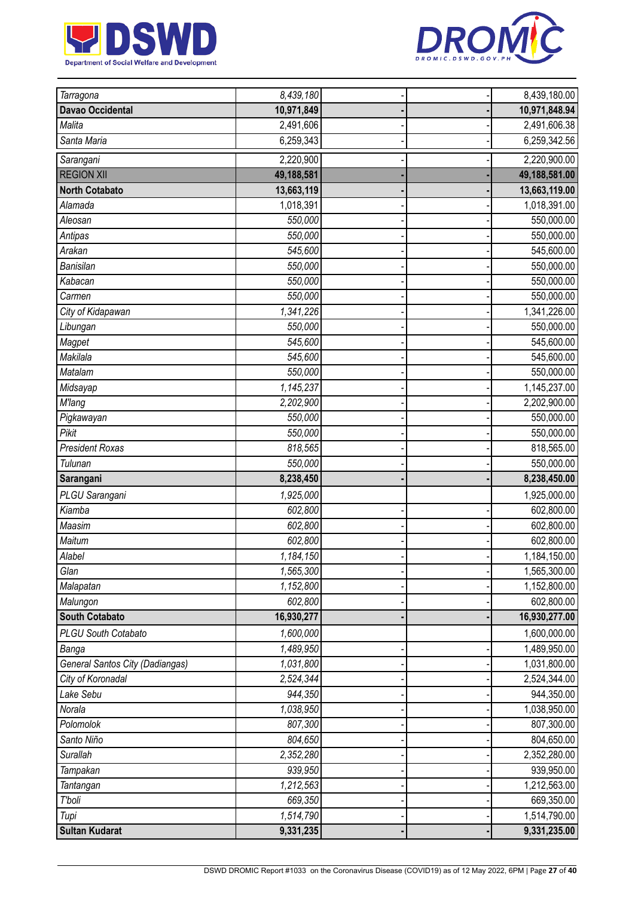| | | | | |
|---|---|---|---|---|
| *Tarragona* | *8,439,180* | - | - | 8,439,180.00 |
| **Davao Occidental** | **10,971,849** | **-** | **-** | **10,971,848.94** |
| *Malita* | 2,491,606 | - | - | 2,491,606.38 |
| *Santa Maria* | 6,259,343 | - | - | 6,259,342.56 |
| *Sarangani* | 2,220,900 | - | - | 2,220,900.00 |
| REGION XII | **49,188,581** | **-** | **-** | **49,188,581.00** |
| **North Cotabato** | **13,663,119** | **-** | **-** | **13,663,119.00** |
| *Alamada* | 1,018,391 | - | - | 1,018,391.00 |
| *Aleosan* | *550,000* | - | - | 550,000.00 |
| *Antipas* | *550,000* | - | - | 550,000.00 |
| *Arakan* | *545,600* | - | - | 545,600.00 |
| *Banisilan* | *550,000* | - | - | 550,000.00 |
| *Kabacan* | *550,000* | - | - | 550,000.00 |
| *Carmen* | *550,000* | - | - | 550,000.00 |
| *City of Kidapawan* | *1,341,226* | - | - | 1,341,226.00 |
| *Libungan* | *550,000* | - | - | 550,000.00 |
| *Magpet* | *545,600* | - | - | 545,600.00 |
| *Makilala* | *545,600* | - | - | 545,600.00 |
| *Matalam* | *550,000* | - | - | 550,000.00 |
| *Midsayap* | *1,145,237* | - | - | 1,145,237.00 |
| *M'lang* | *2,202,900* | - | - | 2,202,900.00 |
| *Pigkawayan* | *550,000* | - | - | 550,000.00 |
| *Pikit* | *550,000* | - | - | 550,000.00 |
| *President Roxas* | *818,565* | - | - | 818,565.00 |
| *Tulunan* | *550,000* | - | - | 550,000.00 |
| **Sarangani** | **8,238,450** | **-** | **-** | **8,238,450.00** |
| *PLGU Sarangani* | *1,925,000* | | | 1,925,000.00 |
| *Kiamba* | *602,800* | - | - | 602,800.00 |
| *Maasim* | *602,800* | - | - | 602,800.00 |
| *Maitum* | *602,800* | - | - | 602,800.00 |
| *Alabel* | *1,184,150* | - | - | 1,184,150.00 |
| *Glan* | *1,565,300* | - | - | 1,565,300.00 |
| *Malapatan* | *1,152,800* | - | - | 1,152,800.00 |
| *Malungon* | *602,800* | - | - | 602,800.00 |
| **South Cotabato** | **16,930,277** | **-** | **-** | **16,930,277.00** |
| *PLGU South Cotabato* | *1,600,000* | | | 1,600,000.00 |
| *Banga* | *1,489,950* | - | - | 1,489,950.00 |
| *General Santos City (Dadiangas)* | *1,031,800* | - | - | 1,031,800.00 |
| *City of Koronadal* | *2,524,344* | - | - | 2,524,344.00 |
| *Lake Sebu* | *944,350* | - | - | 944,350.00 |
| *Norala* | *1,038,950* | - | - | 1,038,950.00 |
| *Polomolok* | *807,300* | - | - | 807,300.00 |
| *Santo Niño* | *804,650* | - | - | 804,650.00 |
| *Surallah* | *2,352,280* | - | - | 2,352,280.00 |
| *Tampakan* | *939,950* | - | - | 939,950.00 |
| *Tantangan* | *1,212,563* | - | - | 1,212,563.00 |
| *T'boli* | *669,350* | - | - | 669,350.00 |
| *Tupi* | *1,514,790* | - | - | 1,514,790.00 |
| **Sultan Kudarat** | **9,331,235** | **-** | **-** | **9,331,235.00** |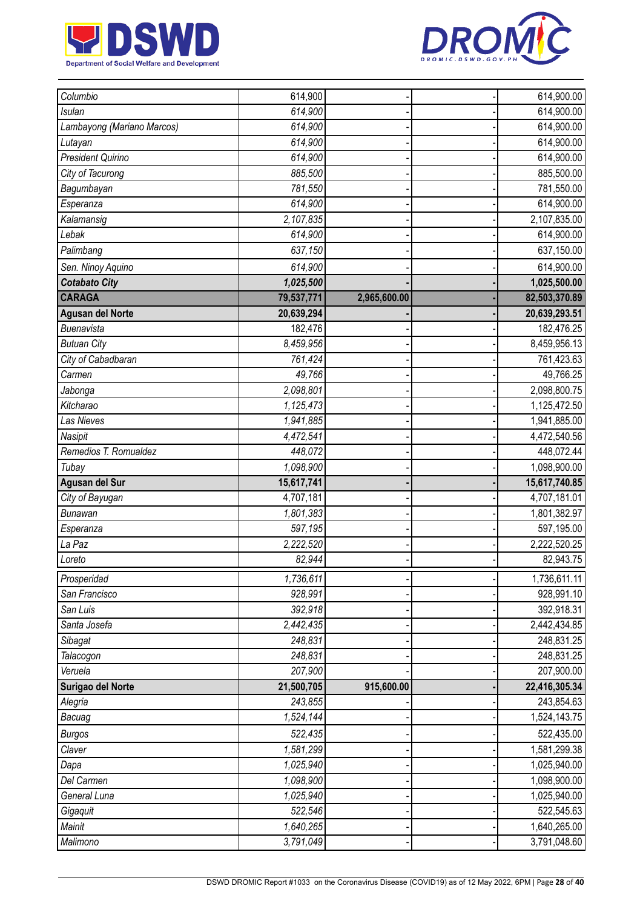| | | | | |
|---|---|---|---|---|
| *Columbio* | *614,900* | - | - | 614,900.00 |
| *Isulan* | *614,900* | - | - | 614,900.00 |
| *Lambayong (Mariano Marcos)* | *614,900* | - | - | 614,900.00 |
| *Lutayan* | *614,900* | - | - | 614,900.00 |
| *President Quirino* | *614,900* | - | - | 614,900.00 |
| *City of Tacurong* | *885,500* | - | - | 885,500.00 |
| *Bagumbayan* | *781,550* | - | - | 781,550.00 |
| *Esperanza* | *614,900* | - | - | 614,900.00 |
| *Kalamansig* | *2,107,835* | - | - | 2,107,835.00 |
| *Lebak* | *614,900* | - | - | 614,900.00 |
| *Palimbang* | *637,150* | - | - | 637,150.00 |
| *Sen. Ninoy Aquino* | *614,900* | - | - | 614,900.00 |
| ***Cotabato City*** | ***1,025,500*** | **-** | **-** | **1,025,500.00** |
| **CARAGA** | **79,537,771** | **2,965,600.00** | **-** | **82,503,370.89** |
| **Agusan del Norte** | **20,639,294** | **-** | **-** | **20,639,293.51** |
| *Buenavista* | 182,476 | - | - | 182,476.25 |
| *Butuan City* | *8,459,956* | - | - | 8,459,956.13 |
| *City of Cabadbaran* | *761,424* | - | - | 761,423.63 |
| *Carmen* | *49,766* | - | - | 49,766.25 |
| *Jabonga* | *2,098,801* | - | - | 2,098,800.75 |
| *Kitcharao* | *1,125,473* | - | - | 1,125,472.50 |
| *Las Nieves* | *1,941,885* | - | - | 1,941,885.00 |
| *Nasipit* | *4,472,541* | - | - | 4,472,540.56 |
| *Remedios T. Romualdez* | *448,072* | - | - | 448,072.44 |
| *Tubay* | *1,098,900* | - | - | 1,098,900.00 |
| **Agusan del Sur** | **15,617,741** | **-** | **-** | **15,617,740.85** |
| *City of Bayugan* | 4,707,181 | - | - | 4,707,181.01 |
| *Bunawan* | *1,801,383* | - | - | 1,801,382.97 |
| *Esperanza* | *597,195* | - | - | 597,195.00 |
| *La Paz* | *2,222,520* | - | - | 2,222,520.25 |
| *Loreto* | *82,944* | - | - | 82,943.75 |
| *Prosperidad* | *1,736,611* | - | - | 1,736,611.11 |
| *San Francisco* | *928,991* | - | - | 928,991.10 |
| *San Luis* | *392,918* | - | - | 392,918.31 |
| *Santa Josefa* | *2,442,435* | - | - | 2,442,434.85 |
| *Sibagat* | *248,831* | - | - | 248,831.25 |
| *Talacogon* | *248,831* | - | - | 248,831.25 |
| *Veruela* | *207,900* | - | - | 207,900.00 |
| **Surigao del Norte** | **21,500,705** | **915,600.00** | **-** | **22,416,305.34** |
| *Alegria* | *243,855* | - | - | 243,854.63 |
| *Bacuag* | *1,524,144* | - | - | 1,524,143.75 |
| *Burgos* | *522,435* | - | - | 522,435.00 |
| *Claver* | *1,581,299* | - | - | 1,581,299.38 |
| *Dapa* | *1,025,940* | - | - | 1,025,940.00 |
| *Del Carmen* | *1,098,900* | - | - | 1,098,900.00 |
| *General Luna* | *1,025,940* | - | - | 1,025,940.00 |
| *Gigaquit* | *522,546* | - | - | 522,545.63 |
| *Mainit* | *1,640,265* | - | - | 1,640,265.00 |
| *Malimono* | *3,791,049* | - | - | 3,791,048.60 |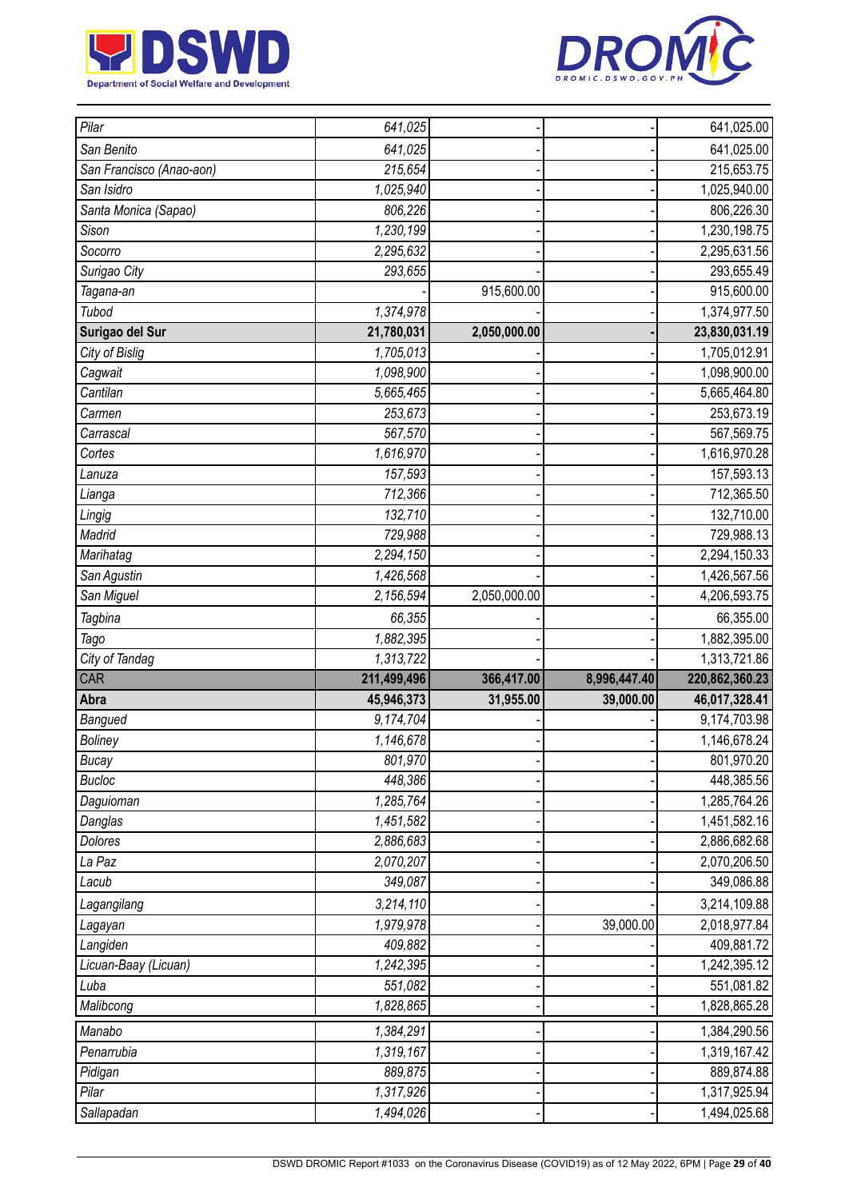| | | | | |
|---|---|---|---|---|
| *Pilar* | *641,025* | - | - | 641,025.00 |
| *San Benito* | *641,025* | - | - | 641,025.00 |
| *San Francisco (Anao-aon)* | *215,654* | - | - | 215,653.75 |
| *San Isidro* | *1,025,940* | - | - | 1,025,940.00 |
| *Santa Monica (Sapao)* | *806,226* | - | - | 806,226.30 |
| *Sison* | *1,230,199* | - | - | 1,230,198.75 |
| *Socorro* | *2,295,632* | - | - | 2,295,631.56 |
| *Surigao City* | *293,655* | - | - | 293,655.49 |
| *Tagana-an* | - | 915,600.00 | - | 915,600.00 |
| *Tubod* | *1,374,978* | - | - | 1,374,977.50 |
| **Surigao del Sur** | **21,780,031** | **2,050,000.00** | **-** | **23,830,031.19** |
| *City of Bislig* | *1,705,013* | - | - | 1,705,012.91 |
| *Cagwait* | *1,098,900* | - | - | 1,098,900.00 |
| *Cantilan* | *5,665,465* | - | - | 5,665,464.80 |
| *Carmen* | *253,673* | - | - | 253,673.19 |
| *Carrascal* | *567,570* | - | - | 567,569.75 |
| *Cortes* | *1,616,970* | - | - | 1,616,970.28 |
| *Lanuza* | *157,593* | - | - | 157,593.13 |
| *Lianga* | *712,366* | - | - | 712,365.50 |
| *Lingig* | *132,710* | - | - | 132,710.00 |
| *Madrid* | *729,988* | - | - | 729,988.13 |
| *Marihatag* | *2,294,150* | - | - | 2,294,150.33 |
| *San Agustin* | *1,426,568* | - | - | 1,426,567.56 |
| *San Miguel* | *2,156,594* | 2,050,000.00 | - | 4,206,593.75 |
| *Tagbina* | *66,355* | - | - | 66,355.00 |
| *Tago* | *1,882,395* | - | - | 1,882,395.00 |
| *City of Tandag* | *1,313,722* | - | - | 1,313,721.86 |
| CAR | **211,499,496** | **366,417.00** | **8,996,447.40** | **220,862,360.23** |
| **Abra** | **45,946,373** | **31,955.00** | **39,000.00** | **46,017,328.41** |
| *Bangued* | *9,174,704* | - | - | 9,174,703.98 |
| *Boliney* | *1,146,678* | - | - | 1,146,678.24 |
| *Bucay* | *801,970* | - | - | 801,970.20 |
| *Bucloc* | *448,386* | - | - | 448,385.56 |
| *Daguioman* | *1,285,764* | - | - | 1,285,764.26 |
| *Danglas* | *1,451,582* | - | - | 1,451,582.16 |
| *Dolores* | *2,886,683* | - | - | 2,886,682.68 |
| *La Paz* | *2,070,207* | - | - | 2,070,206.50 |
| *Lacub* | *349,087* | - | - | 349,086.88 |
| *Lagangilang* | *3,214,110* | - | - | 3,214,109.88 |
| *Lagayan* | *1,979,978* | - | 39,000.00 | 2,018,977.84 |
| *Langiden* | *409,882* | - | - | 409,881.72 |
| *Licuan-Baay (Licuan)* | *1,242,395* | - | - | 1,242,395.12 |
| *Luba* | *551,082* | - | - | 551,081.82 |
| *Malibcong* | *1,828,865* | - | - | 1,828,865.28 |
| *Manabo* | *1,384,291* | - | - | 1,384,290.56 |
| *Penarrubia* | *1,319,167* | - | - | 1,319,167.42 |
| *Pidigan* | *889,875* | - | - | 889,874.88 |
| *Pilar* | *1,317,926* | - | - | 1,317,925.94 |
| *Sallapadan* | *1,494,026* | - | - | 1,494,025.68 |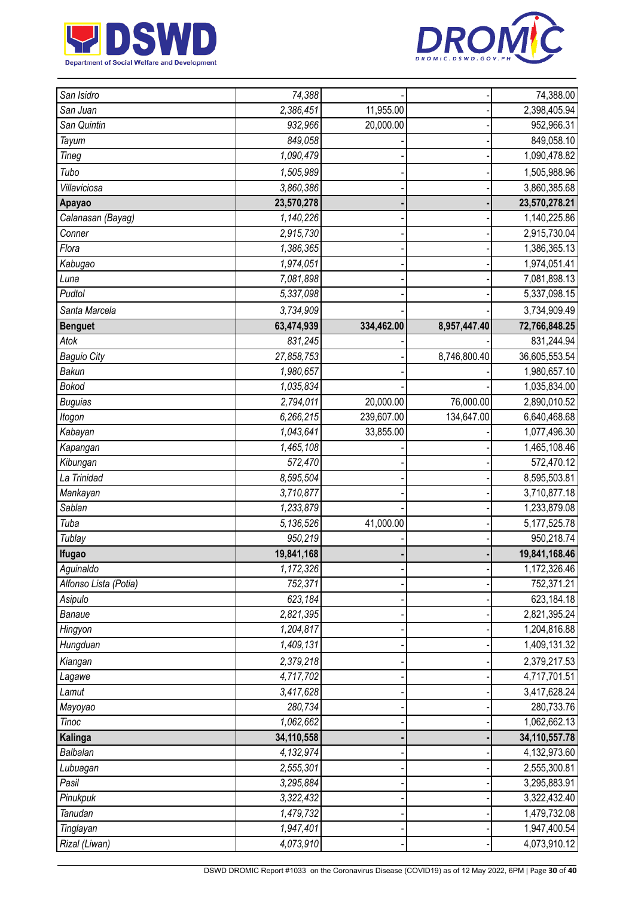| | | | | |
|---|---|---|---|---|
| San Isidro | 74,388 | - | - | 74,388.00 |
| San Juan | 2,386,451 | 11,955.00 | - | 2,398,405.94 |
| San Quintin | 932,966 | 20,000.00 | - | 952,966.31 |
| Tayum | 849,058 | - | - | 849,058.10 |
| Tineg | 1,090,479 | - | - | 1,090,478.82 |
| Tubo | 1,505,989 | - | - | 1,505,988.96 |
| Villaviciosa | 3,860,386 | - | - | 3,860,385.68 |
| **Apayao** | **23,570,278** | **-** | **-** | **23,570,278.21** |
| Calanasan (Bayag) | 1,140,226 | - | - | 1,140,225.86 |
| Conner | 2,915,730 | - | - | 2,915,730.04 |
| Flora | 1,386,365 | - | - | 1,386,365.13 |
| Kabugao | 1,974,051 | - | - | 1,974,051.41 |
| Luna | 7,081,898 | - | - | 7,081,898.13 |
| Pudtol | 5,337,098 | - | - | 5,337,098.15 |
| Santa Marcela | 3,734,909 | - | - | 3,734,909.49 |
| **Benguet** | **63,474,939** | **334,462.00** | **8,957,447.40** | **72,766,848.25** |
| Atok | 831,245 | - | - | 831,244.94 |
| Baguio City | 27,858,753 | - | 8,746,800.40 | 36,605,553.54 |
| Bakun | 1,980,657 | - | - | 1,980,657.10 |
| Bokod | 1,035,834 | - | - | 1,035,834.00 |
| Buguias | 2,794,011 | 20,000.00 | 76,000.00 | 2,890,010.52 |
| Itogon | 6,266,215 | 239,607.00 | 134,647.00 | 6,640,468.68 |
| Kabayan | 1,043,641 | 33,855.00 | - | 1,077,496.30 |
| Kapangan | 1,465,108 | - | - | 1,465,108.46 |
| Kibungan | 572,470 | - | - | 572,470.12 |
| La Trinidad | 8,595,504 | - | - | 8,595,503.81 |
| Mankayan | 3,710,877 | - | - | 3,710,877.18 |
| Sablan | 1,233,879 | - | - | 1,233,879.08 |
| Tuba | 5,136,526 | 41,000.00 | - | 5,177,525.78 |
| Tublay | 950,219 | - | - | 950,218.74 |
| **Ifugao** | **19,841,168** | **-** | **-** | **19,841,168.46** |
| Aguinaldo | 1,172,326 | - | - | 1,172,326.46 |
| Alfonso Lista (Potia) | 752,371 | - | - | 752,371.21 |
| Asipulo | 623,184 | - | - | 623,184.18 |
| Banaue | 2,821,395 | - | - | 2,821,395.24 |
| Hingyon | 1,204,817 | - | - | 1,204,816.88 |
| Hungduan | 1,409,131 | - | - | 1,409,131.32 |
| Kiangan | 2,379,218 | - | - | 2,379,217.53 |
| Lagawe | 4,717,702 | - | - | 4,717,701.51 |
| Lamut | 3,417,628 | - | - | 3,417,628.24 |
| Mayoyao | 280,734 | - | - | 280,733.76 |
| Tinoc | 1,062,662 | - | - | 1,062,662.13 |
| **Kalinga** | **34,110,558** | **-** | **-** | **34,110,557.78** |
| Balbalan | 4,132,974 | - | - | 4,132,973.60 |
| Lubuagan | 2,555,301 | - | - | 2,555,300.81 |
| Pasil | 3,295,884 | - | - | 3,295,883.91 |
| Pinukpuk | 3,322,432 | - | - | 3,322,432.40 |
| Tanudan | 1,479,732 | - | - | 1,479,732.08 |
| Tinglayan | 1,947,401 | - | - | 1,947,400.54 |
| Rizal (Liwan) | 4,073,910 | - | - | 4,073,910.12 |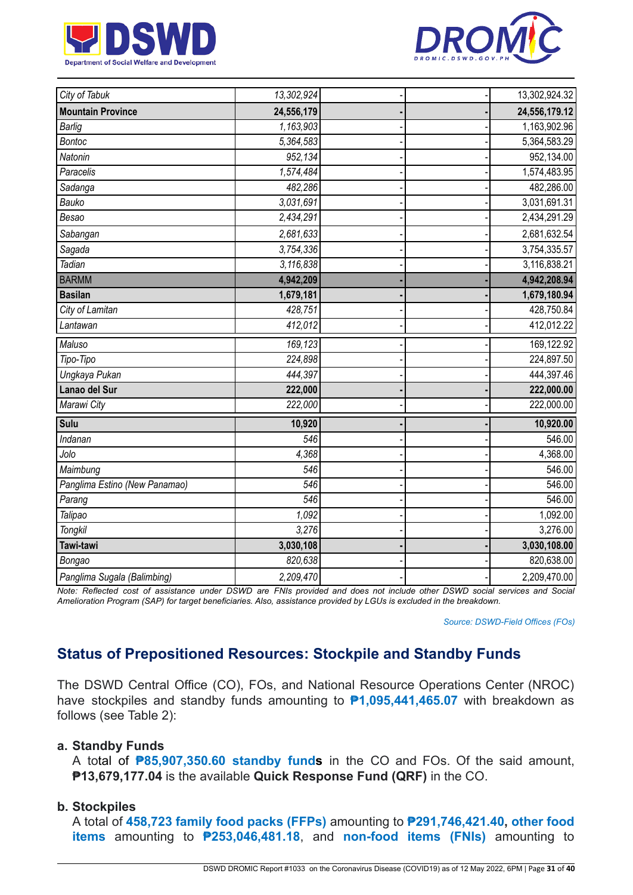| | | | | |
|---|---|---|---|---|
| City of Tabuk | 13,302,924 | - | - | 13,302,924.32 |
| **Mountain Province** | **24,556,179** | **-** | **-** | **24,556,179.12** |
| Barlig | 1,163,903 | - | - | 1,163,902.96 |
| Bontoc | 5,364,583 | - | - | 5,364,583.29 |
| Natonin | 952,134 | - | - | 952,134.00 |
| Paracelis | 1,574,484 | - | - | 1,574,483.95 |
| Sadanga | 482,286 | - | - | 482,286.00 |
| Bauko | 3,031,691 | - | - | 3,031,691.31 |
| Besao | 2,434,291 | - | - | 2,434,291.29 |
| Sabangan | 2,681,633 | - | - | 2,681,632.54 |
| Sagada | 3,754,336 | - | - | 3,754,335.57 |
| Tadian | 3,116,838 | - | - | 3,116,838.21 |
| BARMM | **4,942,209** | **-** | **-** | **4,942,208.94** |
| **Basilan** | **1,679,181** | **-** | **-** | **1,679,180.94** |
| City of Lamitan | 428,751 | - | - | 428,750.84 |
| Lantawan | 412,012 | - | - | 412,012.22 |
| Maluso | 169,123 | - | - | 169,122.92 |
| Tipo-Tipo | 224,898 | - | - | 224,897.50 |
| Ungkaya Pukan | 444,397 | - | - | 444,397.46 |
| **Lanao del Sur** | **222,000** | **-** | **-** | **222,000.00** |
| Marawi City | 222,000 | - | - | 222,000.00 |
| **Sulu** | **10,920** | **-** | **-** | **10,920.00** |
| Indanan | 546 | - | - | 546.00 |
| Jolo | 4,368 | - | - | 4,368.00 |
| Maimbung | 546 | - | - | 546.00 |
| Panglima Estino (New Panamao) | 546 | - | - | 546.00 |
| Parang | 546 | - | - | 546.00 |
| Talipao | 1,092 | - | - | 1,092.00 |
| Tongkil | 3,276 | - | - | 3,276.00 |
| **Tawi-tawi** | **3,030,108** | **-** | **-** | **3,030,108.00** |
| Bongao | 820,638 | - | - | 820,638.00 |
| Panglima Sugala (Balimbing) | 2,209,470 | - | - | 2,209,470.00 |

*Note: Reflected cost of assistance under DSWD are FNIs provided and does not include other DSWD social services and Social Amelioration Program (SAP) for target beneficiaries. Also, assistance provided by LGUs is excluded in the breakdown.*

*Source: DSWD-Field Offices (FOs)*

## Status of Prepositioned Resources: Stockpile and Standby Funds

The DSWD Central Office (CO), FOs, and National Resource Operations Center (NROC) have stockpiles and standby funds amounting to **₱1,095,441,465.07** with breakdown as follows (see Table 2):

**a. Standby Funds**

A total of **₱85,907,350.60 standby funds** in the CO and FOs. Of the said amount, **₱13,679,177.04** is the available **Quick Response Fund (QRF)** in the CO.

**b. Stockpiles**

A total of **458,723 family food packs (FFPs)** amounting to **₱291,746,421.40**, **other food items** amounting to **₱253,046,481.18**, and **non-food items (FNIs)** amounting to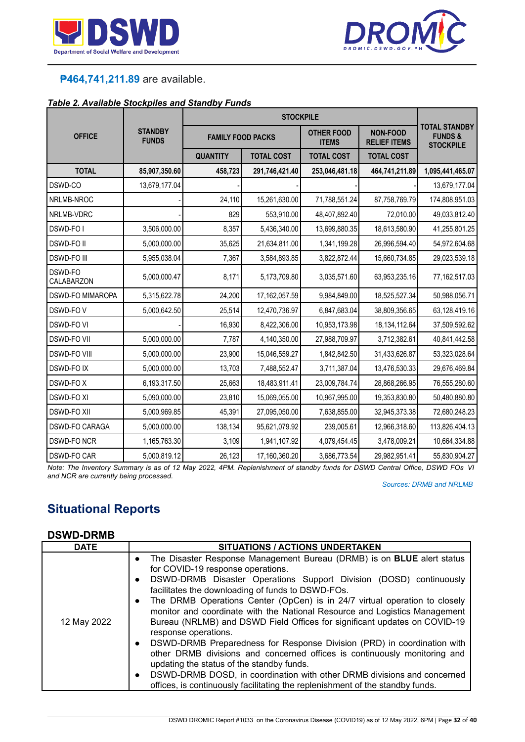**₱464,741,211.89** are available.

***Table 2. Available Stockpiles and Standby Funds***

| OFFICE | STANDBY FUNDS | STOCKPILE | | | | TOTAL STANDBY FUNDS & STOCKPILE |
|---|---|---|---|---|---|---|
| | | FAMILY FOOD PACKS | | OTHER FOOD ITEMS | NON-FOOD RELIEF ITEMS | |
| | | QUANTITY | TOTAL COST | TOTAL COST | TOTAL COST | |
| **TOTAL** | **85,907,350.60** | **458,723** | **291,746,421.40** | **253,046,481.18** | **464,741,211.89** | **1,095,441,465.07** |
| DSWD-CO | 13,679,177.04 | - | - | - | - | 13,679,177.04 |
| NRLMB-NROC | - | 24,110 | 15,261,630.00 | 71,788,551.24 | 87,758,769.79 | 174,808,951.03 |
| NRLMB-VDRC | - | 829 | 553,910.00 | 48,407,892.40 | 72,010.00 | 49,033,812.40 |
| DSWD-FO I | 3,506,000.00 | 8,357 | 5,436,340.00 | 13,699,880.35 | 18,613,580.90 | 41,255,801.25 |
| DSWD-FO II | 5,000,000.00 | 35,625 | 21,634,811.00 | 1,341,199.28 | 26,996,594.40 | 54,972,604.68 |
| DSWD-FO III | 5,955,038.04 | 7,367 | 3,584,893.85 | 3,822,872.44 | 15,660,734.85 | 29,023,539.18 |
| DSWD-FO CALABARZON | 5,000,000.47 | 8,171 | 5,173,709.80 | 3,035,571.60 | 63,953,235.16 | 77,162,517.03 |
| DSWD-FO MIMAROPA | 5,315,622.78 | 24,200 | 17,162,057.59 | 9,984,849.00 | 18,525,527.34 | 50,988,056.71 |
| DSWD-FO V | 5,000,642.50 | 25,514 | 12,470,736.97 | 6,847,683.04 | 38,809,356.65 | 63,128,419.16 |
| DSWD-FO VI | - | 16,930 | 8,422,306.00 | 10,953,173.98 | 18,134,112.64 | 37,509,592.62 |
| DSWD-FO VII | 5,000,000.00 | 7,787 | 4,140,350.00 | 27,988,709.97 | 3,712,382.61 | 40,841,442.58 |
| DSWD-FO VIII | 5,000,000.00 | 23,900 | 15,046,559.27 | 1,842,842.50 | 31,433,626.87 | 53,323,028.64 |
| DSWD-FO IX | 5,000,000.00 | 13,703 | 7,488,552.47 | 3,711,387.04 | 13,476,530.33 | 29,676,469.84 |
| DSWD-FO X | 6,193,317.50 | 25,663 | 18,483,911.41 | 23,009,784.74 | 28,868,266.95 | 76,555,280.60 |
| DSWD-FO XI | 5,090,000.00 | 23,810 | 15,069,055.00 | 10,967,995.00 | 19,353,830.80 | 50,480,880.80 |
| DSWD-FO XII | 5,000,969.85 | 45,391 | 27,095,050.00 | 7,638,855.00 | 32,945,373.38 | 72,680,248.23 |
| DSWD-FO CARAGA | 5,000,000.00 | 138,134 | 95,621,079.92 | 239,005.61 | 12,966,318.60 | 113,826,404.13 |
| DSWD-FO NCR | 1,165,763.30 | 3,109 | 1,941,107.92 | 4,079,454.45 | 3,478,009.21 | 10,664,334.88 |
| DSWD-FO CAR | 5,000,819.12 | 26,123 | 17,160,360.20 | 3,686,773.54 | 29,982,951.41 | 55,830,904.27 |

*Note: The Inventory Summary is as of 12 May 2022, 4PM. Replenishment of standby funds for DSWD Central Office, DSWD FOs VI and NCR are currently being processed.*

*Sources: DRMB and NRLMB*

## Situational Reports

### DSWD-DRMB

| DATE | SITUATIONS / ACTIONS UNDERTAKEN |
|---|---|
| 12 May 2022 | • The Disaster Response Management Bureau (DRMB) is on **BLUE** alert status for COVID-19 response operations.<br>• DSWD-DRMB Disaster Operations Support Division (DOSD) continuously facilitates the downloading of funds to DSWD-FOs.<br>• The DRMB Operations Center (OpCen) is in 24/7 virtual operation to closely monitor and coordinate with the National Resource and Logistics Management Bureau (NRLMB) and DSWD Field Offices for significant updates on COVID-19 response operations.<br>• DSWD-DRMB Preparedness for Response Division (PRD) in coordination with other DRMB divisions and concerned offices is continuously monitoring and updating the status of the standby funds.<br>• DSWD-DRMB DOSD, in coordination with other DRMB divisions and concerned offices, is continuously facilitating the replenishment of the standby funds. |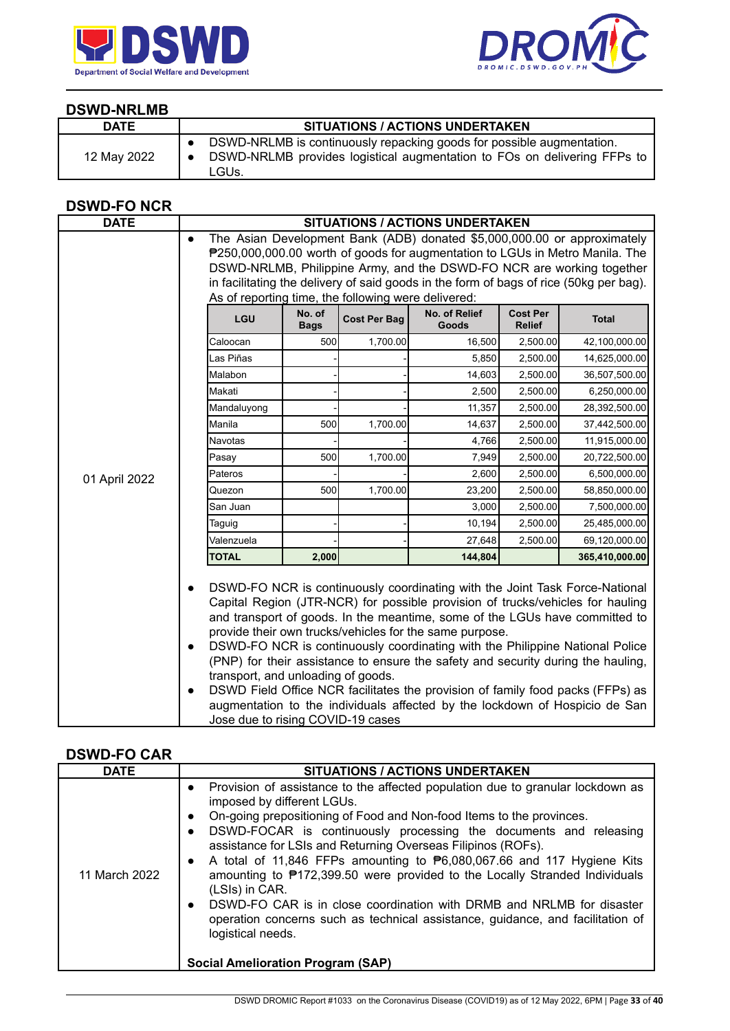## DSWD-NRLMB

| DATE | SITUATIONS / ACTIONS UNDERTAKEN |
|---|---|
| 12 May 2022 | • DSWD-NRLMB is continuously repacking goods for possible augmentation.<br>• DSWD-NRLMB provides logistical augmentation to FOs on delivering FFPs to LGUs. |

## DSWD-FO NCR

| DATE | SITUATIONS / ACTIONS UNDERTAKEN |
|---|---|
| 01 April 2022 | • The Asian Development Bank (ADB) donated $5,000,000.00 or approximately ₱250,000,000.00 worth of goods for augmentation to LGUs in Metro Manila. The DSWD-NRLMB, Philippine Army, and the DSWD-FO NCR are working together in facilitating the delivery of said goods in the form of bags of rice (50kg per bag). As of reporting time, the following were delivered: |

| LGU | No. of Bags | Cost Per Bag | No. of Relief Goods | Cost Per Relief | Total |
|---|---|---|---|---|---|
| Caloocan | 500 | 1,700.00 | 16,500 | 2,500.00 | 42,100,000.00 |
| Las Piñas | - | - | 5,850 | 2,500.00 | 14,625,000.00 |
| Malabon | - | - | 14,603 | 2,500.00 | 36,507,500.00 |
| Makati | - | - | 2,500 | 2,500.00 | 6,250,000.00 |
| Mandaluyong | - | - | 11,357 | 2,500.00 | 28,392,500.00 |
| Manila | 500 | 1,700.00 | 14,637 | 2,500.00 | 37,442,500.00 |
| Navotas | - | - | 4,766 | 2,500.00 | 11,915,000.00 |
| Pasay | 500 | 1,700.00 | 7,949 | 2,500.00 | 20,722,500.00 |
| Pateros | - | - | 2,600 | 2,500.00 | 6,500,000.00 |
| Quezon | 500 | 1,700.00 | 23,200 | 2,500.00 | 58,850,000.00 |
| San Juan | | | 3,000 | 2,500.00 | 7,500,000.00 |
| Taguig | - | - | 10,194 | 2,500.00 | 25,485,000.00 |
| Valenzuela | - | - | 27,648 | 2,500.00 | 69,120,000.00 |
| **TOTAL** | **2,000** | | **144,804** | | **365,410,000.00** |

- DSWD-FO NCR is continuously coordinating with the Joint Task Force-National Capital Region (JTR-NCR) for possible provision of trucks/vehicles for hauling and transport of goods. In the meantime, some of the LGUs have committed to provide their own trucks/vehicles for the same purpose.
- DSWD-FO NCR is continuously coordinating with the Philippine National Police (PNP) for their assistance to ensure the safety and security during the hauling, transport, and unloading of goods.
- DSWD Field Office NCR facilitates the provision of family food packs (FFPs) as augmentation to the individuals affected by the lockdown of Hospicio de San Jose due to rising COVID-19 cases

## DSWD-FO CAR

| DATE | SITUATIONS / ACTIONS UNDERTAKEN |
|---|---|
| 11 March 2022 | • Provision of assistance to the affected population due to granular lockdown as imposed by different LGUs.<br>• On-going prepositioning of Food and Non-food Items to the provinces.<br>• DSWD-FOCAR is continuously processing the documents and releasing assistance for LSIs and Returning Overseas Filipinos (ROFs).<br>• A total of 11,846 FFPs amounting to ₱6,080,067.66 and 117 Hygiene Kits amounting to ₱172,399.50 were provided to the Locally Stranded Individuals (LSIs) in CAR.<br>• DSWD-FO CAR is in close coordination with DRMB and NRLMB for disaster operation concerns such as technical assistance, guidance, and facilitation of logistical needs.<br><br>**Social Amelioration Program (SAP)** |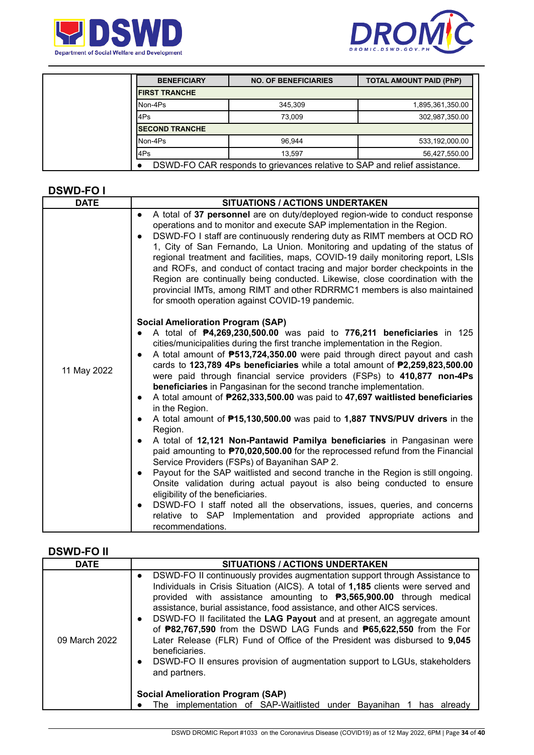| DATE | SITUATIONS / ACTIONS UNDERTAKEN |
|---|---|
| | <table><tr><th>BENEFICIARY</th><th>NO. OF BENEFICIARIES</th><th>TOTAL AMOUNT PAID (PhP)</th></tr><tr><td colspan="3">**FIRST TRANCHE**</td></tr><tr><td>Non-4Ps</td><td>345,309</td><td>1,895,361,350.00</td></tr><tr><td>4Ps</td><td>73,009</td><td>302,987,350.00</td></tr><tr><td colspan="3">**SECOND TRANCHE**</td></tr><tr><td>Non-4Ps</td><td>96,944</td><td>533,192,000.00</td></tr><tr><td>4Ps</td><td>13,597</td><td>56,427,550.00</td></tr></table> ● DSWD-FO CAR responds to grievances relative to SAP and relief assistance. |

## DSWD-FO I

| DATE | SITUATIONS / ACTIONS UNDERTAKEN |
|---|---|
| 11 May 2022 | ● A total of **37 personnel** are on duty/deployed region-wide to conduct response operations and to monitor and execute SAP implementation in the Region.<br>● DSWD-FO I staff are continuously rendering duty as RIMT members at OCD RO 1, City of San Fernando, La Union. Monitoring and updating of the status of regional treatment and facilities, maps, COVID-19 daily monitoring report, LSIs and ROFs, and conduct of contact tracing and major border checkpoints in the Region are continually being conducted. Likewise, close coordination with the provincial IMTs, among RIMT and other RDRRMC1 members is also maintained for smooth operation against COVID-19 pandemic.<br><br>**Social Amelioration Program (SAP)**<br>● A total of **₱4,269,230,500.00** was paid to **776,211 beneficiaries** in 125 cities/municipalities during the first tranche implementation in the Region.<br>● A total amount of **₱513,724,350.00** were paid through direct payout and cash cards to **123,789 4Ps beneficiaries** while a total amount of **₱2,259,823,500.00** were paid through financial service providers (FSPs) to **410,877 non-4Ps beneficiaries** in Pangasinan for the second tranche implementation.<br>● A total amount of **₱262,333,500.00** was paid to **47,697 waitlisted beneficiaries** in the Region.<br>● A total amount of **₱15,130,500.00** was paid to **1,887 TNVS/PUV drivers** in the Region.<br>● A total of **12,121 Non-Pantawid Pamilya beneficiaries** in Pangasinan were paid amounting to **₱70,020,500.00** for the reprocessed refund from the Financial Service Providers (FSPs) of Bayanihan SAP 2.<br>● Payout for the SAP waitlisted and second tranche in the Region is still ongoing. Onsite validation during actual payout is also being conducted to ensure eligibility of the beneficiaries.<br>● DSWD-FO I staff noted all the observations, issues, queries, and concerns relative to SAP Implementation and provided appropriate actions and recommendations. |

## DSWD-FO II

| DATE | SITUATIONS / ACTIONS UNDERTAKEN |
|---|---|
| 09 March 2022 | ● DSWD-FO II continuously provides augmentation support through Assistance to Individuals in Crisis Situation (AICS). A total of **1,185** clients were served and provided with assistance amounting to **₱3,565,900.00** through medical assistance, burial assistance, food assistance, and other AICS services.<br>● DSWD-FO II facilitated the **LAG Payout** and at present, an aggregate amount of **₱82,767,590** from the DSWD LAG Funds and **₱65,622,550** from the For Later Release (FLR) Fund of Office of the President was disbursed to **9,045** beneficiaries.<br>● DSWD-FO II ensures provision of augmentation support to LGUs, stakeholders and partners.<br><br>**Social Amelioration Program (SAP)**<br>● The implementation of SAP-Waitlisted under Bayanihan 1 has already |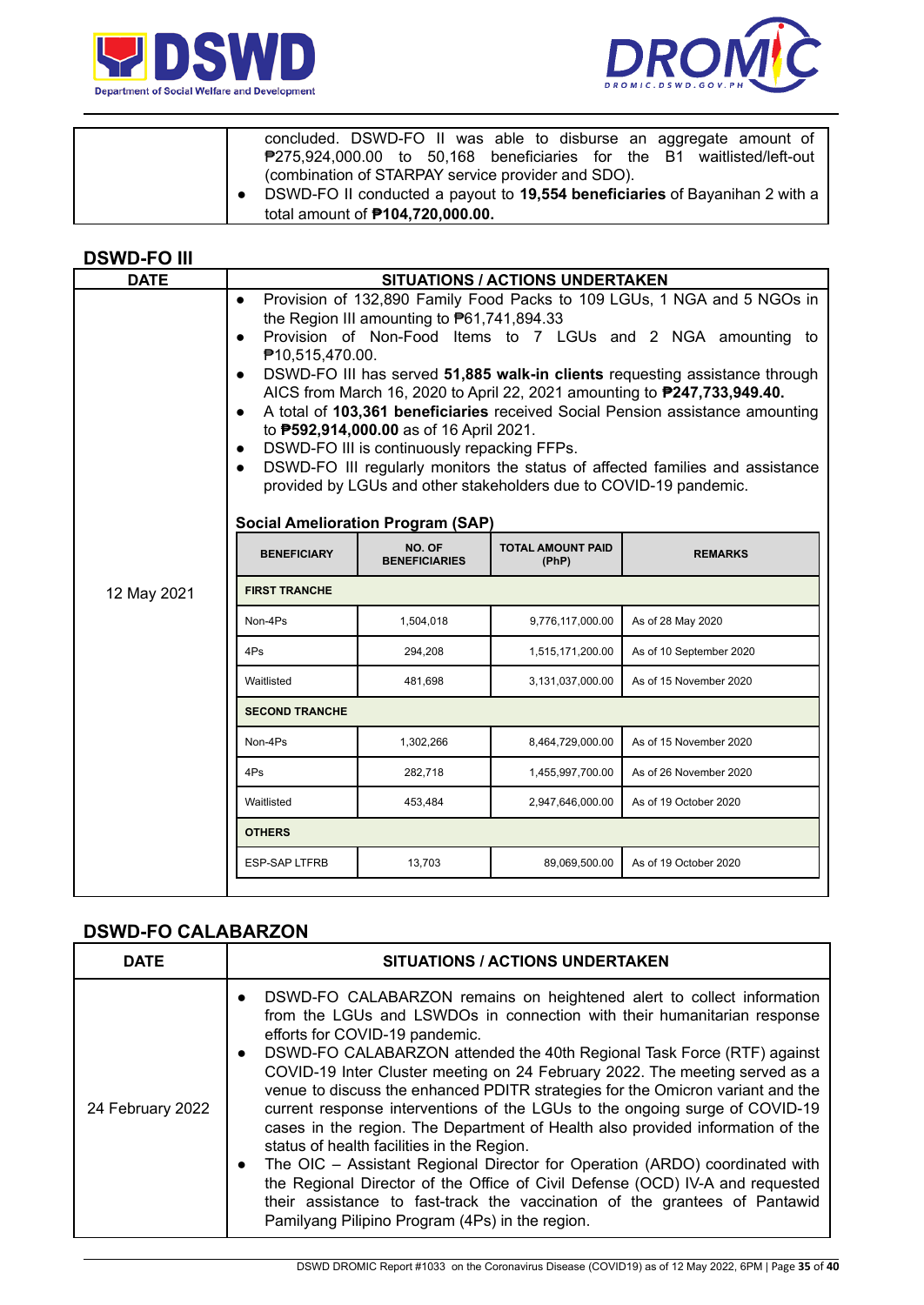| | |
|---|---|
| | concluded. DSWD-FO II was able to disburse an aggregate amount of ₱275,924,000.00 to 50,168 beneficiaries for the B1 waitlisted/left-out (combination of STARPAY service provider and SDO).<br>● DSWD-FO II conducted a payout to **19,554 beneficiaries** of Bayanihan 2 with a total amount of **₱104,720,000.00.** |

## DSWD-FO III

| DATE | SITUATIONS / ACTIONS UNDERTAKEN |
|---|---|
| 12 May 2021 | ● Provision of 132,890 Family Food Packs to 109 LGUs, 1 NGA and 5 NGOs in the Region III amounting to ₱61,741,894.33<br>● Provision of Non-Food Items to 7 LGUs and 2 NGA amounting to ₱10,515,470.00.<br>● DSWD-FO III has served **51,885 walk-in clients** requesting assistance through AICS from March 16, 2020 to April 22, 2021 amounting to **₱247,733,949.40.**<br>● A total of **103,361 beneficiaries** received Social Pension assistance amounting to **₱592,914,000.00** as of 16 April 2021.<br>● DSWD-FO III is continuously repacking FFPs.<br>● DSWD-FO III regularly monitors the status of affected families and assistance provided by LGUs and other stakeholders due to COVID-19 pandemic. |

**Social Amelioration Program (SAP)**

| BENEFICIARY | NO. OF BENEFICIARIES | TOTAL AMOUNT PAID (PhP) | REMARKS |
|---|---|---|---|
| **FIRST TRANCHE** | | | |
| Non-4Ps | 1,504,018 | 9,776,117,000.00 | As of 28 May 2020 |
| 4Ps | 294,208 | 1,515,171,200.00 | As of 10 September 2020 |
| Waitlisted | 481,698 | 3,131,037,000.00 | As of 15 November 2020 |
| **SECOND TRANCHE** | | | |
| Non-4Ps | 1,302,266 | 8,464,729,000.00 | As of 15 November 2020 |
| 4Ps | 282,718 | 1,455,997,700.00 | As of 26 November 2020 |
| Waitlisted | 453,484 | 2,947,646,000.00 | As of 19 October 2020 |
| **OTHERS** | | | |
| ESP-SAP LTFRB | 13,703 | 89,069,500.00 | As of 19 October 2020 |

## DSWD-FO CALABARZON

| DATE | SITUATIONS / ACTIONS UNDERTAKEN |
|---|---|
| 24 February 2022 | ● DSWD-FO CALABARZON remains on heightened alert to collect information from the LGUs and LSWDOs in connection with their humanitarian response efforts for COVID-19 pandemic.<br>● DSWD-FO CALABARZON attended the 40th Regional Task Force (RTF) against COVID-19 Inter Cluster meeting on 24 February 2022. The meeting served as a venue to discuss the enhanced PDITR strategies for the Omicron variant and the current response interventions of the LGUs to the ongoing surge of COVID-19 cases in the region. The Department of Health also provided information of the status of health facilities in the Region.<br>● The OIC – Assistant Regional Director for Operation (ARDO) coordinated with the Regional Director of the Office of Civil Defense (OCD) IV-A and requested their assistance to fast-track the vaccination of the grantees of Pantawid Pamilyang Pilipino Program (4Ps) in the region. |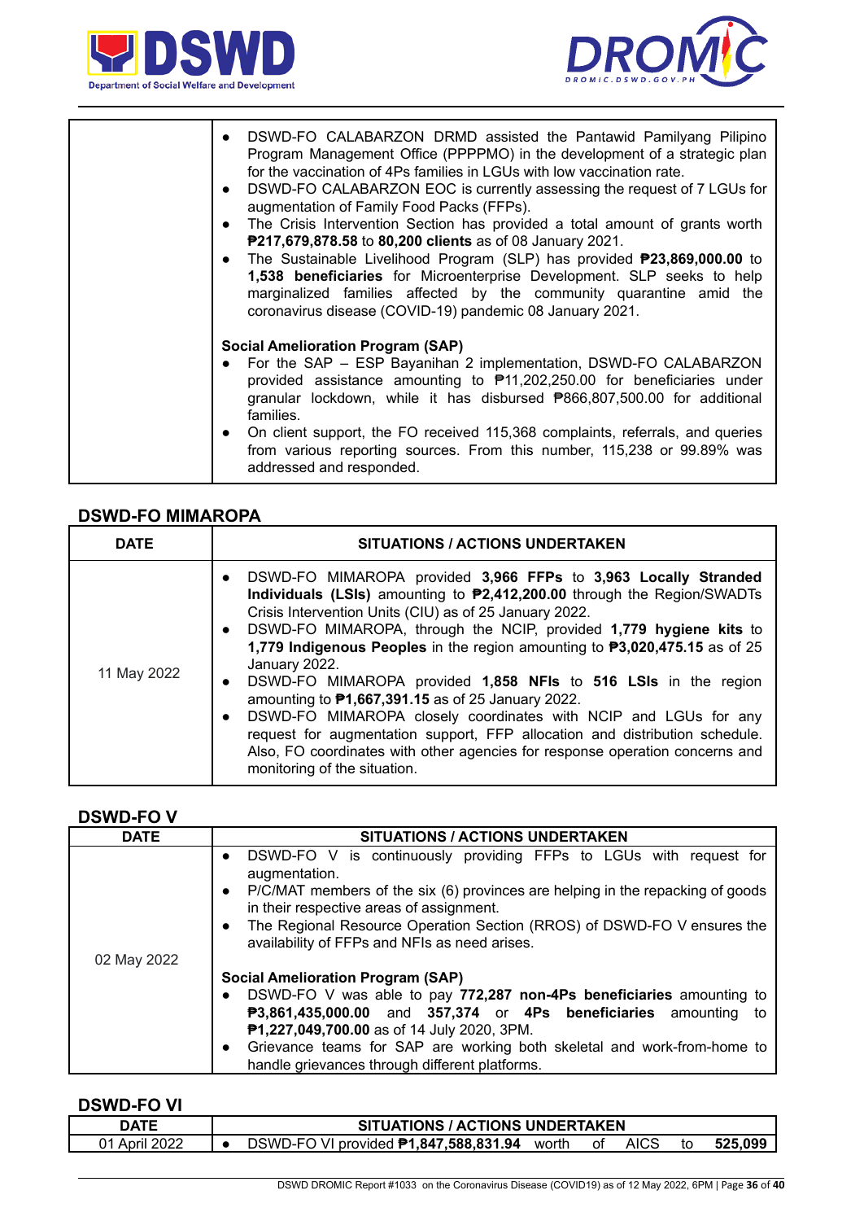| | |
|---|---|
| | • DSWD-FO CALABARZON DRMD assisted the Pantawid Pamilyang Pilipino Program Management Office (PPPPMO) in the development of a strategic plan for the vaccination of 4Ps families in LGUs with low vaccination rate.<br>• DSWD-FO CALABARZON EOC is currently assessing the request of 7 LGUs for augmentation of Family Food Packs (FFPs).<br>• The Crisis Intervention Section has provided a total amount of grants worth **₱217,679,878.58** to **80,200 clients** as of 08 January 2021.<br>• The Sustainable Livelihood Program (SLP) has provided **₱23,869,000.00** to **1,538 beneficiaries** for Microenterprise Development. SLP seeks to help marginalized families affected by the community quarantine amid the coronavirus disease (COVID-19) pandemic 08 January 2021.<br><br>**Social Amelioration Program (SAP)**<br>• For the SAP – ESP Bayanihan 2 implementation, DSWD-FO CALABARZON provided assistance amounting to ₱11,202,250.00 for beneficiaries under granular lockdown, while it has disbursed ₱866,807,500.00 for additional families.<br>• On client support, the FO received 115,368 complaints, referrals, and queries from various reporting sources. From this number, 115,238 or 99.89% was addressed and responded. |

## DSWD-FO MIMAROPA

| DATE | SITUATIONS / ACTIONS UNDERTAKEN |
|---|---|
| 11 May 2022 | • DSWD-FO MIMAROPA provided **3,966 FFPs** to **3,963 Locally Stranded Individuals (LSIs)** amounting to **₱2,412,200.00** through the Region/SWADTs Crisis Intervention Units (CIU) as of 25 January 2022.<br>• DSWD-FO MIMAROPA, through the NCIP, provided **1,779 hygiene kits** to **1,779 Indigenous Peoples** in the region amounting to **₱3,020,475.15** as of 25 January 2022.<br>• DSWD-FO MIMAROPA provided **1,858 NFIs** to **516 LSIs** in the region amounting to **₱1,667,391.15** as of 25 January 2022.<br>• DSWD-FO MIMAROPA closely coordinates with NCIP and LGUs for any request for augmentation support, FFP allocation and distribution schedule. Also, FO coordinates with other agencies for response operation concerns and monitoring of the situation. |

## DSWD-FO V

| DATE | SITUATIONS / ACTIONS UNDERTAKEN |
|---|---|
| 02 May 2022 | • DSWD-FO V is continuously providing FFPs to LGUs with request for augmentation.<br>• P/C/MAT members of the six (6) provinces are helping in the repacking of goods in their respective areas of assignment.<br>• The Regional Resource Operation Section (RROS) of DSWD-FO V ensures the availability of FFPs and NFIs as need arises.<br><br>**Social Amelioration Program (SAP)**<br>• DSWD-FO V was able to pay **772,287 non-4Ps beneficiaries** amounting to **₱3,861,435,000.00** and **357,374** or **4Ps beneficiaries** amounting to **₱1,227,049,700.00** as of 14 July 2020, 3PM.<br>• Grievance teams for SAP are working both skeletal and work-from-home to handle grievances through different platforms. |

## DSWD-FO VI

| DATE | SITUATIONS / ACTIONS UNDERTAKEN |
|---|---|
| 01 April 2022 | • DSWD-FO VI provided **₱1,847,588,831.94** worth of AICS to **525,099** |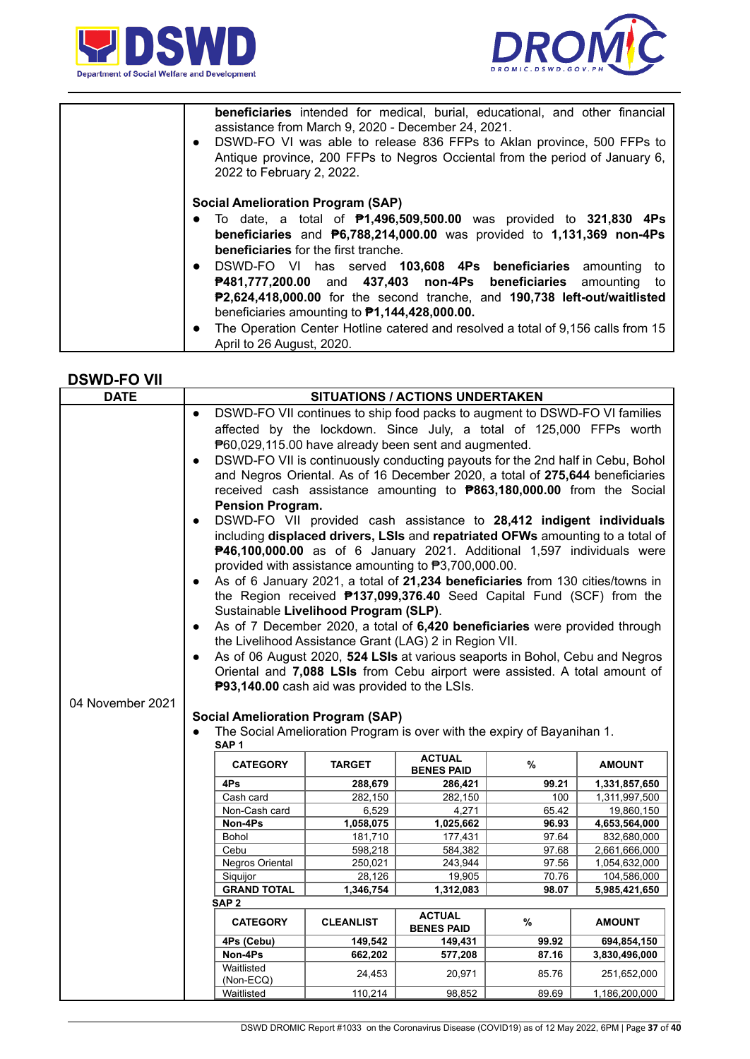| | |
|---|---|
| | **beneficiaries** intended for medical, burial, educational, and other financial assistance from March 9, 2020 - December 24, 2021.<br>• DSWD-FO VI was able to release 836 FFPs to Aklan province, 500 FFPs to Antique province, 200 FFPs to Negros Occidental from the period of January 6, 2022 to February 2, 2022.<br><br>**Social Amelioration Program (SAP)**<br>• To date, a total of **₱1,496,509,500.00** was provided to **321,830 4Ps beneficiaries** and **₱6,788,214,000.00** was provided to **1,131,369 non-4Ps beneficiaries** for the first tranche.<br>• DSWD-FO VI has served **103,608 4Ps beneficiaries** amounting to **₱481,777,200.00** and **437,403 non-4Ps beneficiaries** amounting to **₱2,624,418,000.00** for the second tranche, and **190,738 left-out/waitlisted** beneficiaries amounting to **₱1,144,428,000.00.**<br>• The Operation Center Hotline catered and resolved a total of 9,156 calls from 15 April to 26 August, 2020. |

## DSWD-FO VII

| DATE | SITUATIONS / ACTIONS UNDERTAKEN |
|---|---|
| 04 November 2021 | • DSWD-FO VII continues to ship food packs to augment to DSWD-FO VI families affected by the lockdown. Since July, a total of 125,000 FFPs worth ₱60,029,115.00 have already been sent and augmented.<br>• DSWD-FO VII is continuously conducting payouts for the 2nd half in Cebu, Bohol and Negros Oriental. As of 16 December 2020, a total of **275,644** beneficiaries received cash assistance amounting to **₱863,180,000.00** from the Social **Pension Program.**<br>• DSWD-FO VII provided cash assistance to **28,412 indigent individuals** including **displaced drivers, LSIs** and **repatriated OFWs** amounting to a total of **₱46,100,000.00** as of 6 January 2021. Additional 1,597 individuals were provided with assistance amounting to ₱3,700,000.00.<br>• As of 6 January 2021, a total of **21,234 beneficiaries** from 130 cities/towns in the Region received **₱137,099,376.40** Seed Capital Fund (SCF) from the Sustainable **Livelihood Program (SLP)**.<br>• As of 7 December 2020, a total of **6,420 beneficiaries** were provided through the Livelihood Assistance Grant (LAG) 2 in Region VII.<br>• As of 06 August 2020, **524 LSIs** at various seaports in Bohol, Cebu and Negros Oriental and **7,088 LSIs** from Cebu airport were assisted. A total amount of **₱93,140.00** cash aid was provided to the LSIs.<br><br>**Social Amelioration Program (SAP)**<br>• The Social Amelioration Program is over with the expiry of Bayanihan 1. |

**SAP 1**

| CATEGORY | TARGET | ACTUAL BENES PAID | % | AMOUNT |
|---|---|---|---|---|
| **4Ps** | **288,679** | **286,421** | **99.21** | **1,331,857,650** |
| Cash card | 282,150 | 282,150 | 100 | 1,311,997,500 |
| Non-Cash card | 6,529 | 4,271 | 65.42 | 19,860,150 |
| **Non-4Ps** | **1,058,075** | **1,025,662** | **96.93** | **4,653,564,000** |
| Bohol | 181,710 | 177,431 | 97.64 | 832,680,000 |
| Cebu | 598,218 | 584,382 | 97.68 | 2,661,666,000 |
| Negros Oriental | 250,021 | 243,944 | 97.56 | 1,054,632,000 |
| Siquijor | 28,126 | 19,905 | 70.76 | 104,586,000 |
| **GRAND TOTAL** | **1,346,754** | **1,312,083** | **98.07** | **5,985,421,650** |

**SAP 2**

| CATEGORY | CLEANLIST | ACTUAL BENES PAID | % | AMOUNT |
|---|---|---|---|---|
| **4Ps (Cebu)** | **149,542** | **149,431** | **99.92** | **694,854,150** |
| **Non-4Ps** | **662,202** | **577,208** | **87.16** | **3,830,496,000** |
| Waitlisted (Non-ECQ) | 24,453 | 20,971 | 85.76 | 251,652,000 |
| Waitlisted | 110,214 | 98,852 | 89.69 | 1,186,200,000 |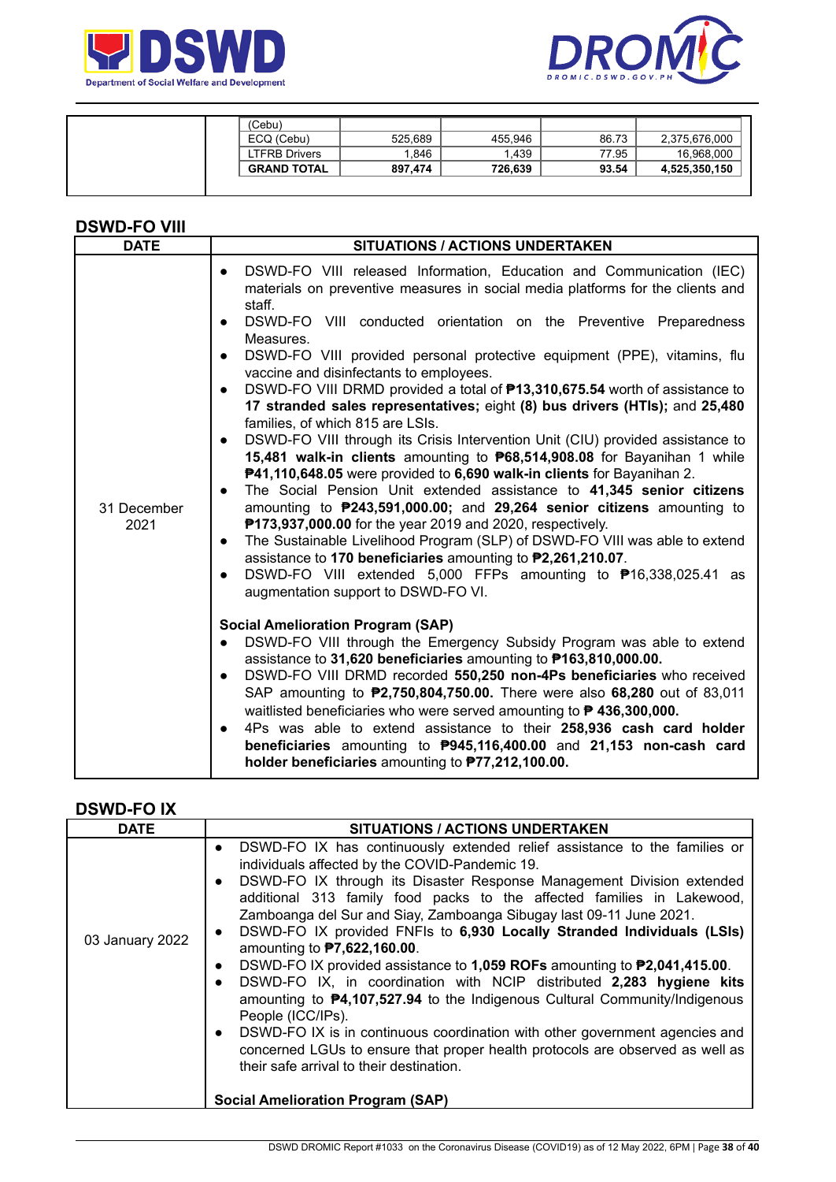| | | | | |
|---|---|---|---|---|
| (Cebu) | | | | |
| ECQ (Cebu) | 525,689 | 455,946 | 86.73 | 2,375,676,000 |
| LTFRB Drivers | 1,846 | 1,439 | 77.95 | 16,968,000 |
| **GRAND TOTAL** | **897,474** | **726,639** | **93.54** | **4,525,350,150** |

## DSWD-FO VIII

| DATE | SITUATIONS / ACTIONS UNDERTAKEN |
|---|---|
| 31 December 2021 | • DSWD-FO VIII released Information, Education and Communication (IEC) materials on preventive measures in social media platforms for the clients and staff.<br>• DSWD-FO VIII conducted orientation on the Preventive Preparedness Measures.<br>• DSWD-FO VIII provided personal protective equipment (PPE), vitamins, flu vaccine and disinfectants to employees.<br>• DSWD-FO VIII DRMD provided a total of **₱13,310,675.54** worth of assistance to **17 stranded sales representatives;** eight **(8) bus drivers (HTIs);** and **25,480** families, of which 815 are LSIs.<br>• DSWD-FO VIII through its Crisis Intervention Unit (CIU) provided assistance to **15,481 walk-in clients** amounting to **₱68,514,908.08** for Bayanihan 1 while **₱41,110,648.05** were provided to **6,690 walk-in clients** for Bayanihan 2.<br>• The Social Pension Unit extended assistance to **41,345 senior citizens** amounting to **₱243,591,000.00;** and **29,264 senior citizens** amounting to **₱173,937,000.00** for the year 2019 and 2020, respectively.<br>• The Sustainable Livelihood Program (SLP) of DSWD-FO VIII was able to extend assistance to **170 beneficiaries** amounting to **₱2,261,210.07**.<br>• DSWD-FO VIII extended 5,000 FFPs amounting to ₱16,338,025.41 as augmentation support to DSWD-FO VI.<br><br>**Social Amelioration Program (SAP)**<br>• DSWD-FO VIII through the Emergency Subsidy Program was able to extend assistance to **31,620 beneficiaries** amounting to **₱163,810,000.00.**<br>• DSWD-FO VIII DRMD recorded **550,250 non-4Ps beneficiaries** who received SAP amounting to **₱2,750,804,750.00.** There were also **68,280** out of 83,011 waitlisted beneficiaries who were served amounting to **₱ 436,300,000.**<br>• 4Ps was able to extend assistance to their **258,936 cash card holder beneficiaries** amounting to **₱945,116,400.00** and **21,153 non-cash card holder beneficiaries** amounting to **₱77,212,100.00.** |

## DSWD-FO IX

| DATE | SITUATIONS / ACTIONS UNDERTAKEN |
|---|---|
| 03 January 2022 | • DSWD-FO IX has continuously extended relief assistance to the families or individuals affected by the COVID-Pandemic 19.<br>• DSWD-FO IX through its Disaster Response Management Division extended additional 313 family food packs to the affected families in Lakewood, Zamboanga del Sur and Siay, Zamboanga Sibugay last 09-11 June 2021.<br>• DSWD-FO IX provided FNFIs to **6,930 Locally Stranded Individuals (LSIs)** amounting to **₱7,622,160.00**.<br>• DSWD-FO IX provided assistance to **1,059 ROFs** amounting to **₱2,041,415.00**.<br>• DSWD-FO IX, in coordination with NCIP distributed **2,283 hygiene kits** amounting to **₱4,107,527.94** to the Indigenous Cultural Community/Indigenous People (ICC/IPs).<br>• DSWD-FO IX is in continuous coordination with other government agencies and concerned LGUs to ensure that proper health protocols are observed as well as their safe arrival to their destination.<br><br>**Social Amelioration Program (SAP)** |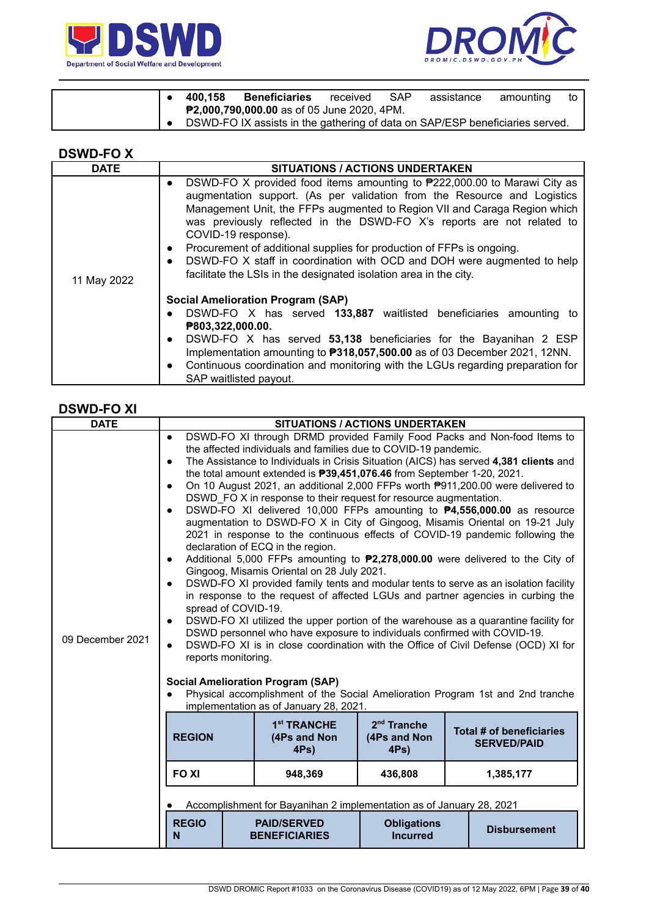| | |
|---|---|
| | • **400,158 Beneficiaries** received SAP assistance amounting to **₱2,000,790,000.00** as of 05 June 2020, 4PM.<br>• DSWD-FO IX assists in the gathering of data on SAP/ESP beneficiaries served. |

## DSWD-FO X

| DATE | SITUATIONS / ACTIONS UNDERTAKEN |
|---|---|
| 11 May 2022 | • DSWD-FO X provided food items amounting to ₱222,000.00 to Marawi City as augmentation support. (As per validation from the Resource and Logistics Management Unit, the FFPs augmented to Region VII and Caraga Region which was previously reflected in the DSWD-FO X's reports are not related to COVID-19 response).<br>• Procurement of additional supplies for production of FFPs is ongoing.<br>• DSWD-FO X staff in coordination with OCD and DOH were augmented to help facilitate the LSIs in the designated isolation area in the city.<br><br>**Social Amelioration Program (SAP)**<br>• DSWD-FO X has served **133,887** waitlisted beneficiaries amounting to **₱803,322,000.00.**<br>• DSWD-FO X has served **53,138** beneficiaries for the Bayanihan 2 ESP Implementation amounting to **₱318,057,500.00** as of 03 December 2021, 12NN.<br>• Continuous coordination and monitoring with the LGUs regarding preparation for SAP waitlisted payout. |

## DSWD-FO XI

| DATE | SITUATIONS / ACTIONS UNDERTAKEN |
|---|---|
| 09 December 2021 | • DSWD-FO XI through DRMD provided Family Food Packs and Non-food Items to the affected individuals and families due to COVID-19 pandemic.<br>• The Assistance to Individuals in Crisis Situation (AICS) has served **4,381 clients** and the total amount extended is **₱39,451,076.46** from September 1-20, 2021.<br>• On 10 August 2021, an additional 2,000 FFPs worth ₱911,200.00 were delivered to DSWD_FO X in response to their request for resource augmentation.<br>• DSWD-FO XI delivered 10,000 FFPs amounting to **₱4,556,000.00** as resource augmentation to DSWD-FO X in City of Gingoog, Misamis Oriental on 19-21 July 2021 in response to the continuous effects of COVID-19 pandemic following the declaration of ECQ in the region.<br>• Additional 5,000 FFPs amounting to **₱2,278,000.00** were delivered to the City of Gingoog, Misamis Oriental on 28 July 2021.<br>• DSWD-FO XI provided family tents and modular tents to serve as an isolation facility in response to the request of affected LGUs and partner agencies in curbing the spread of COVID-19.<br>• DSWD-FO XI utilized the upper portion of the warehouse as a quarantine facility for DSWD personnel who have exposure to individuals confirmed with COVID-19.<br>• DSWD-FO XI is in close coordination with the Office of Civil Defense (OCD) XI for reports monitoring.<br><br>**Social Amelioration Program (SAP)**<br>• Physical accomplishment of the Social Amelioration Program 1st and 2nd tranche implementation as of January 28, 2021. |

| REGION | 1st TRANCHE (4Ps and Non 4Ps) | 2nd Tranche (4Ps and Non 4Ps) | Total # of beneficiaries SERVED/PAID |
|---|---|---|---|
| FO XI | 948,369 | 436,808 | 1,385,177 |

• Accomplishment for Bayanihan 2 implementation as of January 28, 2021

| REGION | PAID/SERVED BENEFICIARIES | Obligations Incurred | Disbursement |
|---|---|---|---|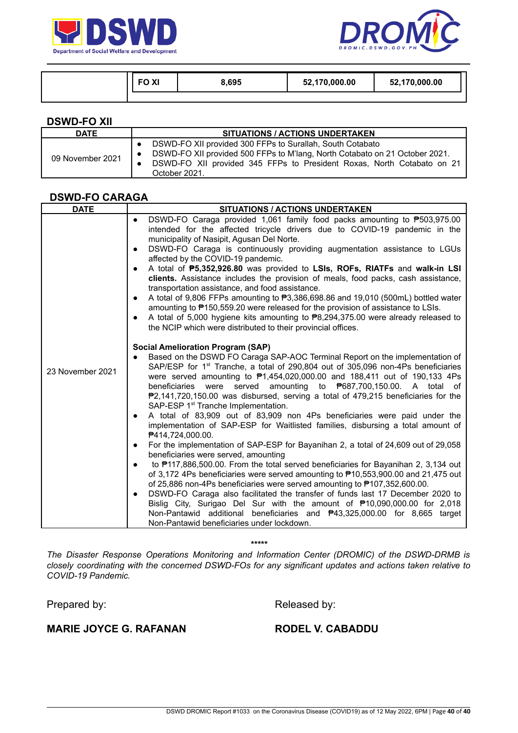| | FO XI | 8,695 | 52,170,000.00 | 52,170,000.00 |
|---|---|---|---|---|

## DSWD-FO XII

| DATE | SITUATIONS / ACTIONS UNDERTAKEN |
|---|---|
| 09 November 2021 | • DSWD-FO XII provided 300 FFPs to Surallah, South Cotabato<br>• DSWD-FO XII provided 500 FFPs to M'lang, North Cotabato on 21 October 2021.<br>• DSWD-FO XII provided 345 FFPs to President Roxas, North Cotabato on 21 October 2021. |

## DSWD-FO CARAGA

| DATE | SITUATIONS / ACTIONS UNDERTAKEN |
|---|---|
| 23 November 2021 | • DSWD-FO Caraga provided 1,061 family food packs amounting to ₱503,975.00 intended for the affected tricycle drivers due to COVID-19 pandemic in the municipality of Nasipit, Agusan Del Norte.<br>• DSWD-FO Caraga is continuously providing augmentation assistance to LGUs affected by the COVID-19 pandemic.<br>• A total of **₱5,352,926.80** was provided to **LSIs, ROFs, RIATFs** and **walk-in LSI clients.** Assistance includes the provision of meals, food packs, cash assistance, transportation assistance, and food assistance.<br>• A total of 9,806 FFPs amounting to ₱3,386,698.86 and 19,010 (500mL) bottled water amounting to ₱150,559.20 were released for the provision of assistance to LSIs.<br>• A total of 5,000 hygiene kits amounting to ₱8,294,375.00 were already released to the NCIP which were distributed to their provincial offices.<br><br>**Social Amelioration Program (SAP)**<br>• Based on the DSWD FO Caraga SAP-AOC Terminal Report on the implementation of SAP/ESP for 1st Tranche, a total of 290,804 out of 305,096 non-4Ps beneficiaries were served amounting to ₱1,454,020,000.00 and 188,411 out of 190,133 4Ps beneficiaries were served amounting to ₱687,700,150.00. A total of ₱2,141,720,150.00 was disbursed, serving a total of 479,215 beneficiaries for the SAP-ESP 1st Tranche Implementation.<br>• A total of 83,909 out of 83,909 non 4Ps beneficiaries were paid under the implementation of SAP-ESP for Waitlisted families, disbursing a total amount of ₱414,724,000.00.<br>• For the implementation of SAP-ESP for Bayanihan 2, a total of 24,609 out of 29,058 beneficiaries were served, amounting<br>• to ₱117,886,500.00. From the total served beneficiaries for Bayanihan 2, 3,134 out of 3,172 4Ps beneficiaries were served amounting to ₱10,553,900.00 and 21,475 out of 25,886 non-4Ps beneficiaries were served amounting to ₱107,352,600.00.<br>• DSWD-FO Caraga also facilitated the transfer of funds last 17 December 2020 to Bislig City, Surigao Del Sur with the amount of ₱10,090,000.00 for 2,018 Non-Pantawid additional beneficiaries and ₱43,325,000.00 for 8,665 target Non-Pantawid beneficiaries under lockdown. |

*****

*The Disaster Response Operations Monitoring and Information Center (DROMIC) of the DSWD-DRMB is closely coordinating with the concerned DSWD-FOs for any significant updates and actions taken relative to COVID-19 Pandemic.*

Prepared by:

**MARIE JOYCE G. RAFANAN**

Released by:

**RODEL V. CABADDU**